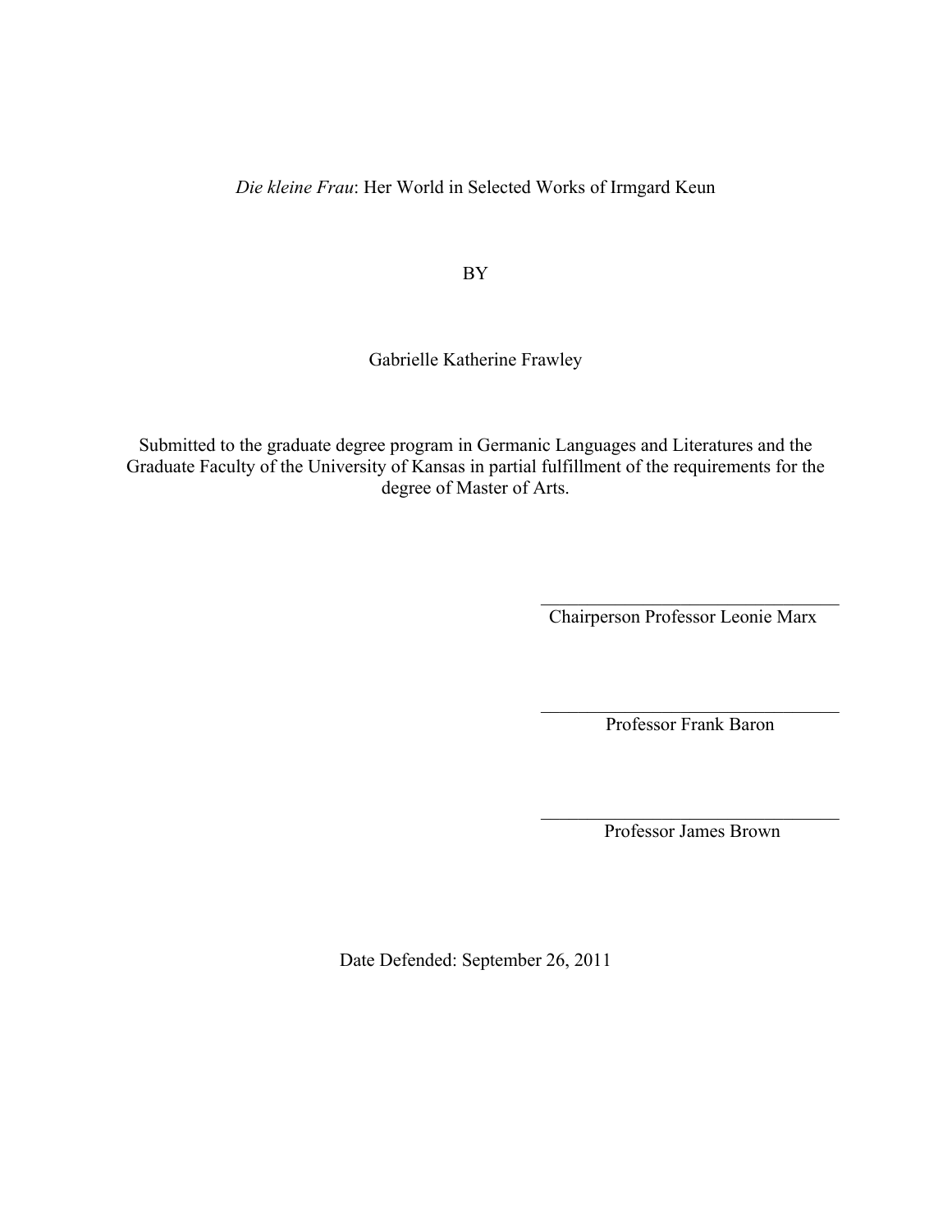*Die kleine Frau*: Her World in Selected Works of Irmgard Keun

BY

Gabrielle Katherine Frawley

Submitted to the graduate degree program in Germanic Languages and Literatures and the Graduate Faculty of the University of Kansas in partial fulfillment of the requirements for the degree of Master of Arts.

________________________________
Chairperson Professor Leonie Marx

________________________________
Professor Frank Baron

________________________________
Professor James Brown

Date Defended: September 26, 2011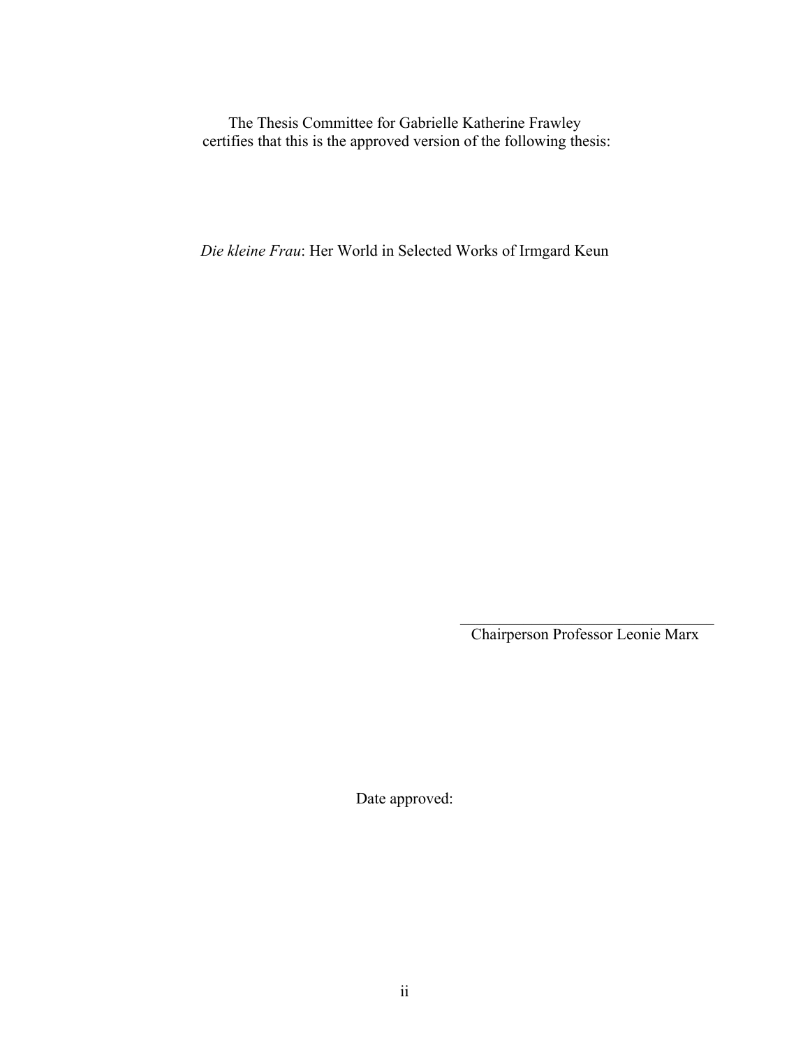The Thesis Committee for Gabrielle Katherine Frawley
certifies that this is the approved version of the following thesis:

*Die kleine Frau*: Her World in Selected Works of Irmgard Keun

\_\_\_\_\_\_\_\_\_\_\_\_\_\_\_\_\_\_\_\_\_\_\_\_\_\_\_\_\_\_\_\_\_

Chairperson Professor Leonie Marx

Date approved: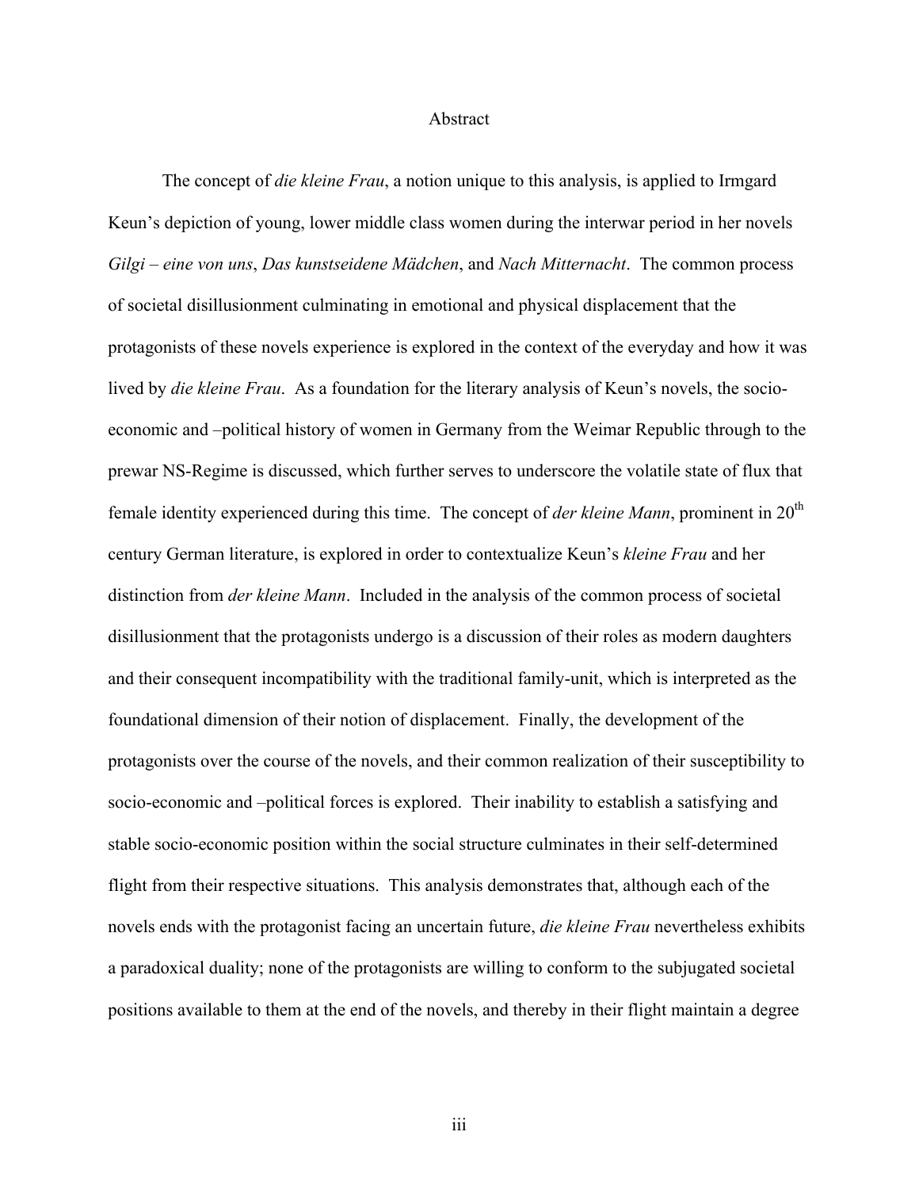# Abstract

The concept of *die kleine Frau*, a notion unique to this analysis, is applied to Irmgard Keun's depiction of young, lower middle class women during the interwar period in her novels *Gilgi – eine von uns*, *Das kunstseidene Mädchen*, and *Nach Mitternacht*. The common process of societal disillusionment culminating in emotional and physical displacement that the protagonists of these novels experience is explored in the context of the everyday and how it was lived by *die kleine Frau*. As a foundation for the literary analysis of Keun's novels, the socio-economic and –political history of women in Germany from the Weimar Republic through to the prewar NS-Regime is discussed, which further serves to underscore the volatile state of flux that female identity experienced during this time. The concept of *der kleine Mann*, prominent in 20th century German literature, is explored in order to contextualize Keun's *kleine Frau* and her distinction from *der kleine Mann*. Included in the analysis of the common process of societal disillusionment that the protagonists undergo is a discussion of their roles as modern daughters and their consequent incompatibility with the traditional family-unit, which is interpreted as the foundational dimension of their notion of displacement. Finally, the development of the protagonists over the course of the novels, and their common realization of their susceptibility to socio-economic and –political forces is explored. Their inability to establish a satisfying and stable socio-economic position within the social structure culminates in their self-determined flight from their respective situations. This analysis demonstrates that, although each of the novels ends with the protagonist facing an uncertain future, *die kleine Frau* nevertheless exhibits a paradoxical duality; none of the protagonists are willing to conform to the subjugated societal positions available to them at the end of the novels, and thereby in their flight maintain a degree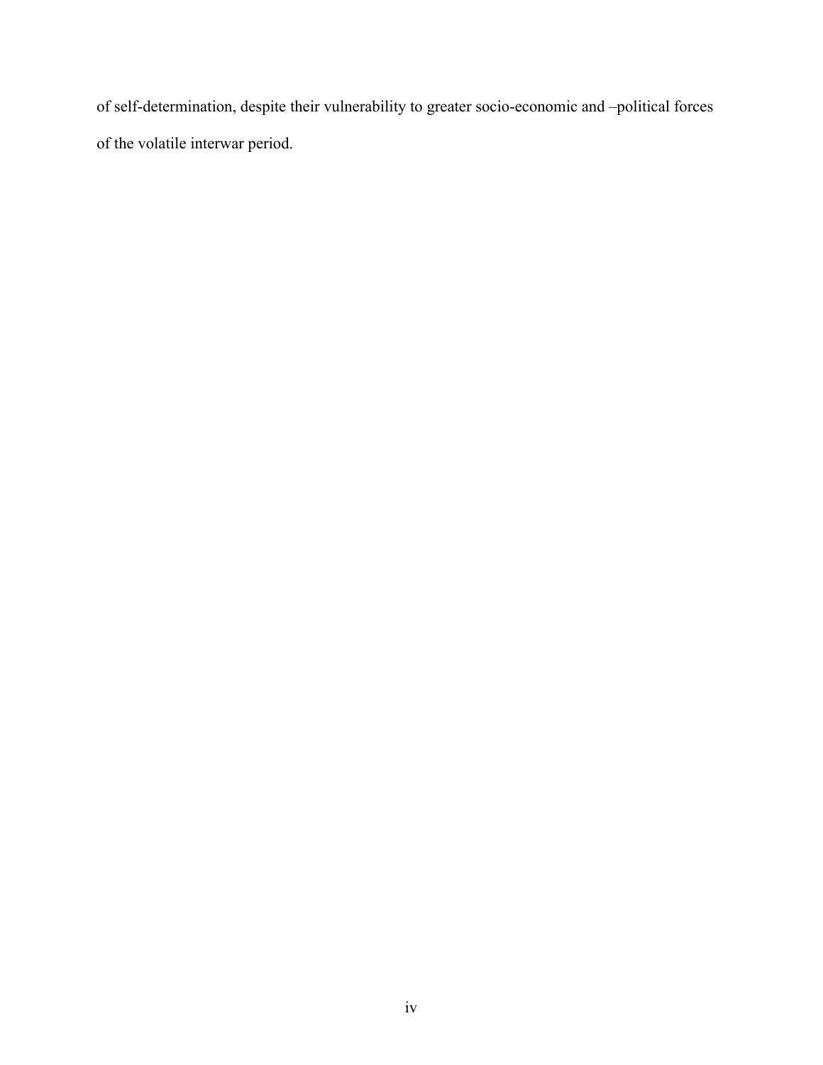of self-determination, despite their vulnerability to greater socio-economic and –political forces of the volatile interwar period.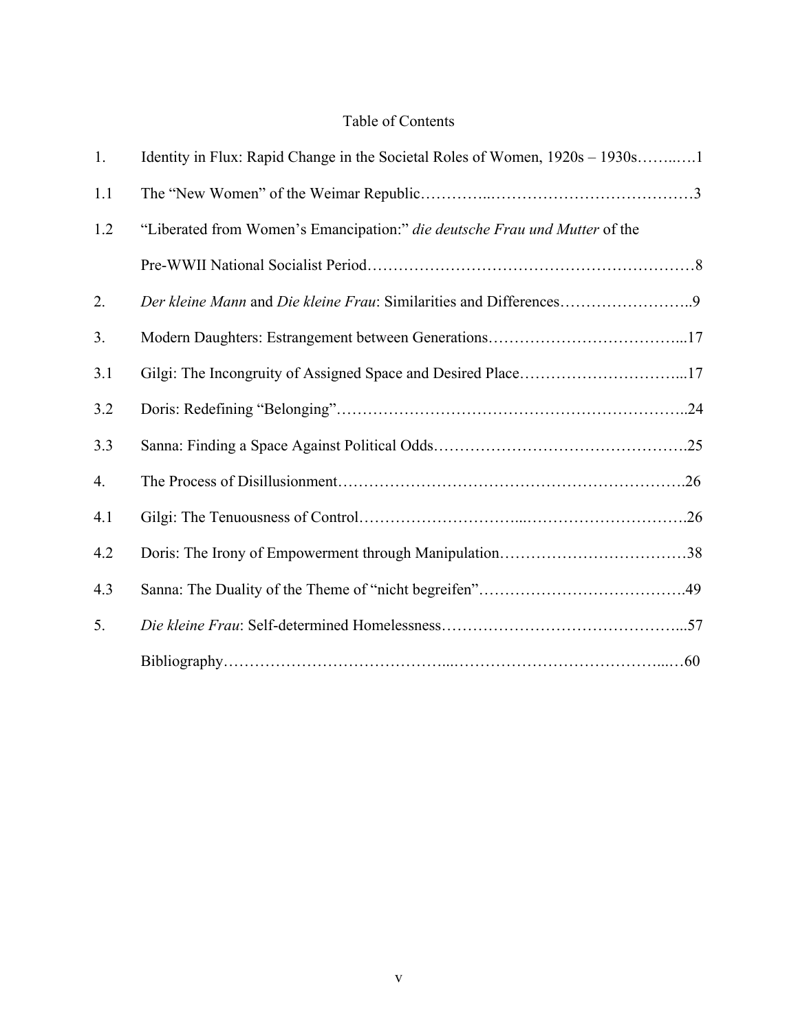# Table of Contents

| | | |
|---|---|---|
| 1. | Identity in Flux: Rapid Change in the Societal Roles of Women, 1920s – 1930s | 1 |
| 1.1 | The "New Women" of the Weimar Republic | 3 |
| 1.2 | "Liberated from Women's Emancipation:" *die deutsche Frau und Mutter* of the Pre-WWII National Socialist Period | 8 |
| 2. | *Der kleine Mann* and *Die kleine Frau*: Similarities and Differences | 9 |
| 3. | Modern Daughters: Estrangement between Generations | 17 |
| 3.1 | Gilgi: The Incongruity of Assigned Space and Desired Place | 17 |
| 3.2 | Doris: Redefining "Belonging" | 24 |
| 3.3 | Sanna: Finding a Space Against Political Odds | 25 |
| 4. | The Process of Disillusionment | 26 |
| 4.1 | Gilgi: The Tenuousness of Control | 26 |
| 4.2 | Doris: The Irony of Empowerment through Manipulation | 38 |
| 4.3 | Sanna: The Duality of the Theme of "nicht begreifen" | 49 |
| 5. | *Die kleine Frau*: Self-determined Homelessness | 57 |
| | Bibliography | 60 |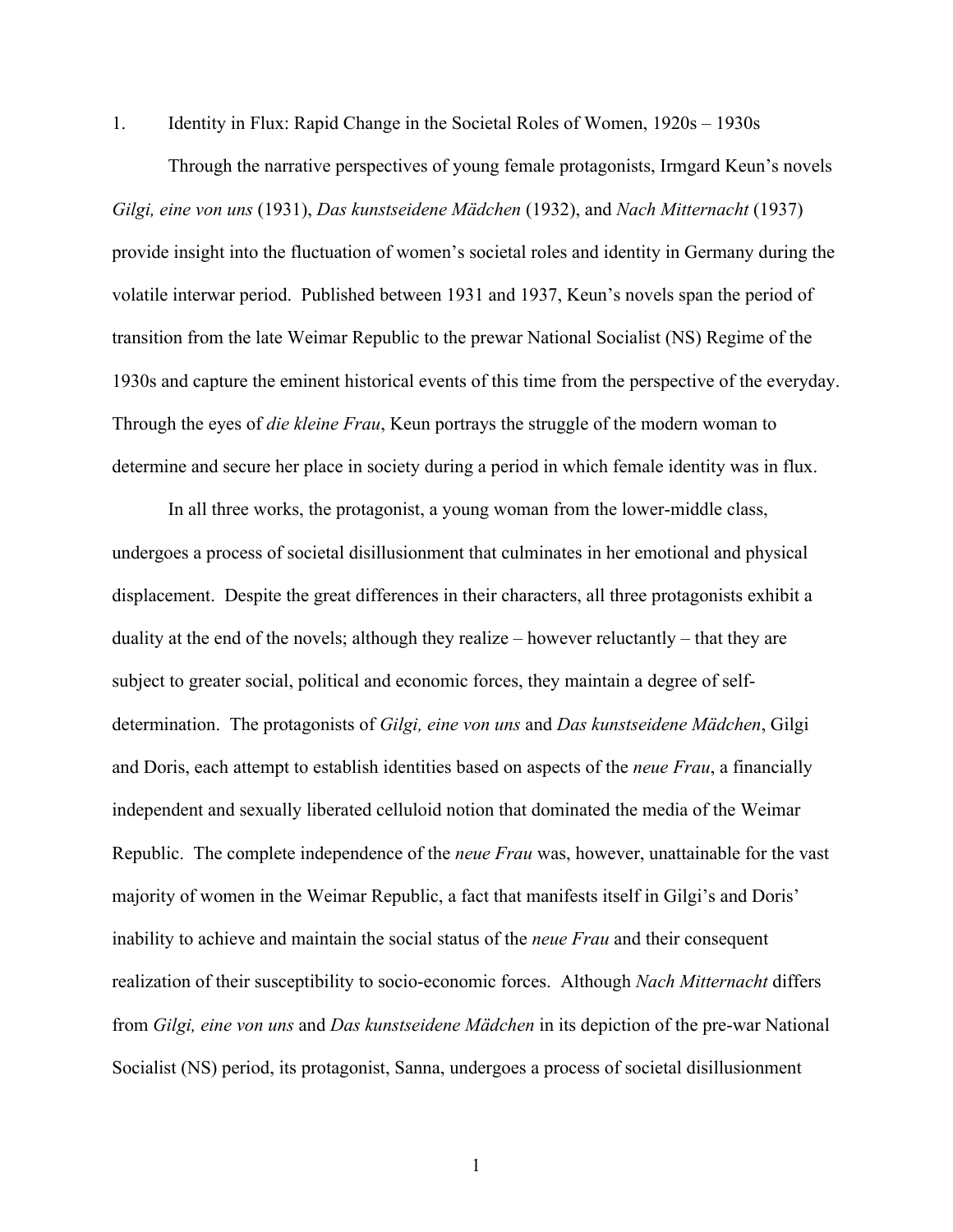# 1. Identity in Flux: Rapid Change in the Societal Roles of Women, 1920s – 1930s

Through the narrative perspectives of young female protagonists, Irmgard Keun's novels *Gilgi, eine von uns* (1931), *Das kunstseidene Mädchen* (1932), and *Nach Mitternacht* (1937) provide insight into the fluctuation of women's societal roles and identity in Germany during the volatile interwar period. Published between 1931 and 1937, Keun's novels span the period of transition from the late Weimar Republic to the prewar National Socialist (NS) Regime of the 1930s and capture the eminent historical events of this time from the perspective of the everyday. Through the eyes of *die kleine Frau*, Keun portrays the struggle of the modern woman to determine and secure her place in society during a period in which female identity was in flux.

In all three works, the protagonist, a young woman from the lower-middle class, undergoes a process of societal disillusionment that culminates in her emotional and physical displacement. Despite the great differences in their characters, all three protagonists exhibit a duality at the end of the novels; although they realize – however reluctantly – that they are subject to greater social, political and economic forces, they maintain a degree of self-determination. The protagonists of *Gilgi, eine von uns* and *Das kunstseidene Mädchen*, Gilgi and Doris, each attempt to establish identities based on aspects of the *neue Frau*, a financially independent and sexually liberated celluloid notion that dominated the media of the Weimar Republic. The complete independence of the *neue Frau* was, however, unattainable for the vast majority of women in the Weimar Republic, a fact that manifests itself in Gilgi's and Doris' inability to achieve and maintain the social status of the *neue Frau* and their consequent realization of their susceptibility to socio-economic forces. Although *Nach Mitternacht* differs from *Gilgi, eine von uns* and *Das kunstseidene Mädchen* in its depiction of the pre-war National Socialist (NS) period, its protagonist, Sanna, undergoes a process of societal disillusionment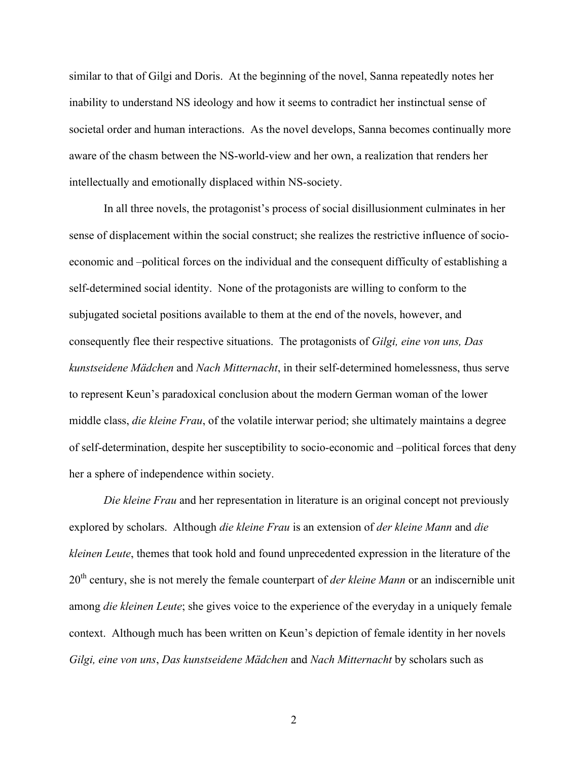similar to that of Gilgi and Doris. At the beginning of the novel, Sanna repeatedly notes her inability to understand NS ideology and how it seems to contradict her instinctual sense of societal order and human interactions. As the novel develops, Sanna becomes continually more aware of the chasm between the NS-world-view and her own, a realization that renders her intellectually and emotionally displaced within NS-society.

In all three novels, the protagonist's process of social disillusionment culminates in her sense of displacement within the social construct; she realizes the restrictive influence of socio-economic and –political forces on the individual and the consequent difficulty of establishing a self-determined social identity. None of the protagonists are willing to conform to the subjugated societal positions available to them at the end of the novels, however, and consequently flee their respective situations. The protagonists of *Gilgi, eine von uns, Das kunstseidene Mädchen* and *Nach Mitternacht*, in their self-determined homelessness, thus serve to represent Keun's paradoxical conclusion about the modern German woman of the lower middle class, *die kleine Frau*, of the volatile interwar period; she ultimately maintains a degree of self-determination, despite her susceptibility to socio-economic and –political forces that deny her a sphere of independence within society.

*Die kleine Frau* and her representation in literature is an original concept not previously explored by scholars. Although *die kleine Frau* is an extension of *der kleine Mann* and *die kleinen Leute*, themes that took hold and found unprecedented expression in the literature of the 20th century, she is not merely the female counterpart of *der kleine Mann* or an indiscernible unit among *die kleinen Leute*; she gives voice to the experience of the everyday in a uniquely female context. Although much has been written on Keun's depiction of female identity in her novels *Gilgi, eine von uns*, *Das kunstseidene Mädchen* and *Nach Mitternacht* by scholars such as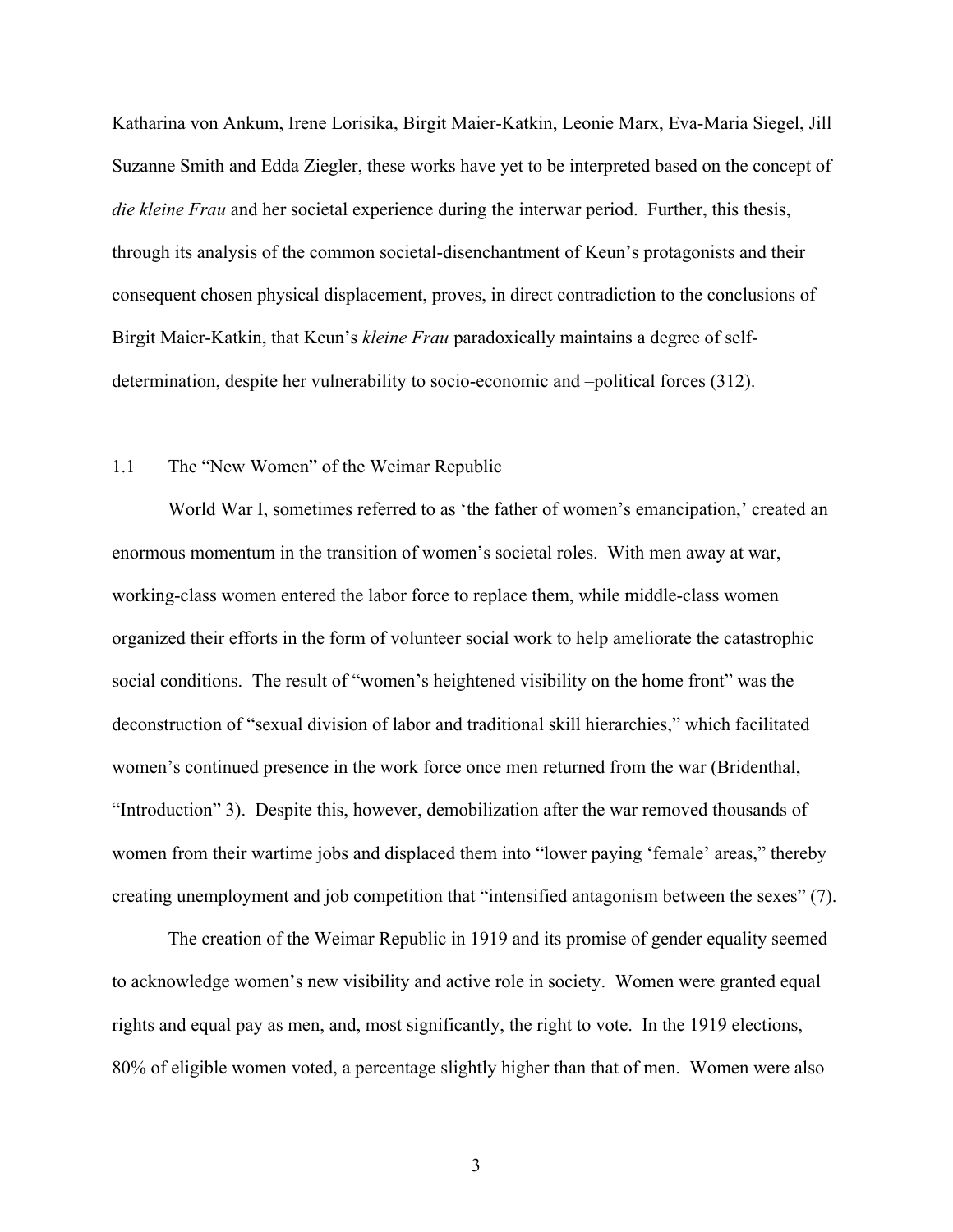Katharina von Ankum, Irene Lorisika, Birgit Maier-Katkin, Leonie Marx, Eva-Maria Siegel, Jill Suzanne Smith and Edda Ziegler, these works have yet to be interpreted based on the concept of *die kleine Frau* and her societal experience during the interwar period. Further, this thesis, through its analysis of the common societal-disenchantment of Keun's protagonists and their consequent chosen physical displacement, proves, in direct contradiction to the conclusions of Birgit Maier-Katkin, that Keun's *kleine Frau* paradoxically maintains a degree of self-determination, despite her vulnerability to socio-economic and –political forces (312).

## 1.1 The "New Women" of the Weimar Republic

World War I, sometimes referred to as 'the father of women's emancipation,' created an enormous momentum in the transition of women's societal roles. With men away at war, working-class women entered the labor force to replace them, while middle-class women organized their efforts in the form of volunteer social work to help ameliorate the catastrophic social conditions. The result of "women's heightened visibility on the home front" was the deconstruction of "sexual division of labor and traditional skill hierarchies," which facilitated women's continued presence in the work force once men returned from the war (Bridenthal, "Introduction" 3). Despite this, however, demobilization after the war removed thousands of women from their wartime jobs and displaced them into "lower paying 'female' areas," thereby creating unemployment and job competition that "intensified antagonism between the sexes" (7).

The creation of the Weimar Republic in 1919 and its promise of gender equality seemed to acknowledge women's new visibility and active role in society. Women were granted equal rights and equal pay as men, and, most significantly, the right to vote. In the 1919 elections, 80% of eligible women voted, a percentage slightly higher than that of men. Women were also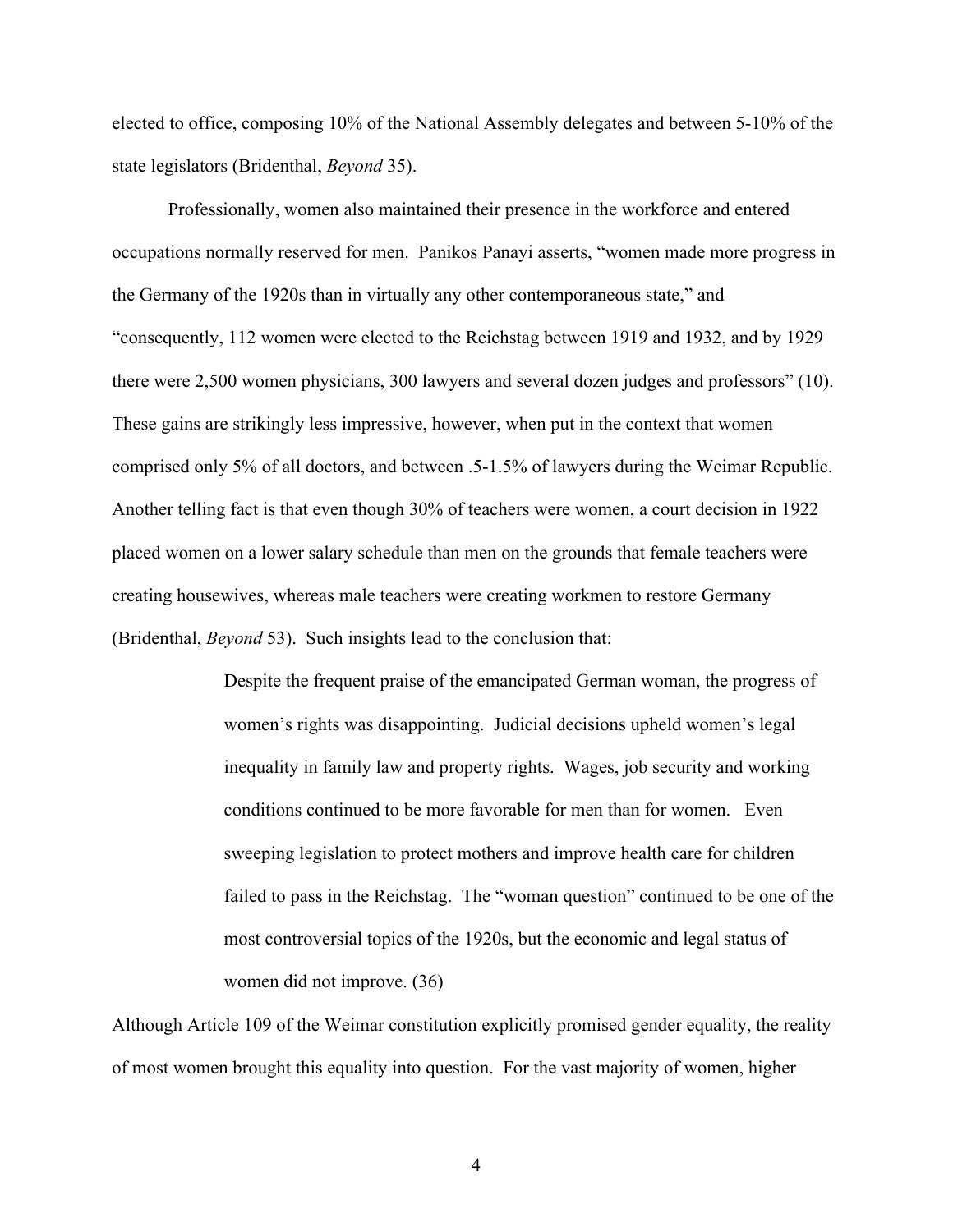elected to office, composing 10% of the National Assembly delegates and between 5-10% of the state legislators (Bridenthal, *Beyond* 35).

Professionally, women also maintained their presence in the workforce and entered occupations normally reserved for men. Panikos Panayi asserts, "women made more progress in the Germany of the 1920s than in virtually any other contemporaneous state," and "consequently, 112 women were elected to the Reichstag between 1919 and 1932, and by 1929 there were 2,500 women physicians, 300 lawyers and several dozen judges and professors" (10). These gains are strikingly less impressive, however, when put in the context that women comprised only 5% of all doctors, and between .5-1.5% of lawyers during the Weimar Republic. Another telling fact is that even though 30% of teachers were women, a court decision in 1922 placed women on a lower salary schedule than men on the grounds that female teachers were creating housewives, whereas male teachers were creating workmen to restore Germany (Bridenthal, *Beyond* 53). Such insights lead to the conclusion that:

> Despite the frequent praise of the emancipated German woman, the progress of women's rights was disappointing. Judicial decisions upheld women's legal inequality in family law and property rights. Wages, job security and working conditions continued to be more favorable for men than for women. Even sweeping legislation to protect mothers and improve health care for children failed to pass in the Reichstag. The "woman question" continued to be one of the most controversial topics of the 1920s, but the economic and legal status of women did not improve. (36)

Although Article 109 of the Weimar constitution explicitly promised gender equality, the reality of most women brought this equality into question. For the vast majority of women, higher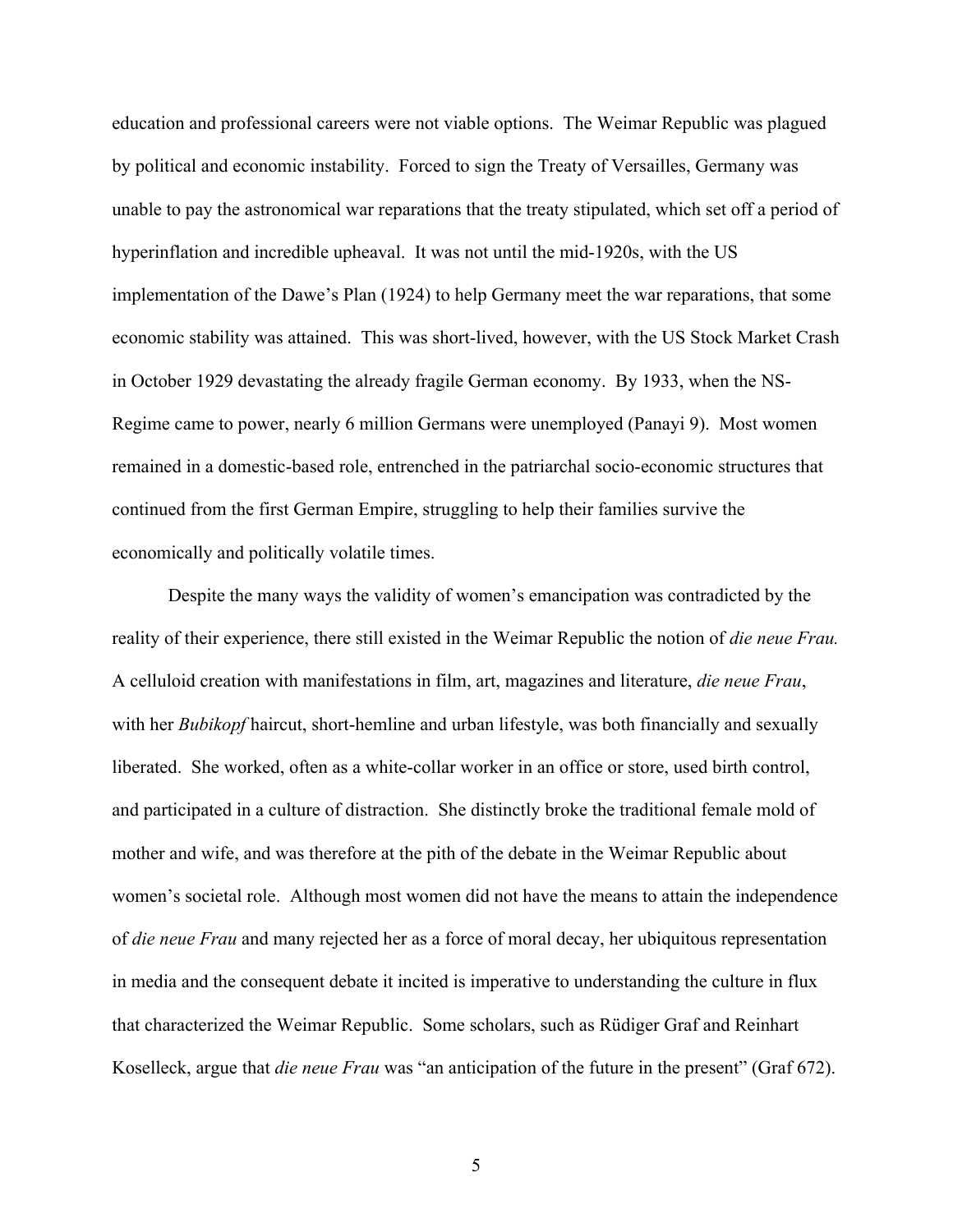education and professional careers were not viable options. The Weimar Republic was plagued by political and economic instability. Forced to sign the Treaty of Versailles, Germany was unable to pay the astronomical war reparations that the treaty stipulated, which set off a period of hyperinflation and incredible upheaval. It was not until the mid-1920s, with the US implementation of the Dawe's Plan (1924) to help Germany meet the war reparations, that some economic stability was attained. This was short-lived, however, with the US Stock Market Crash in October 1929 devastating the already fragile German economy. By 1933, when the NS-Regime came to power, nearly 6 million Germans were unemployed (Panayi 9). Most women remained in a domestic-based role, entrenched in the patriarchal socio-economic structures that continued from the first German Empire, struggling to help their families survive the economically and politically volatile times.

Despite the many ways the validity of women's emancipation was contradicted by the reality of their experience, there still existed in the Weimar Republic the notion of *die neue Frau.* A celluloid creation with manifestations in film, art, magazines and literature, *die neue Frau*, with her *Bubikopf* haircut, short-hemline and urban lifestyle, was both financially and sexually liberated. She worked, often as a white-collar worker in an office or store, used birth control, and participated in a culture of distraction. She distinctly broke the traditional female mold of mother and wife, and was therefore at the pith of the debate in the Weimar Republic about women's societal role. Although most women did not have the means to attain the independence of *die neue Frau* and many rejected her as a force of moral decay, her ubiquitous representation in media and the consequent debate it incited is imperative to understanding the culture in flux that characterized the Weimar Republic. Some scholars, such as Rüdiger Graf and Reinhart Koselleck, argue that *die neue Frau* was "an anticipation of the future in the present" (Graf 672).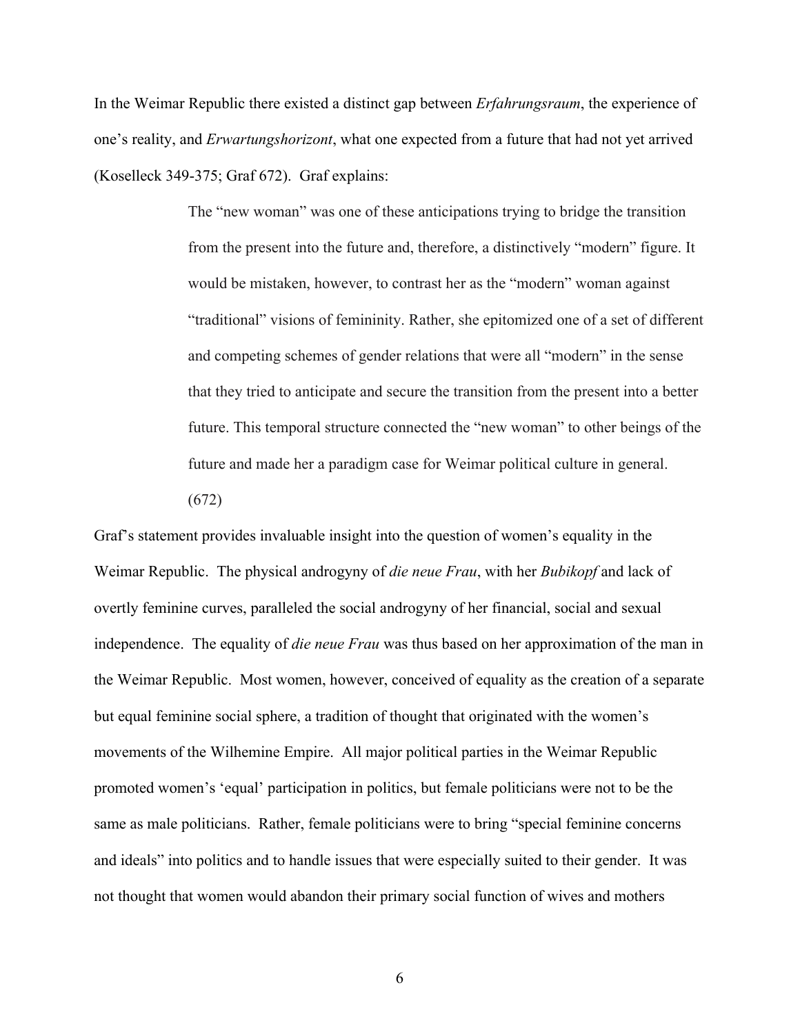In the Weimar Republic there existed a distinct gap between *Erfahrungsraum*, the experience of one's reality, and *Erwartungshorizont*, what one expected from a future that had not yet arrived (Koselleck 349-375; Graf 672). Graf explains:

> The "new woman" was one of these anticipations trying to bridge the transition from the present into the future and, therefore, a distinctively "modern" figure. It would be mistaken, however, to contrast her as the "modern" woman against "traditional" visions of femininity. Rather, she epitomized one of a set of different and competing schemes of gender relations that were all "modern" in the sense that they tried to anticipate and secure the transition from the present into a better future. This temporal structure connected the "new woman" to other beings of the future and made her a paradigm case for Weimar political culture in general. (672)

Graf's statement provides invaluable insight into the question of women's equality in the Weimar Republic. The physical androgyny of *die neue Frau*, with her *Bubikopf* and lack of overtly feminine curves, paralleled the social androgyny of her financial, social and sexual independence. The equality of *die neue Frau* was thus based on her approximation of the man in the Weimar Republic. Most women, however, conceived of equality as the creation of a separate but equal feminine social sphere, a tradition of thought that originated with the women's movements of the Wilhemine Empire. All major political parties in the Weimar Republic promoted women's 'equal' participation in politics, but female politicians were not to be the same as male politicians. Rather, female politicians were to bring "special feminine concerns and ideals" into politics and to handle issues that were especially suited to their gender. It was not thought that women would abandon their primary social function of wives and mothers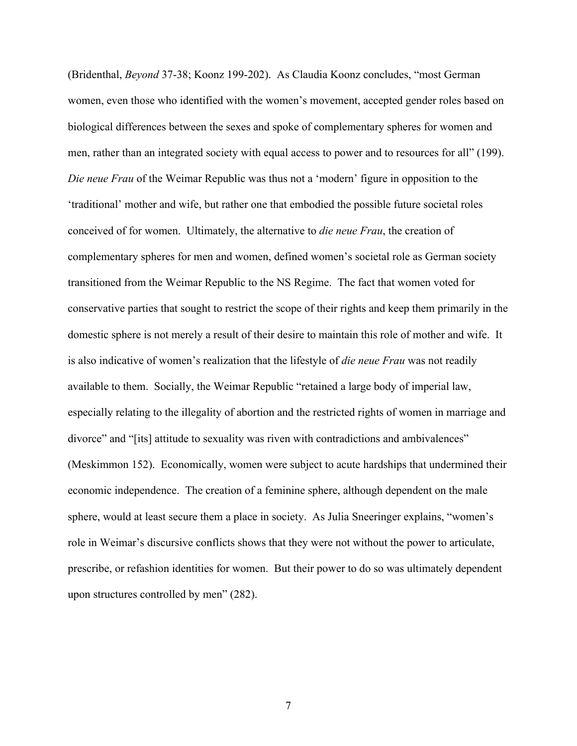(Bridenthal, *Beyond* 37-38; Koonz 199-202). As Claudia Koonz concludes, "most German women, even those who identified with the women's movement, accepted gender roles based on biological differences between the sexes and spoke of complementary spheres for women and men, rather than an integrated society with equal access to power and to resources for all" (199). *Die neue Frau* of the Weimar Republic was thus not a 'modern' figure in opposition to the 'traditional' mother and wife, but rather one that embodied the possible future societal roles conceived of for women. Ultimately, the alternative to *die neue Frau*, the creation of complementary spheres for men and women, defined women's societal role as German society transitioned from the Weimar Republic to the NS Regime. The fact that women voted for conservative parties that sought to restrict the scope of their rights and keep them primarily in the domestic sphere is not merely a result of their desire to maintain this role of mother and wife. It is also indicative of women's realization that the lifestyle of *die neue Frau* was not readily available to them. Socially, the Weimar Republic "retained a large body of imperial law, especially relating to the illegality of abortion and the restricted rights of women in marriage and divorce" and "[its] attitude to sexuality was riven with contradictions and ambivalences" (Meskimmon 152). Economically, women were subject to acute hardships that undermined their economic independence. The creation of a feminine sphere, although dependent on the male sphere, would at least secure them a place in society. As Julia Sneeringer explains, "women's role in Weimar's discursive conflicts shows that they were not without the power to articulate, prescribe, or refashion identities for women. But their power to do so was ultimately dependent upon structures controlled by men" (282).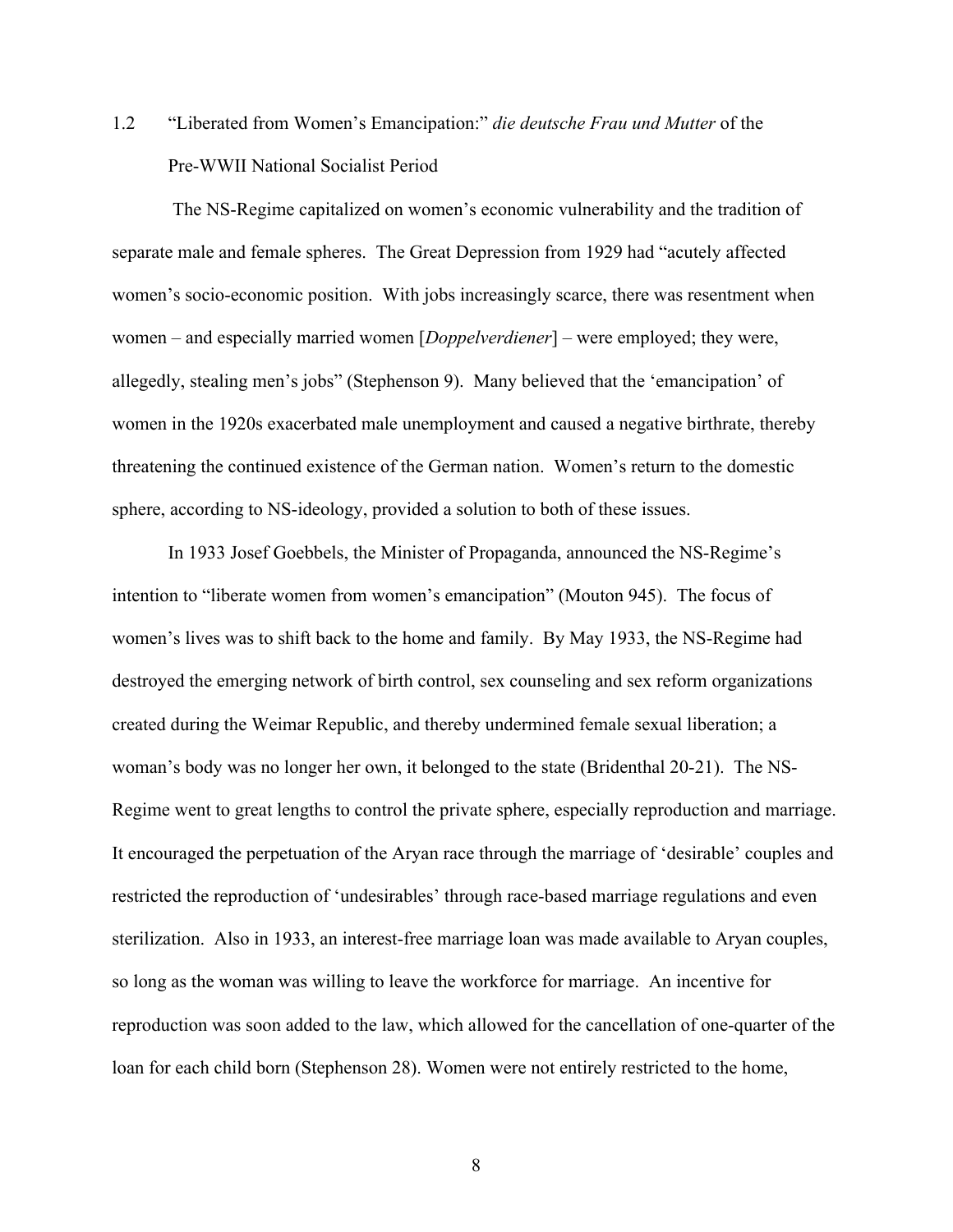### 1.2 "Liberated from Women's Emancipation:" *die deutsche Frau und Mutter* of the Pre-WWII National Socialist Period

The NS-Regime capitalized on women's economic vulnerability and the tradition of separate male and female spheres. The Great Depression from 1929 had "acutely affected women's socio-economic position. With jobs increasingly scarce, there was resentment when women – and especially married women [*Doppelverdiener*] – were employed; they were, allegedly, stealing men's jobs" (Stephenson 9). Many believed that the 'emancipation' of women in the 1920s exacerbated male unemployment and caused a negative birthrate, thereby threatening the continued existence of the German nation. Women's return to the domestic sphere, according to NS-ideology, provided a solution to both of these issues.

In 1933 Josef Goebbels, the Minister of Propaganda, announced the NS-Regime's intention to "liberate women from women's emancipation" (Mouton 945). The focus of women's lives was to shift back to the home and family. By May 1933, the NS-Regime had destroyed the emerging network of birth control, sex counseling and sex reform organizations created during the Weimar Republic, and thereby undermined female sexual liberation; a woman's body was no longer her own, it belonged to the state (Bridenthal 20-21). The NS-Regime went to great lengths to control the private sphere, especially reproduction and marriage. It encouraged the perpetuation of the Aryan race through the marriage of 'desirable' couples and restricted the reproduction of 'undesirables' through race-based marriage regulations and even sterilization. Also in 1933, an interest-free marriage loan was made available to Aryan couples, so long as the woman was willing to leave the workforce for marriage. An incentive for reproduction was soon added to the law, which allowed for the cancellation of one-quarter of the loan for each child born (Stephenson 28). Women were not entirely restricted to the home,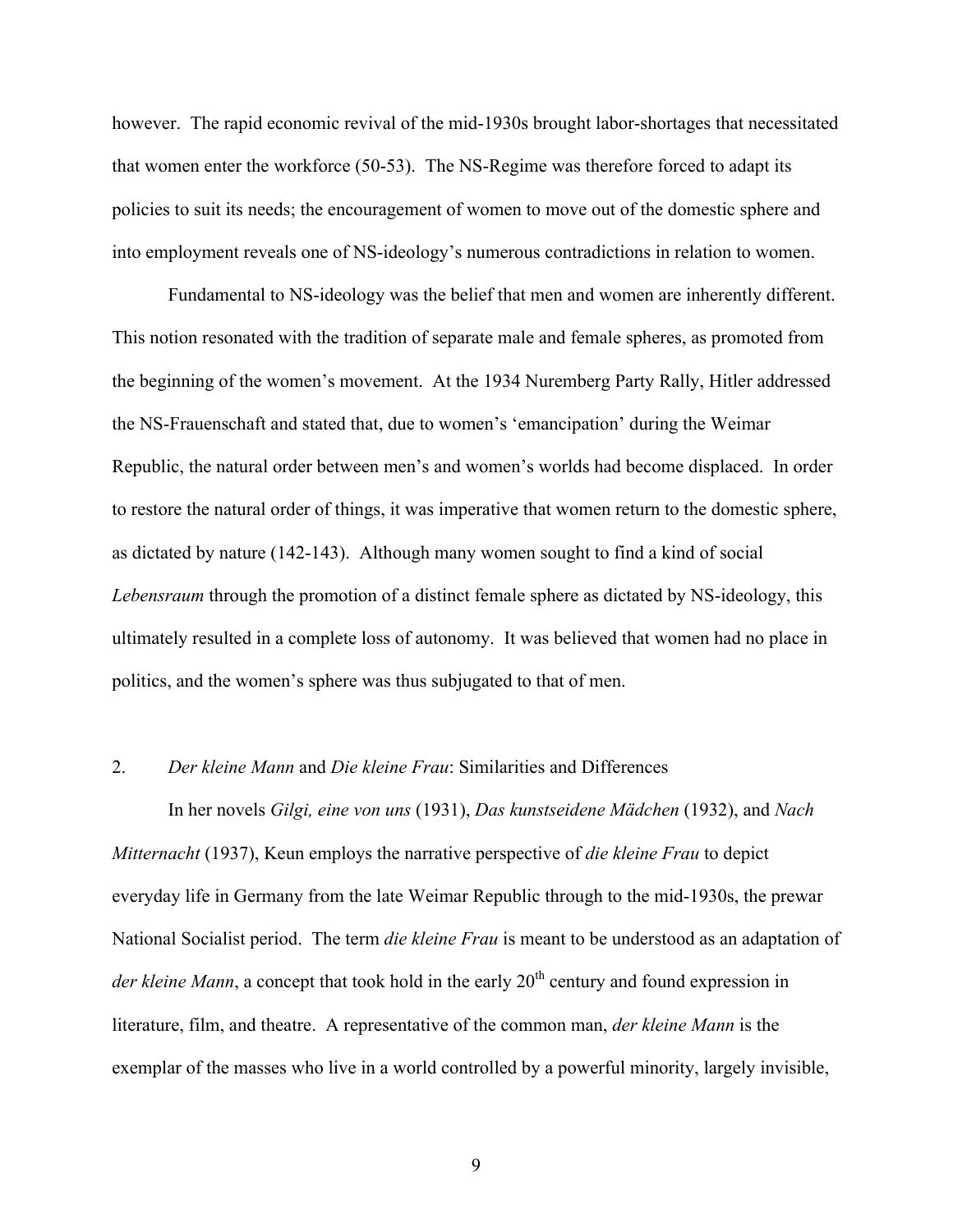however. The rapid economic revival of the mid-1930s brought labor-shortages that necessitated that women enter the workforce (50-53). The NS-Regime was therefore forced to adapt its policies to suit its needs; the encouragement of women to move out of the domestic sphere and into employment reveals one of NS-ideology's numerous contradictions in relation to women.

Fundamental to NS-ideology was the belief that men and women are inherently different. This notion resonated with the tradition of separate male and female spheres, as promoted from the beginning of the women's movement. At the 1934 Nuremberg Party Rally, Hitler addressed the NS-Frauenschaft and stated that, due to women's 'emancipation' during the Weimar Republic, the natural order between men's and women's worlds had become displaced. In order to restore the natural order of things, it was imperative that women return to the domestic sphere, as dictated by nature (142-143). Although many women sought to find a kind of social *Lebensraum* through the promotion of a distinct female sphere as dictated by NS-ideology, this ultimately resulted in a complete loss of autonomy. It was believed that women had no place in politics, and the women's sphere was thus subjugated to that of men.

## 2. *Der kleine Mann* and *Die kleine Frau*: Similarities and Differences

In her novels *Gilgi, eine von uns* (1931), *Das kunstseidene Mädchen* (1932), and *Nach Mitternacht* (1937), Keun employs the narrative perspective of *die kleine Frau* to depict everyday life in Germany from the late Weimar Republic through to the mid-1930s, the prewar National Socialist period. The term *die kleine Frau* is meant to be understood as an adaptation of *der kleine Mann*, a concept that took hold in the early 20th century and found expression in literature, film, and theatre. A representative of the common man, *der kleine Mann* is the exemplar of the masses who live in a world controlled by a powerful minority, largely invisible,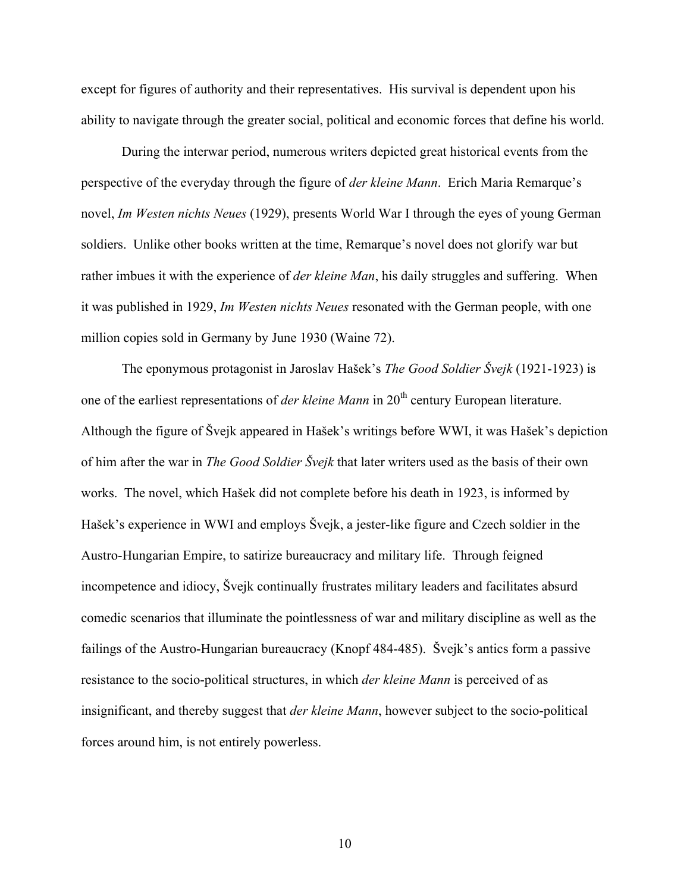except for figures of authority and their representatives. His survival is dependent upon his ability to navigate through the greater social, political and economic forces that define his world.

During the interwar period, numerous writers depicted great historical events from the perspective of the everyday through the figure of *der kleine Mann*. Erich Maria Remarque's novel, *Im Westen nichts Neues* (1929), presents World War I through the eyes of young German soldiers. Unlike other books written at the time, Remarque's novel does not glorify war but rather imbues it with the experience of *der kleine Man*, his daily struggles and suffering. When it was published in 1929, *Im Westen nichts Neues* resonated with the German people, with one million copies sold in Germany by June 1930 (Waine 72).

The eponymous protagonist in Jaroslav Hašek's *The Good Soldier Švejk* (1921-1923) is one of the earliest representations of *der kleine Mann* in 20th century European literature. Although the figure of Švejk appeared in Hašek's writings before WWI, it was Hašek's depiction of him after the war in *The Good Soldier Švejk* that later writers used as the basis of their own works. The novel, which Hašek did not complete before his death in 1923, is informed by Hašek's experience in WWI and employs Švejk, a jester-like figure and Czech soldier in the Austro-Hungarian Empire, to satirize bureaucracy and military life. Through feigned incompetence and idiocy, Švejk continually frustrates military leaders and facilitates absurd comedic scenarios that illuminate the pointlessness of war and military discipline as well as the failings of the Austro-Hungarian bureaucracy (Knopf 484-485). Švejk's antics form a passive resistance to the socio-political structures, in which *der kleine Mann* is perceived of as insignificant, and thereby suggest that *der kleine Mann*, however subject to the socio-political forces around him, is not entirely powerless.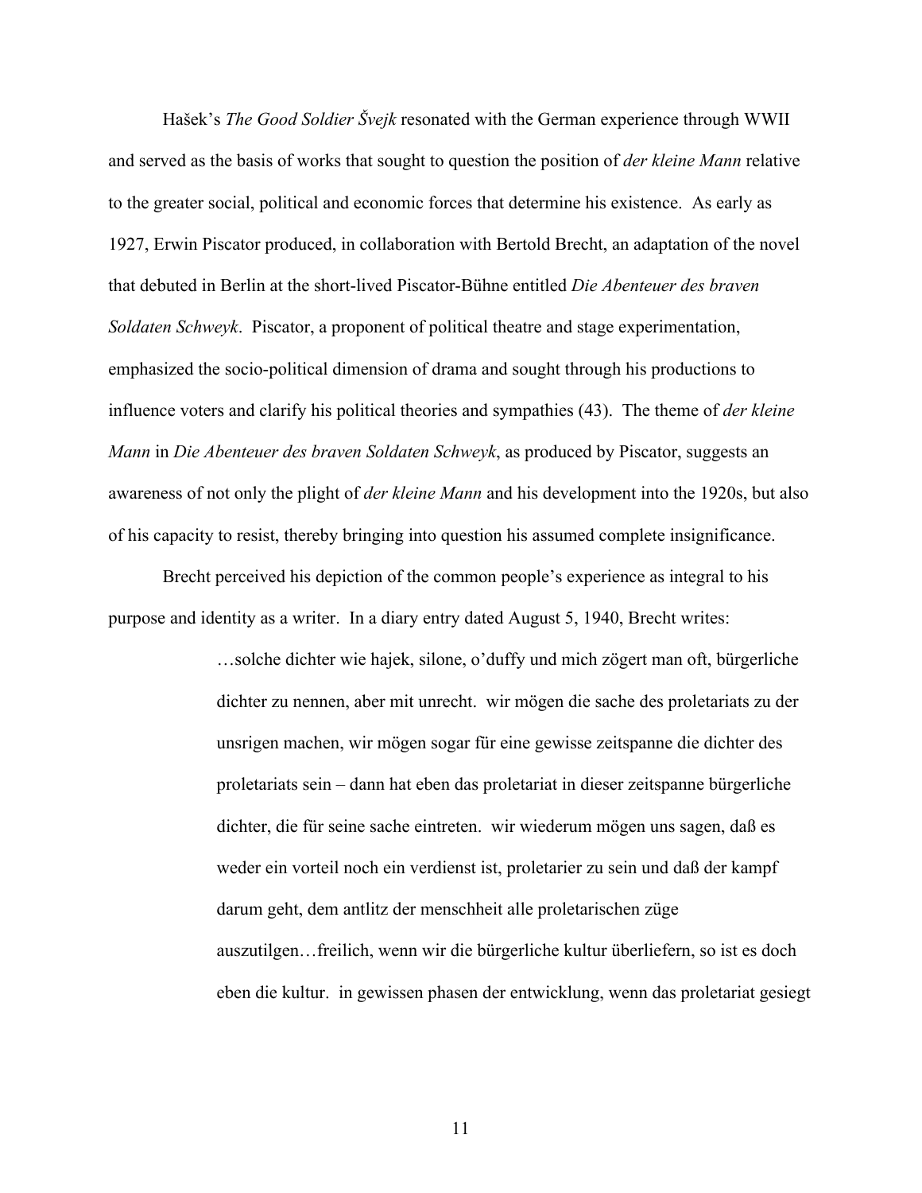Hašek's *The Good Soldier Švejk* resonated with the German experience through WWII and served as the basis of works that sought to question the position of *der kleine Mann* relative to the greater social, political and economic forces that determine his existence. As early as 1927, Erwin Piscator produced, in collaboration with Bertold Brecht, an adaptation of the novel that debuted in Berlin at the short-lived Piscator-Bühne entitled *Die Abenteuer des braven Soldaten Schweyk*. Piscator, a proponent of political theatre and stage experimentation, emphasized the socio-political dimension of drama and sought through his productions to influence voters and clarify his political theories and sympathies (43). The theme of *der kleine Mann* in *Die Abenteuer des braven Soldaten Schweyk*, as produced by Piscator, suggests an awareness of not only the plight of *der kleine Mann* and his development into the 1920s, but also of his capacity to resist, thereby bringing into question his assumed complete insignificance.

Brecht perceived his depiction of the common people's experience as integral to his purpose and identity as a writer. In a diary entry dated August 5, 1940, Brecht writes:

> …solche dichter wie hajek, silone, o'duffy und mich zögert man oft, bürgerliche dichter zu nennen, aber mit unrecht. wir mögen die sache des proletariats zu der unsrigen machen, wir mögen sogar für eine gewisse zeitspanne die dichter des proletariats sein – dann hat eben das proletariat in dieser zeitspanne bürgerliche dichter, die für seine sache eintreten. wir wiederum mögen uns sagen, daß es weder ein vorteil noch ein verdienst ist, proletarier zu sein und daß der kampf darum geht, dem antlitz der menschheit alle proletarischen züge auszutilgen…freilich, wenn wir die bürgerliche kultur überliefern, so ist es doch eben die kultur. in gewissen phasen der entwicklung, wenn das proletariat gesiegt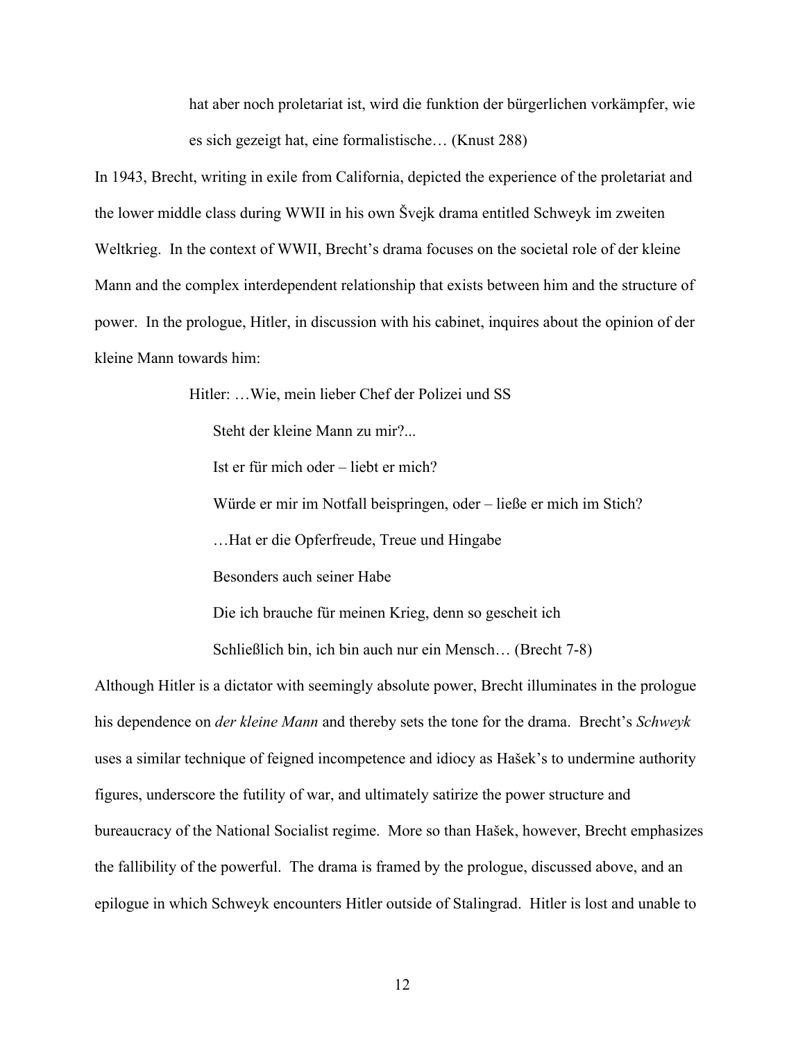> hat aber noch proletariat ist, wird die funktion der bürgerlichen vorkämpfer, wie es sich gezeigt hat, eine formalistische… (Knust 288)

In 1943, Brecht, writing in exile from California, depicted the experience of the proletariat and the lower middle class during WWII in his own Švejk drama entitled Schweyk im zweiten Weltkrieg. In the context of WWII, Brecht's drama focuses on the societal role of der kleine Mann and the complex interdependent relationship that exists between him and the structure of power. In the prologue, Hitler, in discussion with his cabinet, inquires about the opinion of der kleine Mann towards him:

> Hitler: …Wie, mein lieber Chef der Polizei und SS
>
> Steht der kleine Mann zu mir?...
>
> Ist er für mich oder – liebt er mich?
>
> Würde er mir im Notfall beispringen, oder – ließe er mich im Stich?
>
> …Hat er die Opferfreude, Treue und Hingabe
>
> Besonders auch seiner Habe
>
> Die ich brauche für meinen Krieg, denn so gescheit ich
>
> Schließlich bin, ich bin auch nur ein Mensch… (Brecht 7-8)

Although Hitler is a dictator with seemingly absolute power, Brecht illuminates in the prologue his dependence on *der kleine Mann* and thereby sets the tone for the drama. Brecht's *Schweyk* uses a similar technique of feigned incompetence and idiocy as Hašek's to undermine authority figures, underscore the futility of war, and ultimately satirize the power structure and bureaucracy of the National Socialist regime. More so than Hašek, however, Brecht emphasizes the fallibility of the powerful. The drama is framed by the prologue, discussed above, and an epilogue in which Schweyk encounters Hitler outside of Stalingrad. Hitler is lost and unable to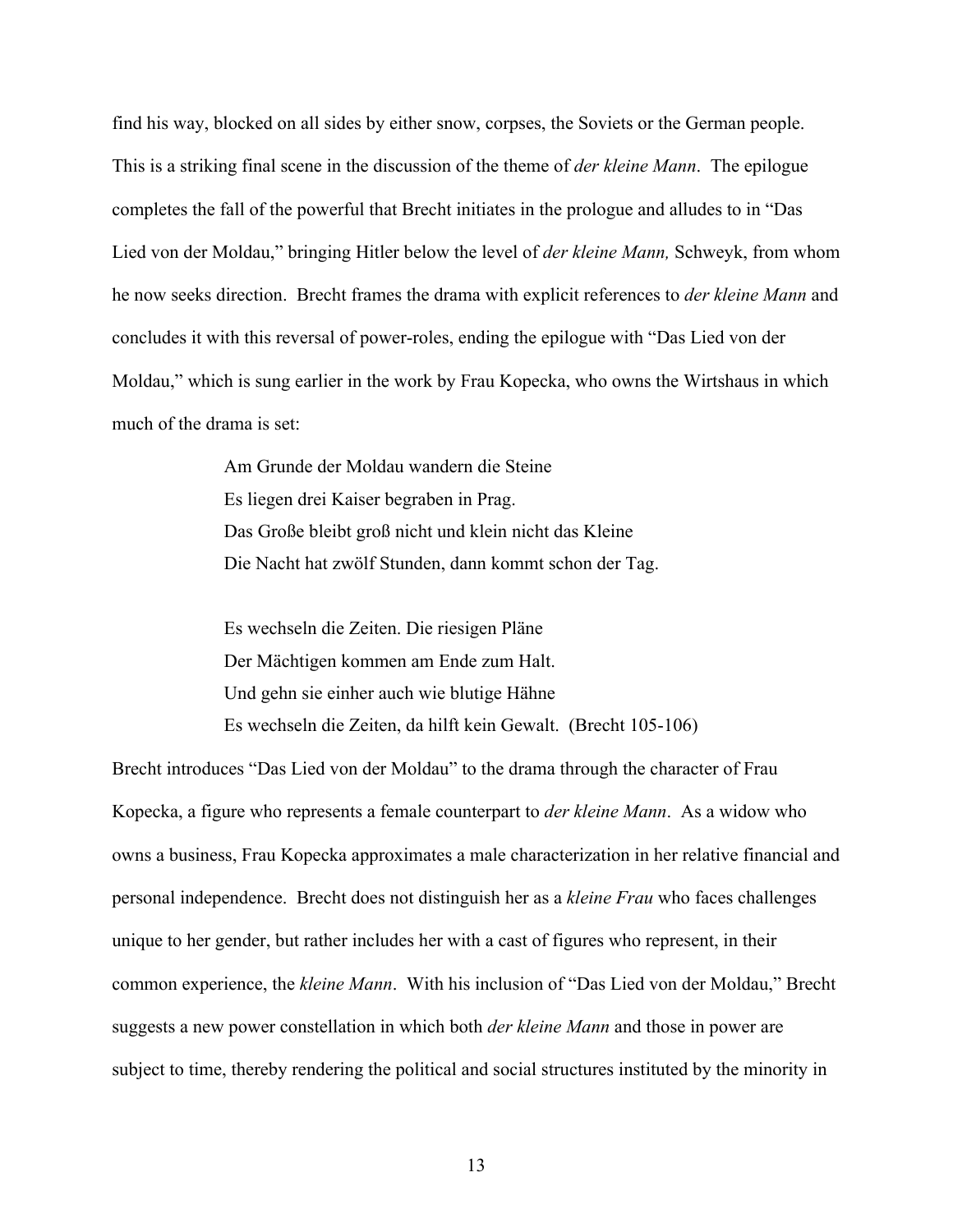find his way, blocked on all sides by either snow, corpses, the Soviets or the German people. This is a striking final scene in the discussion of the theme of *der kleine Mann*. The epilogue completes the fall of the powerful that Brecht initiates in the prologue and alludes to in "Das Lied von der Moldau," bringing Hitler below the level of *der kleine Mann,* Schweyk, from whom he now seeks direction. Brecht frames the drama with explicit references to *der kleine Mann* and concludes it with this reversal of power-roles, ending the epilogue with "Das Lied von der Moldau," which is sung earlier in the work by Frau Kopecka, who owns the Wirtshaus in which much of the drama is set:

> Am Grunde der Moldau wandern die Steine
> Es liegen drei Kaiser begraben in Prag.
> Das Große bleibt groß nicht und klein nicht das Kleine
> Die Nacht hat zwölf Stunden, dann kommt schon der Tag.
>
> Es wechseln die Zeiten. Die riesigen Pläne
> Der Mächtigen kommen am Ende zum Halt.
> Und gehn sie einher auch wie blutige Hähne
> Es wechseln die Zeiten, da hilft kein Gewalt. (Brecht 105-106)

Brecht introduces "Das Lied von der Moldau" to the drama through the character of Frau Kopecka, a figure who represents a female counterpart to *der kleine Mann*. As a widow who owns a business, Frau Kopecka approximates a male characterization in her relative financial and personal independence. Brecht does not distinguish her as a *kleine Frau* who faces challenges unique to her gender, but rather includes her with a cast of figures who represent, in their common experience, the *kleine Mann*. With his inclusion of "Das Lied von der Moldau," Brecht suggests a new power constellation in which both *der kleine Mann* and those in power are subject to time, thereby rendering the political and social structures instituted by the minority in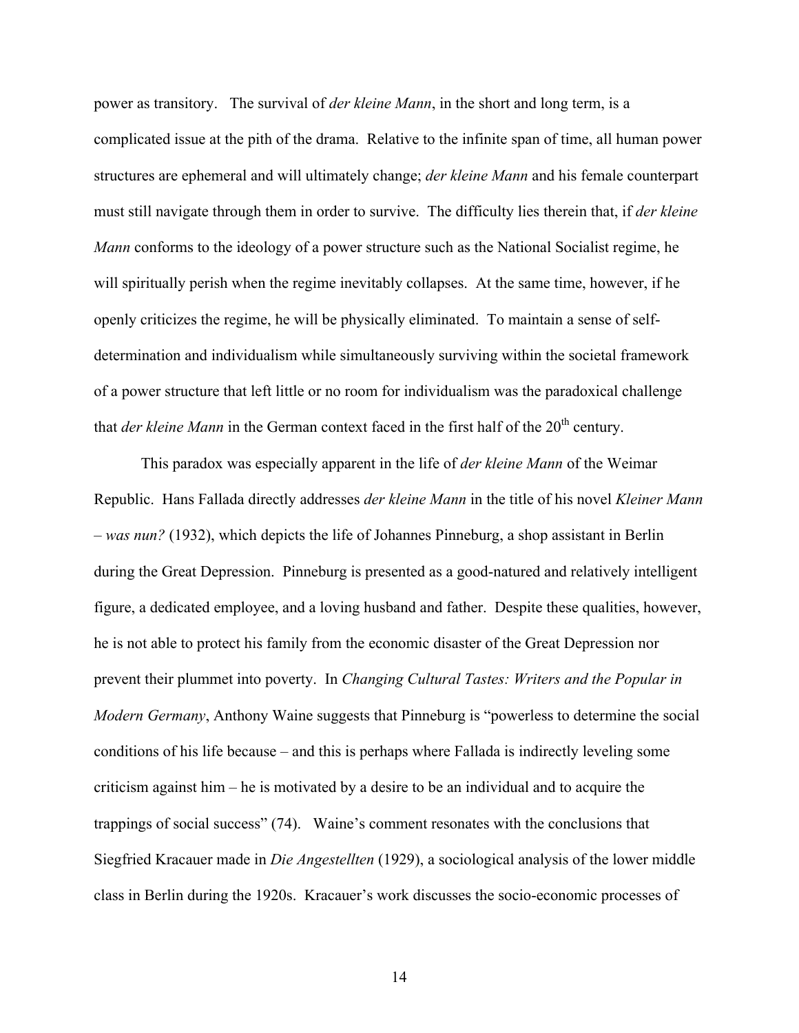power as transitory. The survival of *der kleine Mann*, in the short and long term, is a complicated issue at the pith of the drama. Relative to the infinite span of time, all human power structures are ephemeral and will ultimately change; *der kleine Mann* and his female counterpart must still navigate through them in order to survive. The difficulty lies therein that, if *der kleine Mann* conforms to the ideology of a power structure such as the National Socialist regime, he will spiritually perish when the regime inevitably collapses. At the same time, however, if he openly criticizes the regime, he will be physically eliminated. To maintain a sense of self-determination and individualism while simultaneously surviving within the societal framework of a power structure that left little or no room for individualism was the paradoxical challenge that *der kleine Mann* in the German context faced in the first half of the 20th century.

This paradox was especially apparent in the life of *der kleine Mann* of the Weimar Republic. Hans Fallada directly addresses *der kleine Mann* in the title of his novel *Kleiner Mann – was nun?* (1932), which depicts the life of Johannes Pinneburg, a shop assistant in Berlin during the Great Depression. Pinneburg is presented as a good-natured and relatively intelligent figure, a dedicated employee, and a loving husband and father. Despite these qualities, however, he is not able to protect his family from the economic disaster of the Great Depression nor prevent their plummet into poverty. In *Changing Cultural Tastes: Writers and the Popular in Modern Germany*, Anthony Waine suggests that Pinneburg is "powerless to determine the social conditions of his life because – and this is perhaps where Fallada is indirectly leveling some criticism against him – he is motivated by a desire to be an individual and to acquire the trappings of social success" (74). Waine's comment resonates with the conclusions that Siegfried Kracauer made in *Die Angestellten* (1929), a sociological analysis of the lower middle class in Berlin during the 1920s. Kracauer's work discusses the socio-economic processes of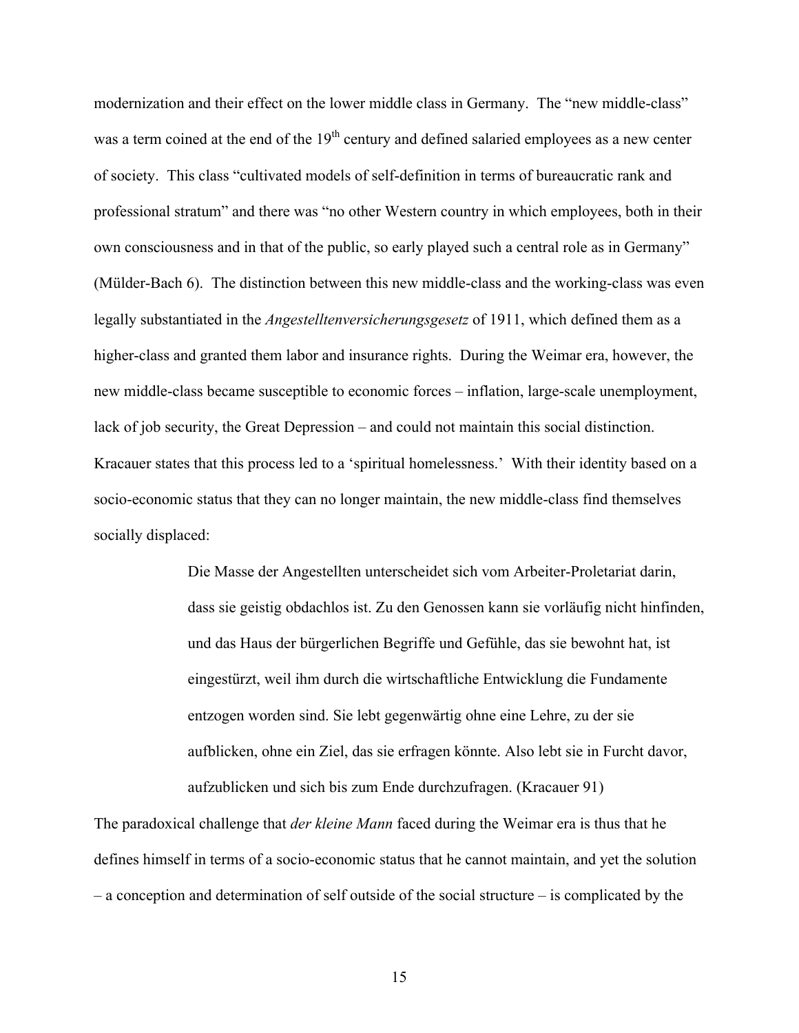modernization and their effect on the lower middle class in Germany. The "new middle-class" was a term coined at the end of the 19th century and defined salaried employees as a new center of society. This class "cultivated models of self-definition in terms of bureaucratic rank and professional stratum" and there was "no other Western country in which employees, both in their own consciousness and in that of the public, so early played such a central role as in Germany" (Mülder-Bach 6). The distinction between this new middle-class and the working-class was even legally substantiated in the *Angestelltenversicherungsgesetz* of 1911, which defined them as a higher-class and granted them labor and insurance rights. During the Weimar era, however, the new middle-class became susceptible to economic forces – inflation, large-scale unemployment, lack of job security, the Great Depression – and could not maintain this social distinction. Kracauer states that this process led to a 'spiritual homelessness.' With their identity based on a socio-economic status that they can no longer maintain, the new middle-class find themselves socially displaced:

> Die Masse der Angestellten unterscheidet sich vom Arbeiter-Proletariat darin, dass sie geistig obdachlos ist. Zu den Genossen kann sie vorläufig nicht hinfinden, und das Haus der bürgerlichen Begriffe und Gefühle, das sie bewohnt hat, ist eingestürzt, weil ihm durch die wirtschaftliche Entwicklung die Fundamente entzogen worden sind. Sie lebt gegenwärtig ohne eine Lehre, zu der sie aufblicken, ohne ein Ziel, das sie erfragen könnte. Also lebt sie in Furcht davor, aufzublicken und sich bis zum Ende durchzufragen. (Kracauer 91)

The paradoxical challenge that *der kleine Mann* faced during the Weimar era is thus that he defines himself in terms of a socio-economic status that he cannot maintain, and yet the solution – a conception and determination of self outside of the social structure – is complicated by the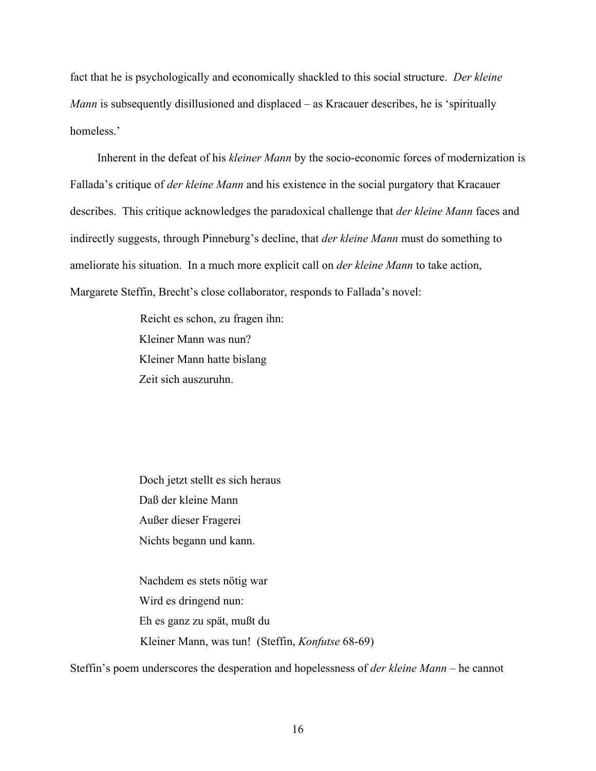fact that he is psychologically and economically shackled to this social structure. *Der kleine Mann* is subsequently disillusioned and displaced – as Kracauer describes, he is 'spiritually homeless.'

Inherent in the defeat of his *kleiner Mann* by the socio-economic forces of modernization is Fallada's critique of *der kleine Mann* and his existence in the social purgatory that Kracauer describes. This critique acknowledges the paradoxical challenge that *der kleine Mann* faces and indirectly suggests, through Pinneburg's decline, that *der kleine Mann* must do something to ameliorate his situation. In a much more explicit call on *der kleine Mann* to take action, Margarete Steffin, Brecht's close collaborator, responds to Fallada's novel:

> Reicht es schon, zu fragen ihn:
> Kleiner Mann was nun?
> Kleiner Mann hatte bislang
> Zeit sich auszuruhn.
>
> Doch jetzt stellt es sich heraus
> Daß der kleine Mann
> Außer dieser Fragerei
> Nichts begann und kann.
>
> Nachdem es stets nötig war
> Wird es dringend nun:
> Eh es ganz zu spät, mußt du
> Kleiner Mann, was tun! (Steffin, *Konfutse* 68-69)

Steffin's poem underscores the desperation and hopelessness of *der kleine Mann* – he cannot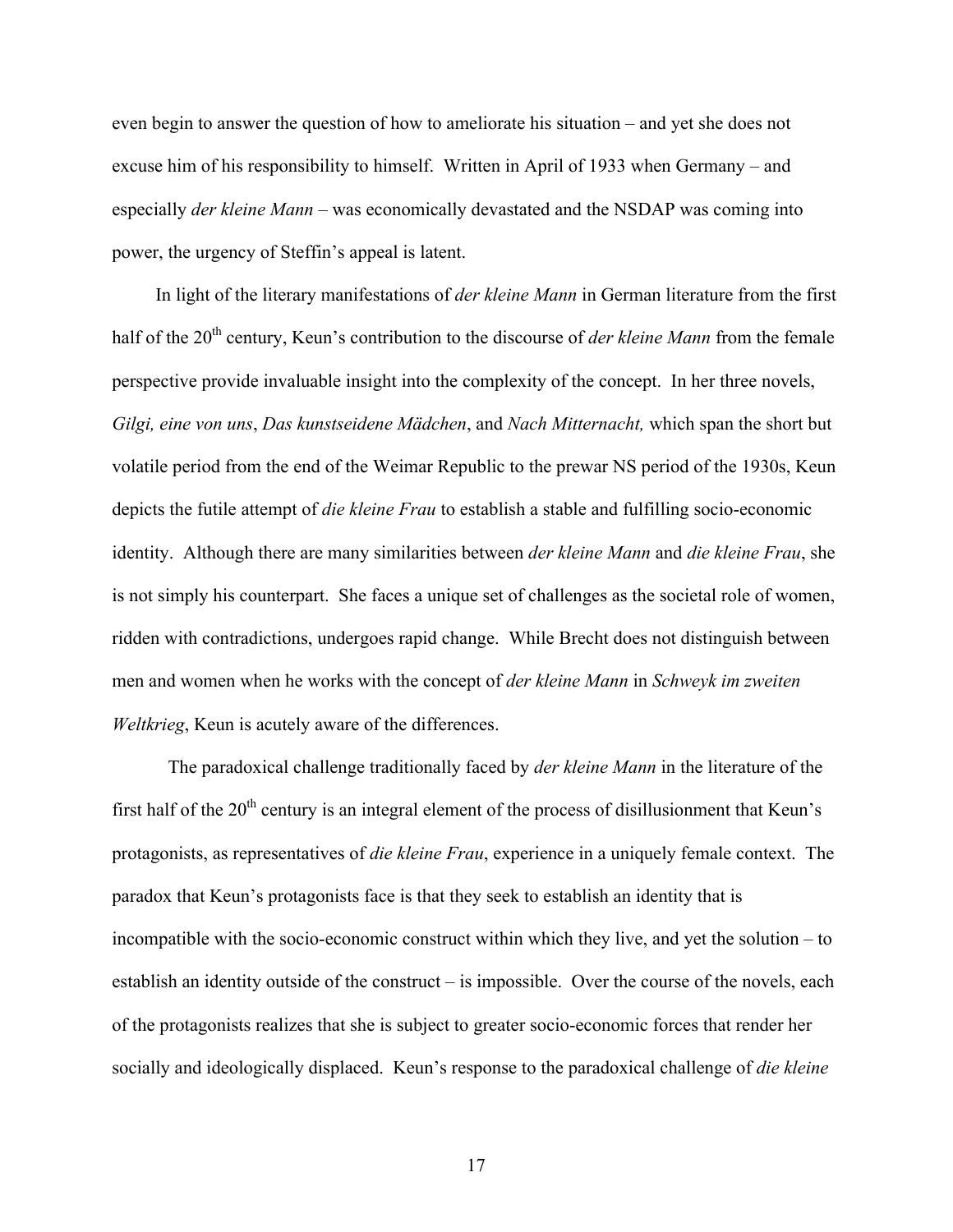even begin to answer the question of how to ameliorate his situation – and yet she does not excuse him of his responsibility to himself. Written in April of 1933 when Germany – and especially *der kleine Mann* – was economically devastated and the NSDAP was coming into power, the urgency of Steffin's appeal is latent.

In light of the literary manifestations of *der kleine Mann* in German literature from the first half of the 20th century, Keun's contribution to the discourse of *der kleine Mann* from the female perspective provide invaluable insight into the complexity of the concept. In her three novels, *Gilgi, eine von uns*, *Das kunstseidene Mädchen*, and *Nach Mitternacht,* which span the short but volatile period from the end of the Weimar Republic to the prewar NS period of the 1930s, Keun depicts the futile attempt of *die kleine Frau* to establish a stable and fulfilling socio-economic identity. Although there are many similarities between *der kleine Mann* and *die kleine Frau*, she is not simply his counterpart. She faces a unique set of challenges as the societal role of women, ridden with contradictions, undergoes rapid change. While Brecht does not distinguish between men and women when he works with the concept of *der kleine Mann* in *Schweyk im zweiten Weltkrieg*, Keun is acutely aware of the differences.

The paradoxical challenge traditionally faced by *der kleine Mann* in the literature of the first half of the 20th century is an integral element of the process of disillusionment that Keun's protagonists, as representatives of *die kleine Frau*, experience in a uniquely female context. The paradox that Keun's protagonists face is that they seek to establish an identity that is incompatible with the socio-economic construct within which they live, and yet the solution – to establish an identity outside of the construct – is impossible. Over the course of the novels, each of the protagonists realizes that she is subject to greater socio-economic forces that render her socially and ideologically displaced. Keun's response to the paradoxical challenge of *die kleine*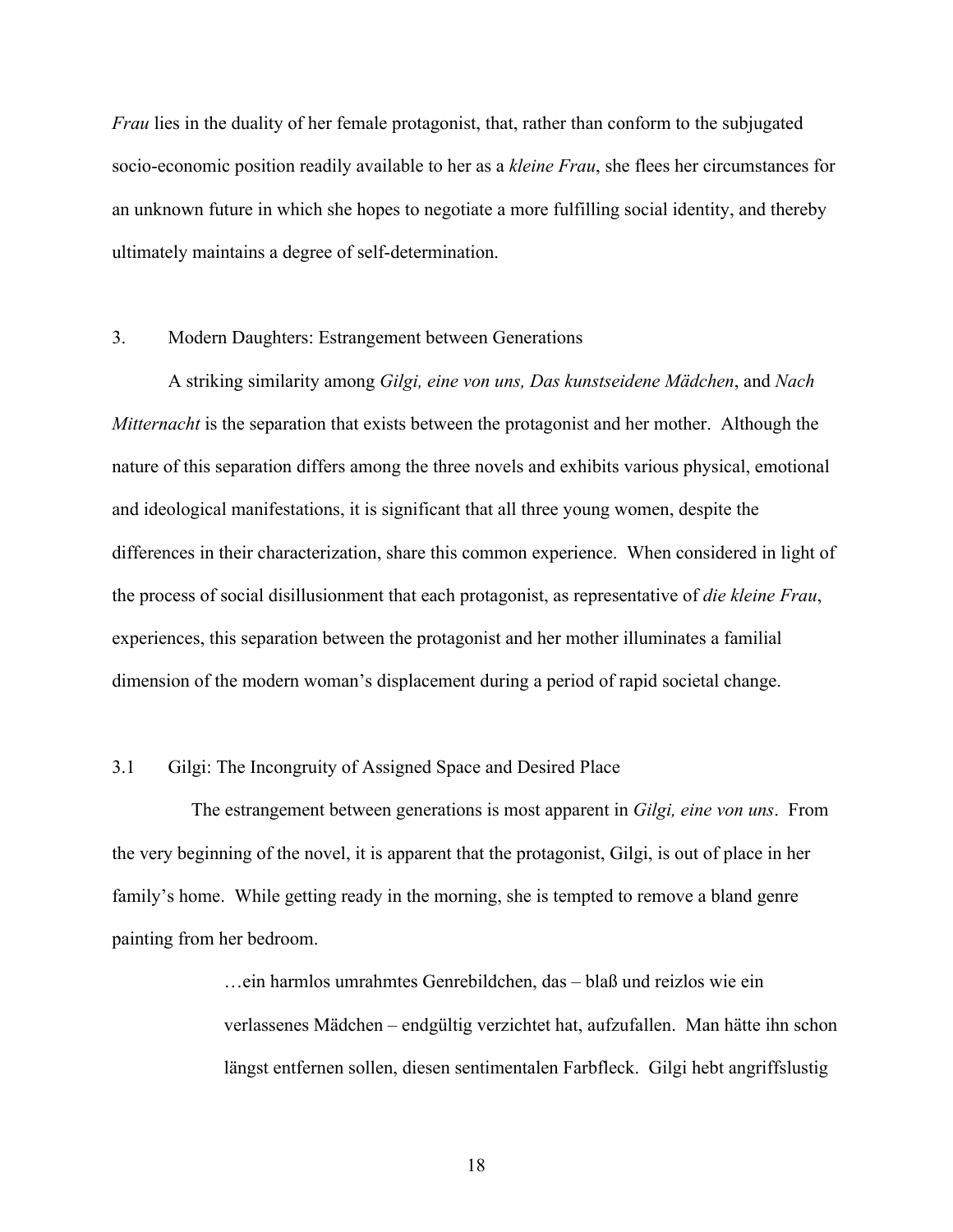*Frau* lies in the duality of her female protagonist, that, rather than conform to the subjugated socio-economic position readily available to her as a *kleine Frau*, she flees her circumstances for an unknown future in which she hopes to negotiate a more fulfilling social identity, and thereby ultimately maintains a degree of self-determination.

## 3. Modern Daughters: Estrangement between Generations

A striking similarity among *Gilgi, eine von uns, Das kunstseidene Mädchen*, and *Nach Mitternacht* is the separation that exists between the protagonist and her mother. Although the nature of this separation differs among the three novels and exhibits various physical, emotional and ideological manifestations, it is significant that all three young women, despite the differences in their characterization, share this common experience. When considered in light of the process of social disillusionment that each protagonist, as representative of *die kleine Frau*, experiences, this separation between the protagonist and her mother illuminates a familial dimension of the modern woman's displacement during a period of rapid societal change.

### 3.1 Gilgi: The Incongruity of Assigned Space and Desired Place

The estrangement between generations is most apparent in *Gilgi, eine von uns*. From the very beginning of the novel, it is apparent that the protagonist, Gilgi, is out of place in her family's home. While getting ready in the morning, she is tempted to remove a bland genre painting from her bedroom.

> …ein harmlos umrahmtes Genrebildchen, das – blaß und reizlos wie ein verlassenes Mädchen – endgültig verzichtet hat, aufzufallen. Man hätte ihn schon längst entfernen sollen, diesen sentimentalen Farbfleck. Gilgi hebt angriffslustig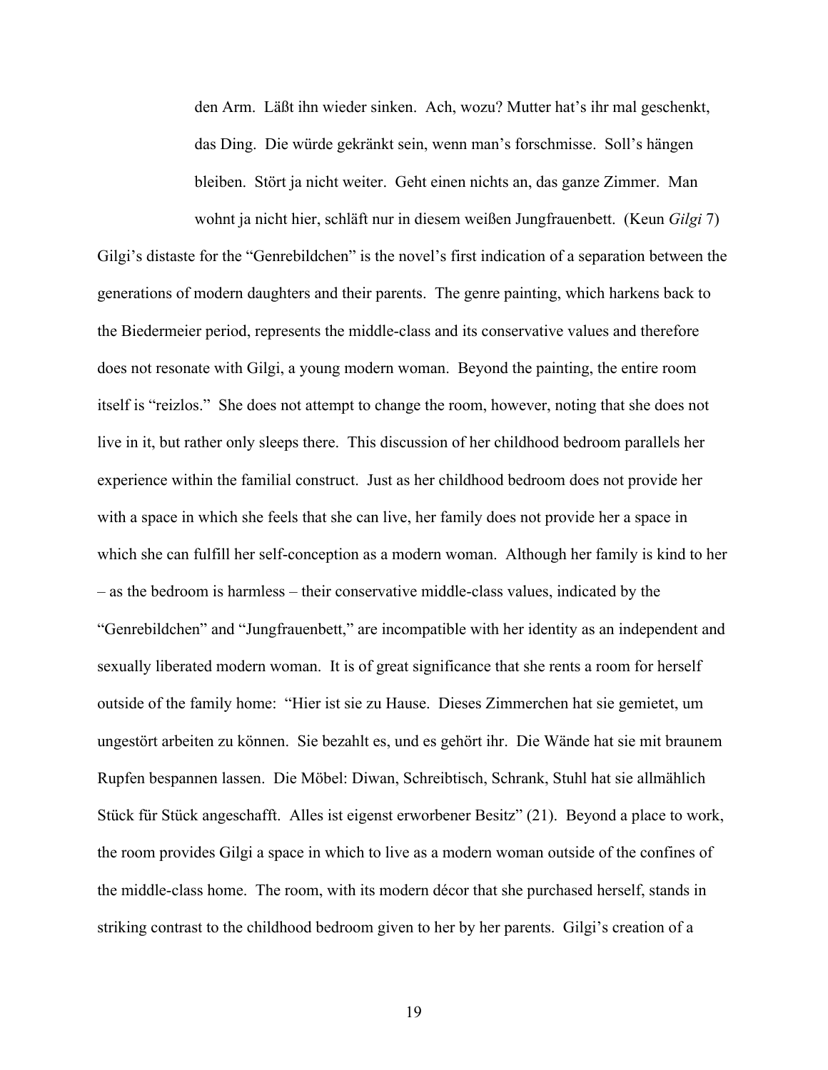> den Arm. Läßt ihn wieder sinken. Ach, wozu? Mutter hat's ihr mal geschenkt, das Ding. Die würde gekränkt sein, wenn man's forschmisse. Soll's hängen bleiben. Stört ja nicht weiter. Geht einen nichts an, das ganze Zimmer. Man wohnt ja nicht hier, schläft nur in diesem weißen Jungfrauenbett. (Keun *Gilgi* 7)

Gilgi's distaste for the "Genrebildchen" is the novel's first indication of a separation between the generations of modern daughters and their parents. The genre painting, which harkens back to the Biedermeier period, represents the middle-class and its conservative values and therefore does not resonate with Gilgi, a young modern woman. Beyond the painting, the entire room itself is "reizlos." She does not attempt to change the room, however, noting that she does not live in it, but rather only sleeps there. This discussion of her childhood bedroom parallels her experience within the familial construct. Just as her childhood bedroom does not provide her with a space in which she feels that she can live, her family does not provide her a space in which she can fulfill her self-conception as a modern woman. Although her family is kind to her – as the bedroom is harmless – their conservative middle-class values, indicated by the "Genrebildchen" and "Jungfrauenbett," are incompatible with her identity as an independent and sexually liberated modern woman. It is of great significance that she rents a room for herself outside of the family home: "Hier ist sie zu Hause. Dieses Zimmerchen hat sie gemietet, um ungestört arbeiten zu können. Sie bezahlt es, und es gehört ihr. Die Wände hat sie mit braunem Rupfen bespannen lassen. Die Möbel: Diwan, Schreibtisch, Schrank, Stuhl hat sie allmählich Stück für Stück angeschafft. Alles ist eigenst erworbener Besitz" (21). Beyond a place to work, the room provides Gilgi a space in which to live as a modern woman outside of the confines of the middle-class home. The room, with its modern décor that she purchased herself, stands in striking contrast to the childhood bedroom given to her by her parents. Gilgi's creation of a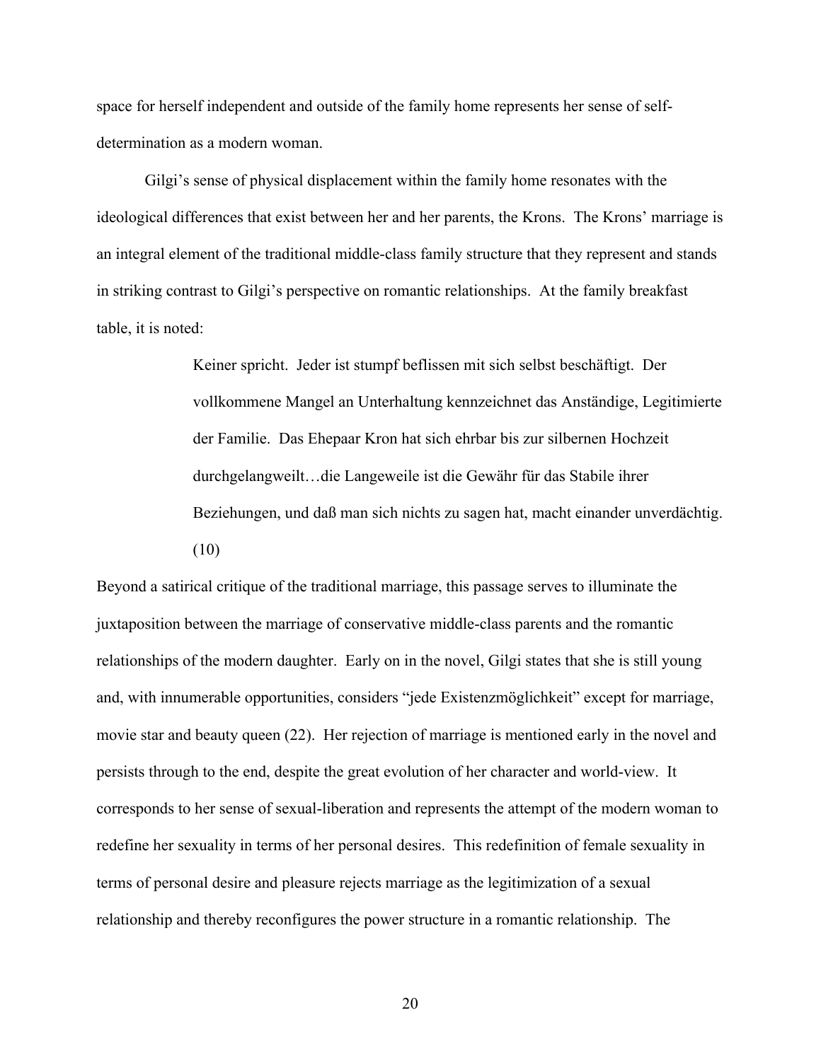space for herself independent and outside of the family home represents her sense of self-determination as a modern woman.

Gilgi's sense of physical displacement within the family home resonates with the ideological differences that exist between her and her parents, the Krons. The Krons' marriage is an integral element of the traditional middle-class family structure that they represent and stands in striking contrast to Gilgi's perspective on romantic relationships. At the family breakfast table, it is noted:

> Keiner spricht. Jeder ist stumpf beflissen mit sich selbst beschäftigt. Der vollkommene Mangel an Unterhaltung kennzeichnet das Anständige, Legitimierte der Familie. Das Ehepaar Kron hat sich ehrbar bis zur silbernen Hochzeit durchgelangweilt…die Langeweile ist die Gewähr für das Stabile ihrer Beziehungen, und daß man sich nichts zu sagen hat, macht einander unverdächtig. (10)

Beyond a satirical critique of the traditional marriage, this passage serves to illuminate the juxtaposition between the marriage of conservative middle-class parents and the romantic relationships of the modern daughter. Early on in the novel, Gilgi states that she is still young and, with innumerable opportunities, considers "jede Existenzmöglichkeit" except for marriage, movie star and beauty queen (22). Her rejection of marriage is mentioned early in the novel and persists through to the end, despite the great evolution of her character and world-view. It corresponds to her sense of sexual-liberation and represents the attempt of the modern woman to redefine her sexuality in terms of her personal desires. This redefinition of female sexuality in terms of personal desire and pleasure rejects marriage as the legitimization of a sexual relationship and thereby reconfigures the power structure in a romantic relationship. The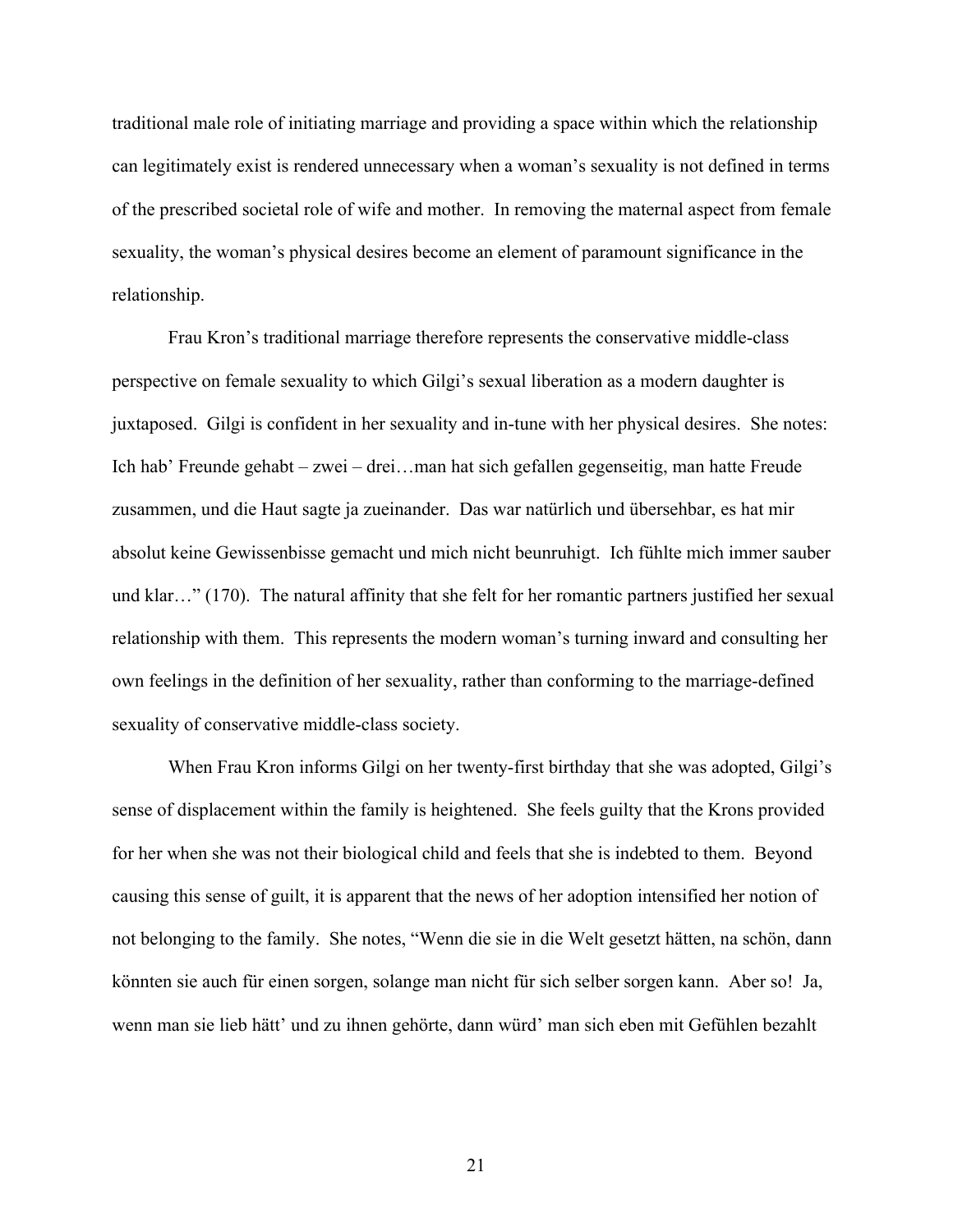traditional male role of initiating marriage and providing a space within which the relationship can legitimately exist is rendered unnecessary when a woman's sexuality is not defined in terms of the prescribed societal role of wife and mother. In removing the maternal aspect from female sexuality, the woman's physical desires become an element of paramount significance in the relationship.

Frau Kron's traditional marriage therefore represents the conservative middle-class perspective on female sexuality to which Gilgi's sexual liberation as a modern daughter is juxtaposed. Gilgi is confident in her sexuality and in-tune with her physical desires. She notes: Ich hab' Freunde gehabt – zwei – drei…man hat sich gefallen gegenseitig, man hatte Freude zusammen, und die Haut sagte ja zueinander. Das war natürlich und übersehbar, es hat mir absolut keine Gewissenbisse gemacht und mich nicht beunruhigt. Ich fühlte mich immer sauber und klar…" (170). The natural affinity that she felt for her romantic partners justified her sexual relationship with them. This represents the modern woman's turning inward and consulting her own feelings in the definition of her sexuality, rather than conforming to the marriage-defined sexuality of conservative middle-class society.

When Frau Kron informs Gilgi on her twenty-first birthday that she was adopted, Gilgi's sense of displacement within the family is heightened. She feels guilty that the Krons provided for her when she was not their biological child and feels that she is indebted to them. Beyond causing this sense of guilt, it is apparent that the news of her adoption intensified her notion of not belonging to the family. She notes, "Wenn die sie in die Welt gesetzt hätten, na schön, dann könnten sie auch für einen sorgen, solange man nicht für sich selber sorgen kann. Aber so! Ja, wenn man sie lieb hätt' und zu ihnen gehörte, dann würd' man sich eben mit Gefühlen bezahlt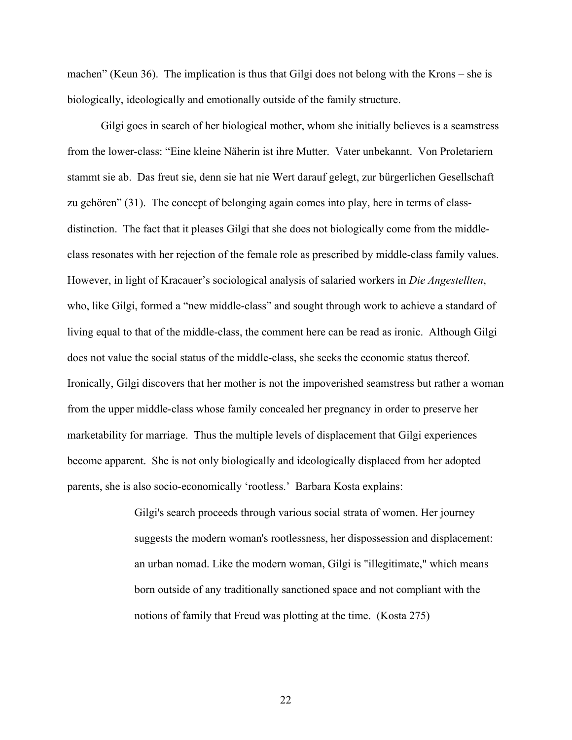machen" (Keun 36). The implication is thus that Gilgi does not belong with the Krons – she is biologically, ideologically and emotionally outside of the family structure.

Gilgi goes in search of her biological mother, whom she initially believes is a seamstress from the lower-class: "Eine kleine Näherin ist ihre Mutter. Vater unbekannt. Von Proletariern stammt sie ab. Das freut sie, denn sie hat nie Wert darauf gelegt, zur bürgerlichen Gesellschaft zu gehören" (31). The concept of belonging again comes into play, here in terms of class-distinction. The fact that it pleases Gilgi that she does not biologically come from the middle-class resonates with her rejection of the female role as prescribed by middle-class family values. However, in light of Kracauer's sociological analysis of salaried workers in *Die Angestellten*, who, like Gilgi, formed a "new middle-class" and sought through work to achieve a standard of living equal to that of the middle-class, the comment here can be read as ironic. Although Gilgi does not value the social status of the middle-class, she seeks the economic status thereof. Ironically, Gilgi discovers that her mother is not the impoverished seamstress but rather a woman from the upper middle-class whose family concealed her pregnancy in order to preserve her marketability for marriage. Thus the multiple levels of displacement that Gilgi experiences become apparent. She is not only biologically and ideologically displaced from her adopted parents, she is also socio-economically 'rootless.' Barbara Kosta explains:

> Gilgi's search proceeds through various social strata of women. Her journey suggests the modern woman's rootlessness, her dispossession and displacement: an urban nomad. Like the modern woman, Gilgi is "illegitimate," which means born outside of any traditionally sanctioned space and not compliant with the notions of family that Freud was plotting at the time. (Kosta 275)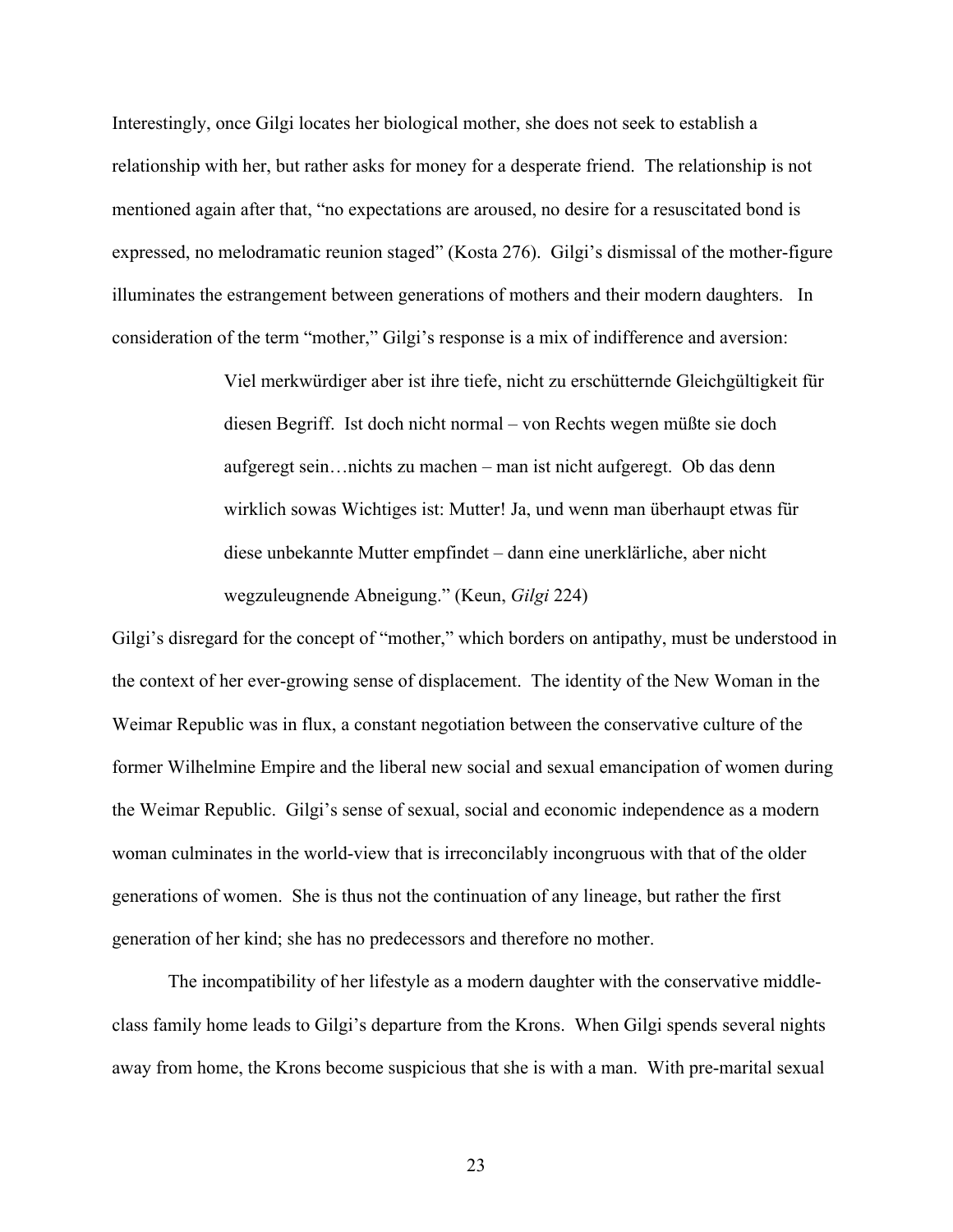Interestingly, once Gilgi locates her biological mother, she does not seek to establish a relationship with her, but rather asks for money for a desperate friend. The relationship is not mentioned again after that, "no expectations are aroused, no desire for a resuscitated bond is expressed, no melodramatic reunion staged" (Kosta 276). Gilgi's dismissal of the mother-figure illuminates the estrangement between generations of mothers and their modern daughters. In consideration of the term "mother," Gilgi's response is a mix of indifference and aversion:

> Viel merkwürdiger aber ist ihre tiefe, nicht zu erschütternde Gleichgültigkeit für diesen Begriff. Ist doch nicht normal – von Rechts wegen müßte sie doch aufgeregt sein…nichts zu machen – man ist nicht aufgeregt. Ob das denn wirklich sowas Wichtiges ist: Mutter! Ja, und wenn man überhaupt etwas für diese unbekannte Mutter empfindet – dann eine unerklärliche, aber nicht wegzuleugnende Abneigung." (Keun, *Gilgi* 224)

Gilgi's disregard for the concept of "mother," which borders on antipathy, must be understood in the context of her ever-growing sense of displacement. The identity of the New Woman in the Weimar Republic was in flux, a constant negotiation between the conservative culture of the former Wilhelmine Empire and the liberal new social and sexual emancipation of women during the Weimar Republic. Gilgi's sense of sexual, social and economic independence as a modern woman culminates in the world-view that is irreconcilably incongruous with that of the older generations of women. She is thus not the continuation of any lineage, but rather the first generation of her kind; she has no predecessors and therefore no mother.

The incompatibility of her lifestyle as a modern daughter with the conservative middle-class family home leads to Gilgi's departure from the Krons. When Gilgi spends several nights away from home, the Krons become suspicious that she is with a man. With pre-marital sexual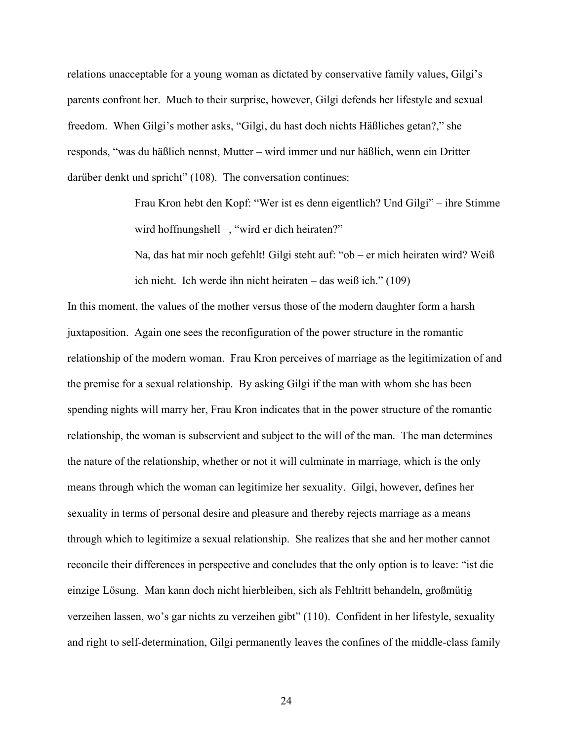relations unacceptable for a young woman as dictated by conservative family values, Gilgi's parents confront her. Much to their surprise, however, Gilgi defends her lifestyle and sexual freedom. When Gilgi's mother asks, "Gilgi, du hast doch nichts Häßliches getan?," she responds, "was du häßlich nennst, Mutter – wird immer und nur häßlich, wenn ein Dritter darüber denkt und spricht" (108). The conversation continues:

> Frau Kron hebt den Kopf: "Wer ist es denn eigentlich? Und Gilgi" – ihre Stimme wird hoffnungshell –, "wird er dich heiraten?"
>
> Na, das hat mir noch gefehlt! Gilgi steht auf: "ob – er mich heiraten wird? Weiß ich nicht. Ich werde ihn nicht heiraten – das weiß ich." (109)

In this moment, the values of the mother versus those of the modern daughter form a harsh juxtaposition. Again one sees the reconfiguration of the power structure in the romantic relationship of the modern woman. Frau Kron perceives of marriage as the legitimization of and the premise for a sexual relationship. By asking Gilgi if the man with whom she has been spending nights will marry her, Frau Kron indicates that in the power structure of the romantic relationship, the woman is subservient and subject to the will of the man. The man determines the nature of the relationship, whether or not it will culminate in marriage, which is the only means through which the woman can legitimize her sexuality. Gilgi, however, defines her sexuality in terms of personal desire and pleasure and thereby rejects marriage as a means through which to legitimize a sexual relationship. She realizes that she and her mother cannot reconcile their differences in perspective and concludes that the only option is to leave: "ist die einzige Lösung. Man kann doch nicht hierbleiben, sich als Fehltritt behandeln, großmütig verzeihen lassen, wo's gar nichts zu verzeihen gibt" (110). Confident in her lifestyle, sexuality and right to self-determination, Gilgi permanently leaves the confines of the middle-class family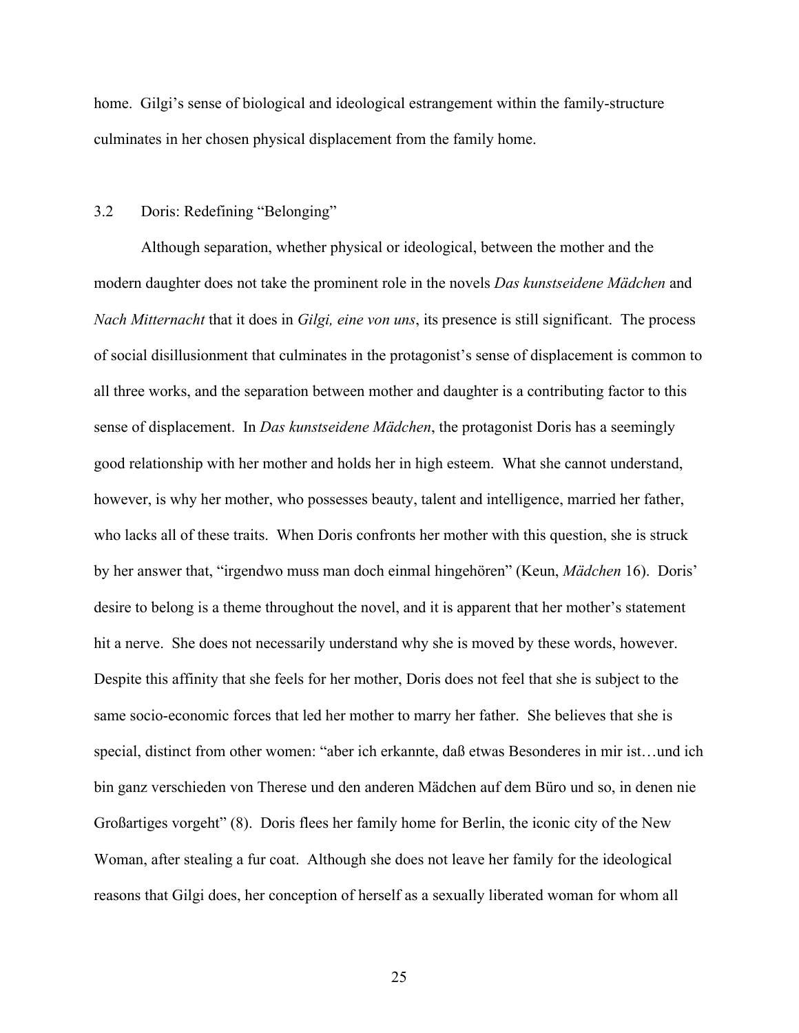home. Gilgi's sense of biological and ideological estrangement within the family-structure culminates in her chosen physical displacement from the family home.

### 3.2 Doris: Redefining "Belonging"

Although separation, whether physical or ideological, between the mother and the modern daughter does not take the prominent role in the novels *Das kunstseidene Mädchen* and *Nach Mitternacht* that it does in *Gilgi, eine von uns*, its presence is still significant. The process of social disillusionment that culminates in the protagonist's sense of displacement is common to all three works, and the separation between mother and daughter is a contributing factor to this sense of displacement. In *Das kunstseidene Mädchen*, the protagonist Doris has a seemingly good relationship with her mother and holds her in high esteem. What she cannot understand, however, is why her mother, who possesses beauty, talent and intelligence, married her father, who lacks all of these traits. When Doris confronts her mother with this question, she is struck by her answer that, "irgendwo muss man doch einmal hingehören" (Keun, *Mädchen* 16). Doris' desire to belong is a theme throughout the novel, and it is apparent that her mother's statement hit a nerve. She does not necessarily understand why she is moved by these words, however. Despite this affinity that she feels for her mother, Doris does not feel that she is subject to the same socio-economic forces that led her mother to marry her father. She believes that she is special, distinct from other women: "aber ich erkannte, daß etwas Besonderes in mir ist…und ich bin ganz verschieden von Therese und den anderen Mädchen auf dem Büro und so, in denen nie Großartiges vorgeht" (8). Doris flees her family home for Berlin, the iconic city of the New Woman, after stealing a fur coat. Although she does not leave her family for the ideological reasons that Gilgi does, her conception of herself as a sexually liberated woman for whom all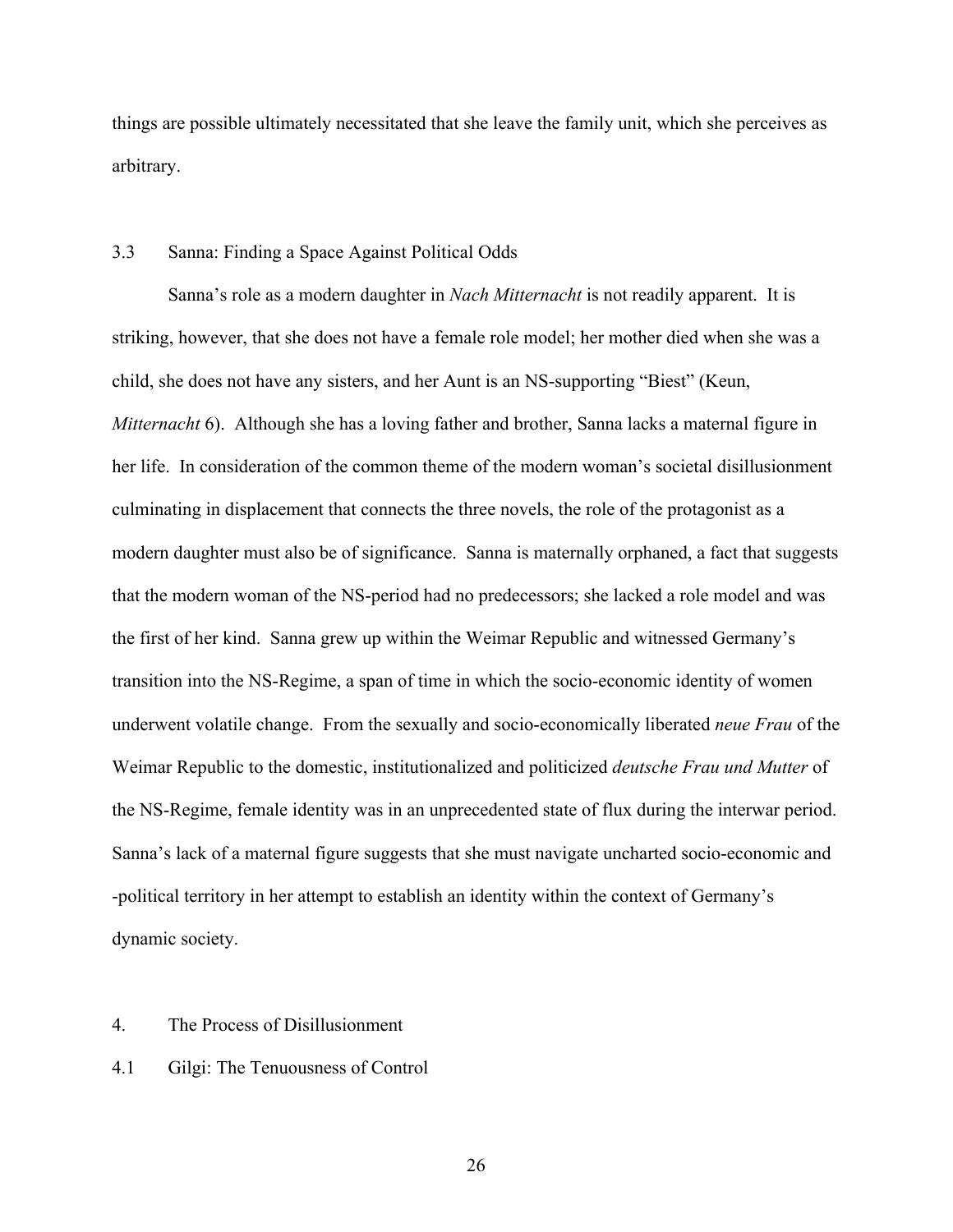things are possible ultimately necessitated that she leave the family unit, which she perceives as arbitrary.

### 3.3 Sanna: Finding a Space Against Political Odds

Sanna's role as a modern daughter in *Nach Mitternacht* is not readily apparent. It is striking, however, that she does not have a female role model; her mother died when she was a child, she does not have any sisters, and her Aunt is an NS-supporting "Biest" (Keun, *Mitternacht* 6). Although she has a loving father and brother, Sanna lacks a maternal figure in her life. In consideration of the common theme of the modern woman's societal disillusionment culminating in displacement that connects the three novels, the role of the protagonist as a modern daughter must also be of significance. Sanna is maternally orphaned, a fact that suggests that the modern woman of the NS-period had no predecessors; she lacked a role model and was the first of her kind. Sanna grew up within the Weimar Republic and witnessed Germany's transition into the NS-Regime, a span of time in which the socio-economic identity of women underwent volatile change. From the sexually and socio-economically liberated *neue Frau* of the Weimar Republic to the domestic, institutionalized and politicized *deutsche Frau und Mutter* of the NS-Regime, female identity was in an unprecedented state of flux during the interwar period. Sanna's lack of a maternal figure suggests that she must navigate uncharted socio-economic and -political territory in her attempt to establish an identity within the context of Germany's dynamic society.

## 4. The Process of Disillusionment

### 4.1 Gilgi: The Tenuousness of Control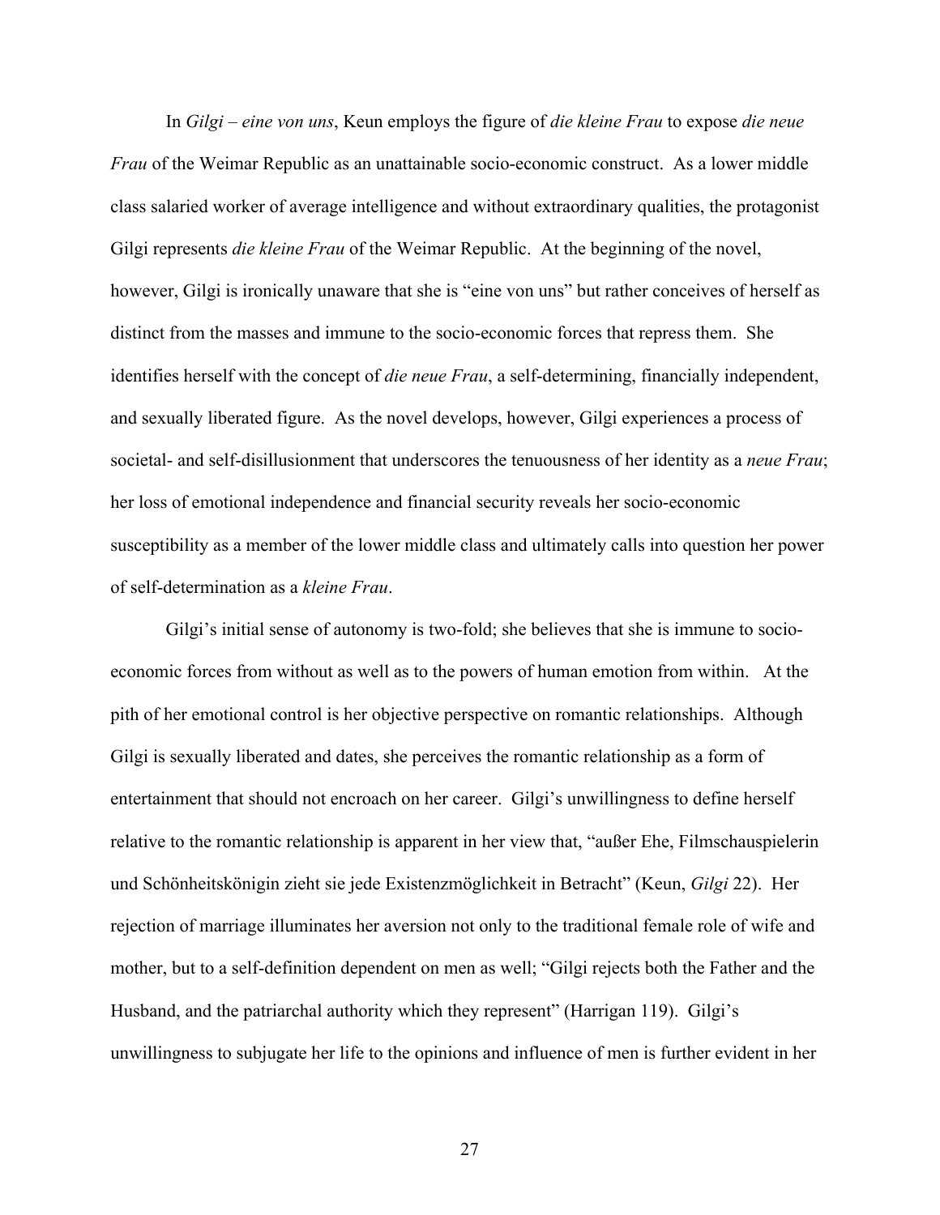In *Gilgi – eine von uns*, Keun employs the figure of *die kleine Frau* to expose *die neue Frau* of the Weimar Republic as an unattainable socio-economic construct. As a lower middle class salaried worker of average intelligence and without extraordinary qualities, the protagonist Gilgi represents *die kleine Frau* of the Weimar Republic. At the beginning of the novel, however, Gilgi is ironically unaware that she is "eine von uns" but rather conceives of herself as distinct from the masses and immune to the socio-economic forces that repress them. She identifies herself with the concept of *die neue Frau*, a self-determining, financially independent, and sexually liberated figure. As the novel develops, however, Gilgi experiences a process of societal- and self-disillusionment that underscores the tenuousness of her identity as a *neue Frau*; her loss of emotional independence and financial security reveals her socio-economic susceptibility as a member of the lower middle class and ultimately calls into question her power of self-determination as a *kleine Frau*.

Gilgi's initial sense of autonomy is two-fold; she believes that she is immune to socio-economic forces from without as well as to the powers of human emotion from within. At the pith of her emotional control is her objective perspective on romantic relationships. Although Gilgi is sexually liberated and dates, she perceives the romantic relationship as a form of entertainment that should not encroach on her career. Gilgi's unwillingness to define herself relative to the romantic relationship is apparent in her view that, "außer Ehe, Filmschauspielerin und Schönheitskönigin zieht sie jede Existenzmöglichkeit in Betracht" (Keun, *Gilgi* 22). Her rejection of marriage illuminates her aversion not only to the traditional female role of wife and mother, but to a self-definition dependent on men as well; "Gilgi rejects both the Father and the Husband, and the patriarchal authority which they represent" (Harrigan 119). Gilgi's unwillingness to subjugate her life to the opinions and influence of men is further evident in her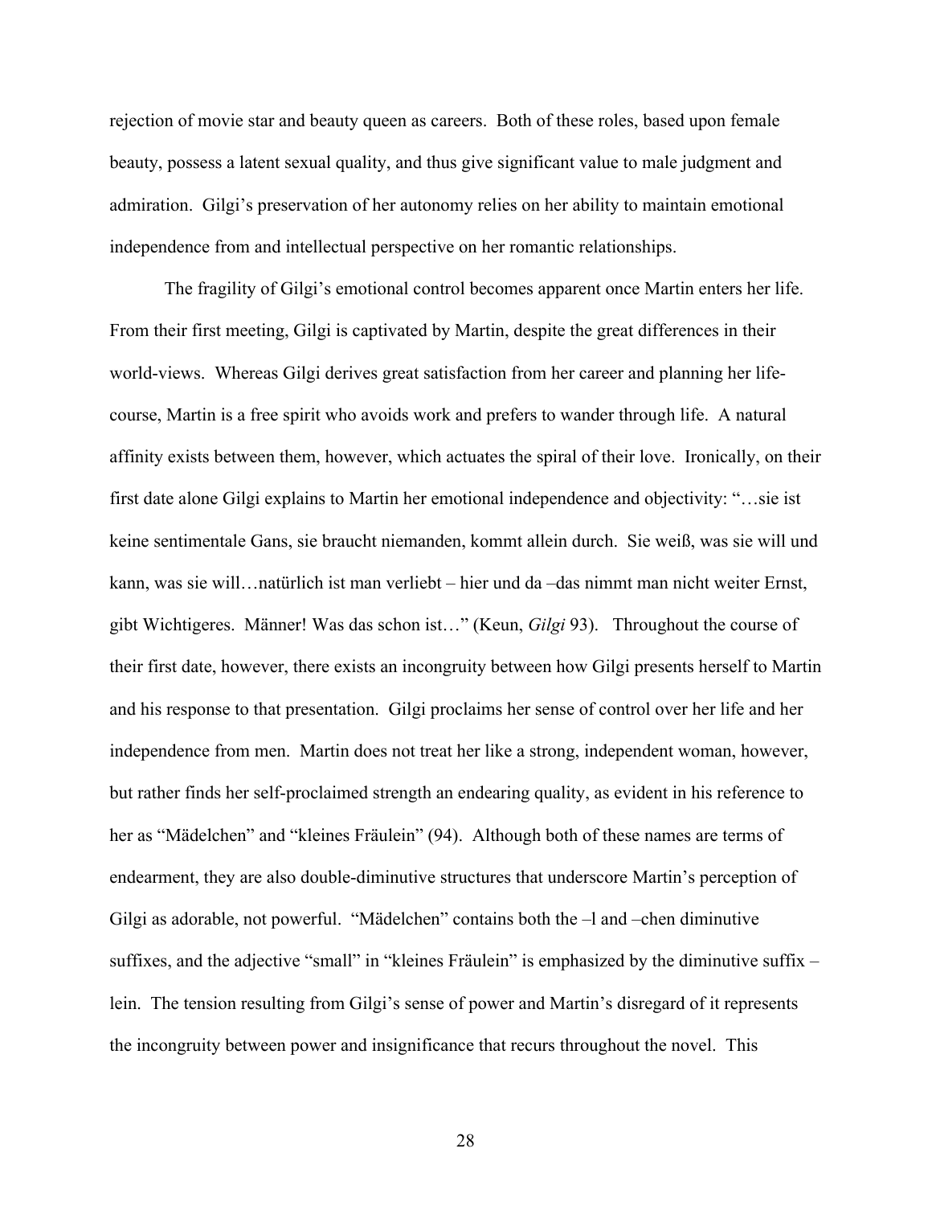rejection of movie star and beauty queen as careers. Both of these roles, based upon female beauty, possess a latent sexual quality, and thus give significant value to male judgment and admiration. Gilgi's preservation of her autonomy relies on her ability to maintain emotional independence from and intellectual perspective on her romantic relationships.

The fragility of Gilgi's emotional control becomes apparent once Martin enters her life. From their first meeting, Gilgi is captivated by Martin, despite the great differences in their world-views. Whereas Gilgi derives great satisfaction from her career and planning her life-course, Martin is a free spirit who avoids work and prefers to wander through life. A natural affinity exists between them, however, which actuates the spiral of their love. Ironically, on their first date alone Gilgi explains to Martin her emotional independence and objectivity: "…sie ist keine sentimentale Gans, sie braucht niemanden, kommt allein durch. Sie weiß, was sie will und kann, was sie will…natürlich ist man verliebt – hier und da –das nimmt man nicht weiter Ernst, gibt Wichtigeres. Männer! Was das schon ist…" (Keun, *Gilgi* 93). Throughout the course of their first date, however, there exists an incongruity between how Gilgi presents herself to Martin and his response to that presentation. Gilgi proclaims her sense of control over her life and her independence from men. Martin does not treat her like a strong, independent woman, however, but rather finds her self-proclaimed strength an endearing quality, as evident in his reference to her as "Mädelchen" and "kleines Fräulein" (94). Although both of these names are terms of endearment, they are also double-diminutive structures that underscore Martin's perception of Gilgi as adorable, not powerful. "Mädelchen" contains both the –l and –chen diminutive suffixes, and the adjective "small" in "kleines Fräulein" is emphasized by the diminutive suffix –lein. The tension resulting from Gilgi's sense of power and Martin's disregard of it represents the incongruity between power and insignificance that recurs throughout the novel. This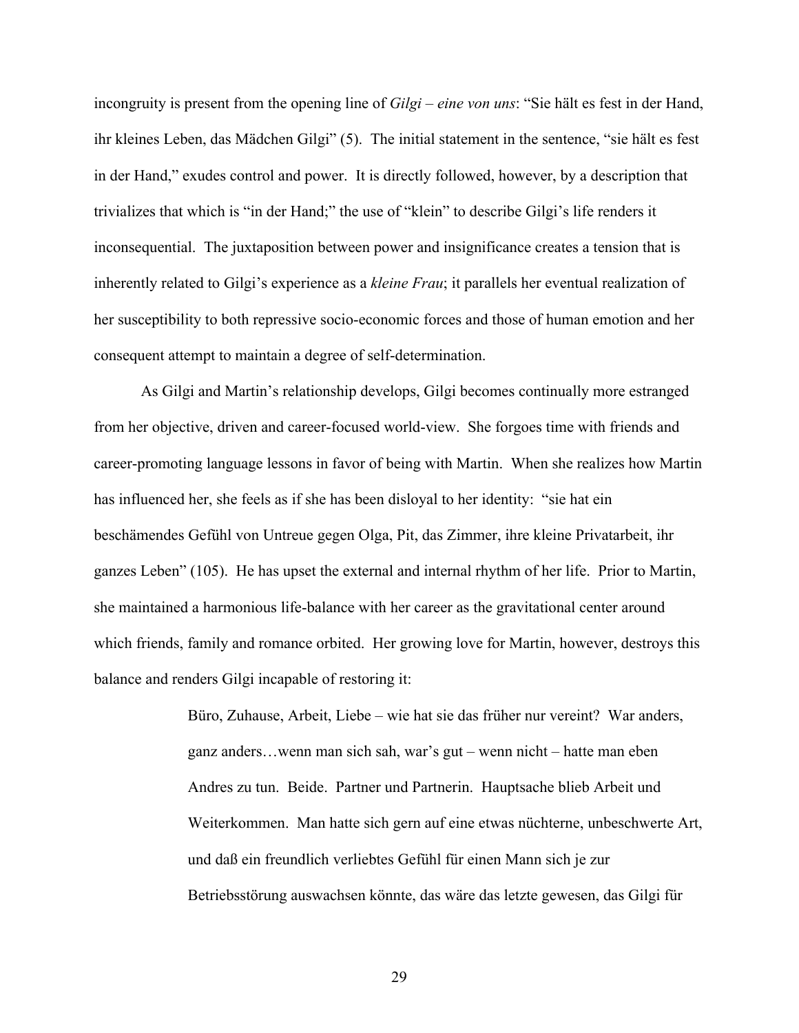incongruity is present from the opening line of *Gilgi – eine von uns*: "Sie hält es fest in der Hand, ihr kleines Leben, das Mädchen Gilgi" (5). The initial statement in the sentence, "sie hält es fest in der Hand," exudes control and power. It is directly followed, however, by a description that trivializes that which is "in der Hand;" the use of "klein" to describe Gilgi's life renders it inconsequential. The juxtaposition between power and insignificance creates a tension that is inherently related to Gilgi's experience as a *kleine Frau*; it parallels her eventual realization of her susceptibility to both repressive socio-economic forces and those of human emotion and her consequent attempt to maintain a degree of self-determination.

As Gilgi and Martin's relationship develops, Gilgi becomes continually more estranged from her objective, driven and career-focused world-view. She forgoes time with friends and career-promoting language lessons in favor of being with Martin. When she realizes how Martin has influenced her, she feels as if she has been disloyal to her identity: "sie hat ein beschämendes Gefühl von Untreue gegen Olga, Pit, das Zimmer, ihre kleine Privatarbeit, ihr ganzes Leben" (105). He has upset the external and internal rhythm of her life. Prior to Martin, she maintained a harmonious life-balance with her career as the gravitational center around which friends, family and romance orbited. Her growing love for Martin, however, destroys this balance and renders Gilgi incapable of restoring it:

> Büro, Zuhause, Arbeit, Liebe – wie hat sie das früher nur vereint? War anders, ganz anders…wenn man sich sah, war's gut – wenn nicht – hatte man eben Andres zu tun. Beide. Partner und Partnerin. Hauptsache blieb Arbeit und Weiterkommen. Man hatte sich gern auf eine etwas nüchterne, unbeschwerte Art, und daß ein freundlich verliebtes Gefühl für einen Mann sich je zur Betriebsstörung auswachsen könnte, das wäre das letzte gewesen, das Gilgi für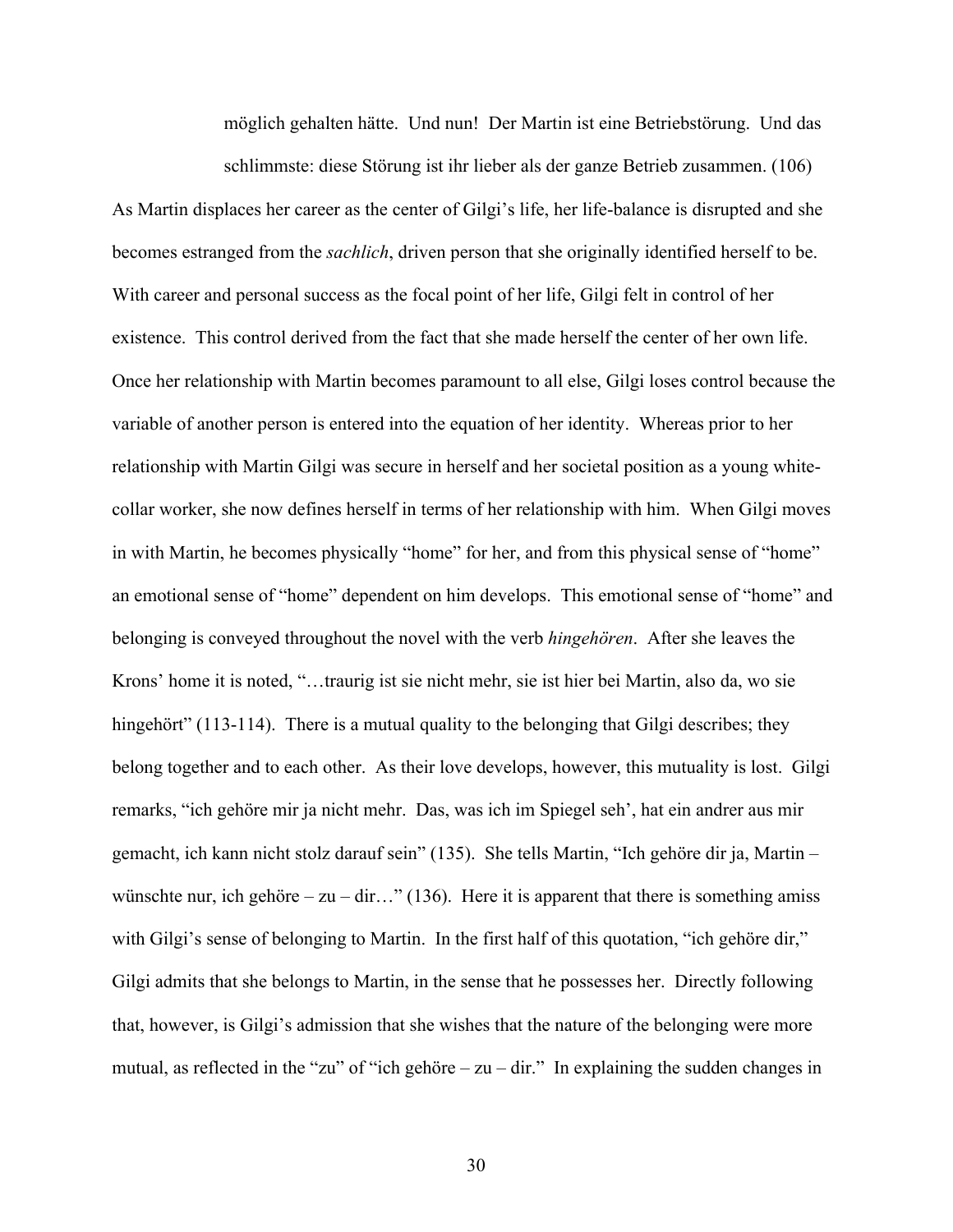> möglich gehalten hätte. Und nun! Der Martin ist eine Betriebstörung. Und das schlimmste: diese Störung ist ihr lieber als der ganze Betrieb zusammen. (106)

As Martin displaces her career as the center of Gilgi's life, her life-balance is disrupted and she becomes estranged from the *sachlich*, driven person that she originally identified herself to be. With career and personal success as the focal point of her life, Gilgi felt in control of her existence. This control derived from the fact that she made herself the center of her own life. Once her relationship with Martin becomes paramount to all else, Gilgi loses control because the variable of another person is entered into the equation of her identity. Whereas prior to her relationship with Martin Gilgi was secure in herself and her societal position as a young white-collar worker, she now defines herself in terms of her relationship with him. When Gilgi moves in with Martin, he becomes physically "home" for her, and from this physical sense of "home" an emotional sense of "home" dependent on him develops. This emotional sense of "home" and belonging is conveyed throughout the novel with the verb *hingehören*. After she leaves the Krons' home it is noted, "…traurig ist sie nicht mehr, sie ist hier bei Martin, also da, wo sie hingehört" (113-114). There is a mutual quality to the belonging that Gilgi describes; they belong together and to each other. As their love develops, however, this mutuality is lost. Gilgi remarks, "ich gehöre mir ja nicht mehr. Das, was ich im Spiegel seh', hat ein andrer aus mir gemacht, ich kann nicht stolz darauf sein" (135). She tells Martin, "Ich gehöre dir ja, Martin – wünschte nur, ich gehöre – zu – dir…" (136). Here it is apparent that there is something amiss with Gilgi's sense of belonging to Martin. In the first half of this quotation, "ich gehöre dir," Gilgi admits that she belongs to Martin, in the sense that he possesses her. Directly following that, however, is Gilgi's admission that she wishes that the nature of the belonging were more mutual, as reflected in the "zu" of "ich gehöre – zu – dir." In explaining the sudden changes in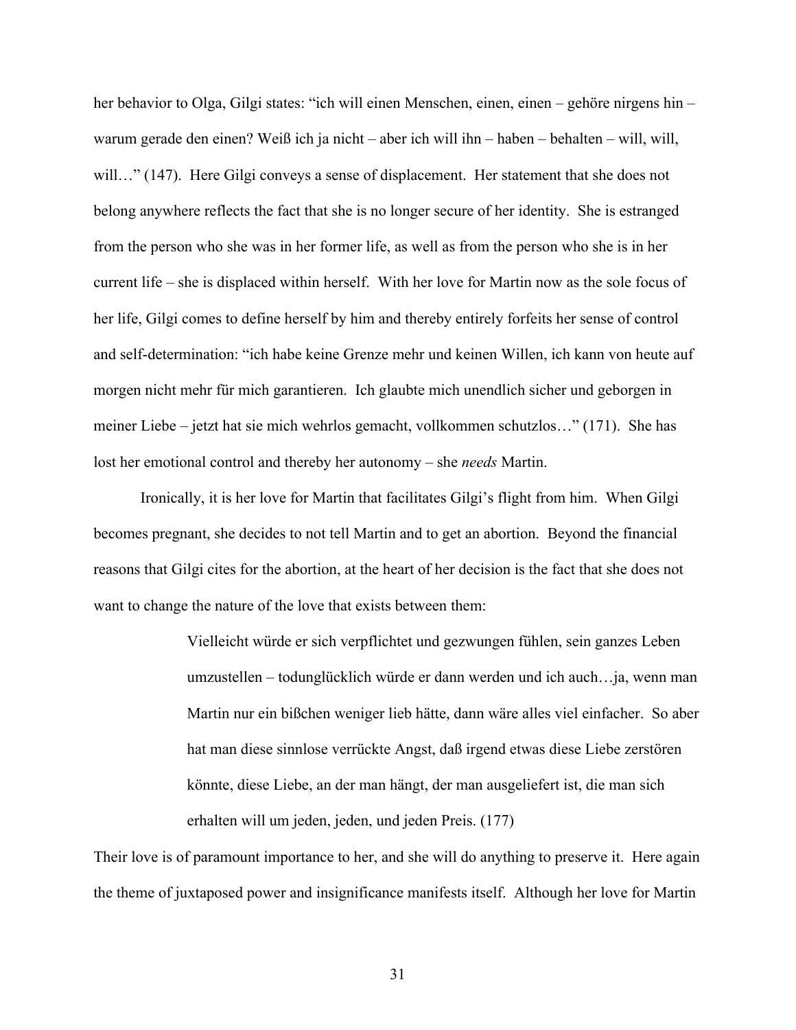her behavior to Olga, Gilgi states: “ich will einen Menschen, einen, einen – gehöre nirgens hin – warum gerade den einen? Weiß ich ja nicht – aber ich will ihn – haben – behalten – will, will, will…” (147). Here Gilgi conveys a sense of displacement. Her statement that she does not belong anywhere reflects the fact that she is no longer secure of her identity. She is estranged from the person who she was in her former life, as well as from the person who she is in her current life – she is displaced within herself. With her love for Martin now as the sole focus of her life, Gilgi comes to define herself by him and thereby entirely forfeits her sense of control and self-determination: “ich habe keine Grenze mehr und keinen Willen, ich kann von heute auf morgen nicht mehr für mich garantieren. Ich glaubte mich unendlich sicher und geborgen in meiner Liebe – jetzt hat sie mich wehrlos gemacht, vollkommen schutzlos…” (171). She has lost her emotional control and thereby her autonomy – she *needs* Martin.

Ironically, it is her love for Martin that facilitates Gilgi’s flight from him. When Gilgi becomes pregnant, she decides to not tell Martin and to get an abortion. Beyond the financial reasons that Gilgi cites for the abortion, at the heart of her decision is the fact that she does not want to change the nature of the love that exists between them:

> Vielleicht würde er sich verpflichtet und gezwungen fühlen, sein ganzes Leben umzustellen – todunglücklich würde er dann werden und ich auch…ja, wenn man Martin nur ein bißchen weniger lieb hätte, dann wäre alles viel einfacher. So aber hat man diese sinnlose verrückte Angst, daß irgend etwas diese Liebe zerstören könnte, diese Liebe, an der man hängt, der man ausgeliefert ist, die man sich erhalten will um jeden, jeden, und jeden Preis. (177)

Their love is of paramount importance to her, and she will do anything to preserve it. Here again the theme of juxtaposed power and insignificance manifests itself. Although her love for Martin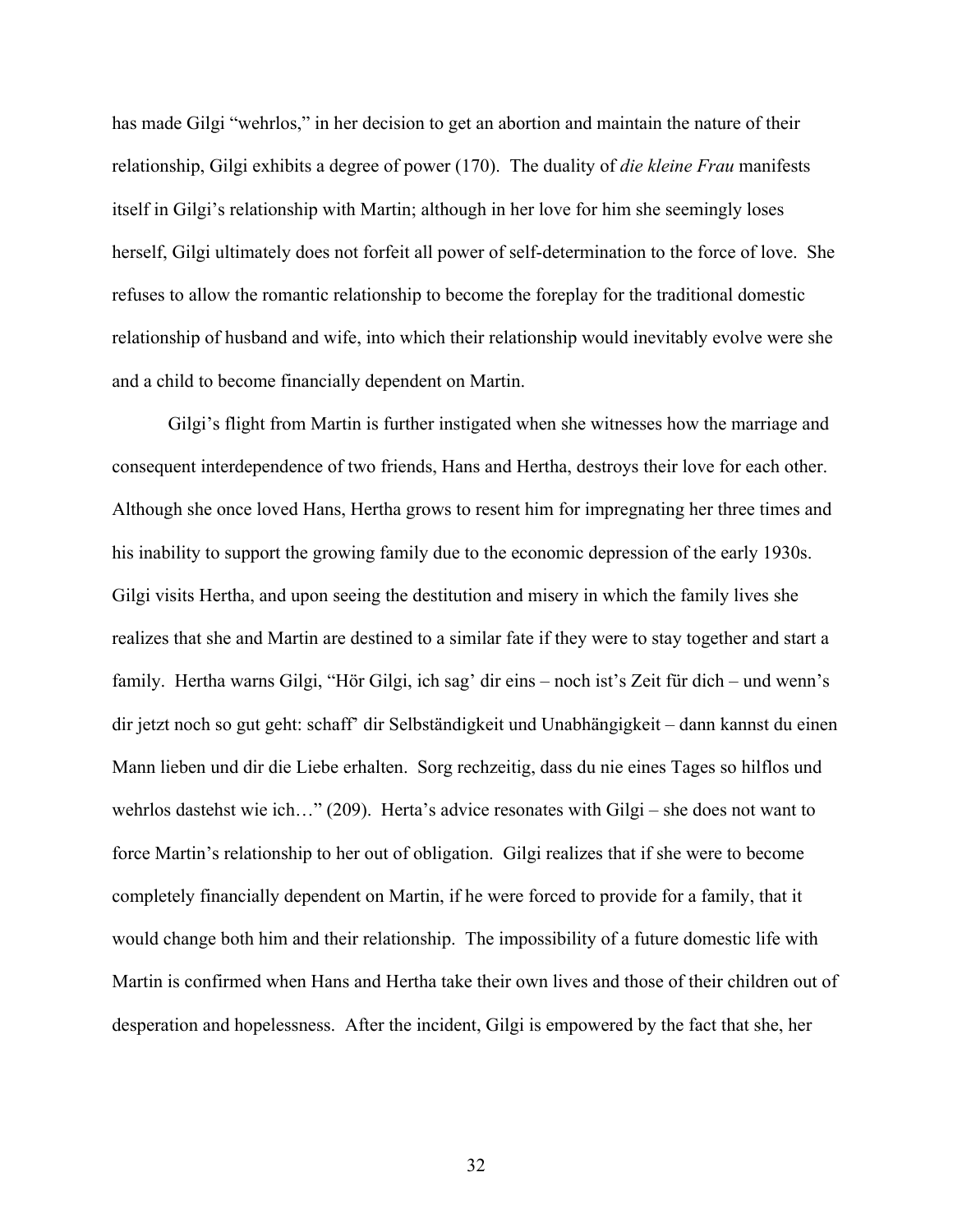has made Gilgi "wehrlos," in her decision to get an abortion and maintain the nature of their relationship, Gilgi exhibits a degree of power (170). The duality of *die kleine Frau* manifests itself in Gilgi's relationship with Martin; although in her love for him she seemingly loses herself, Gilgi ultimately does not forfeit all power of self-determination to the force of love. She refuses to allow the romantic relationship to become the foreplay for the traditional domestic relationship of husband and wife, into which their relationship would inevitably evolve were she and a child to become financially dependent on Martin.

Gilgi's flight from Martin is further instigated when she witnesses how the marriage and consequent interdependence of two friends, Hans and Hertha, destroys their love for each other. Although she once loved Hans, Hertha grows to resent him for impregnating her three times and his inability to support the growing family due to the economic depression of the early 1930s. Gilgi visits Hertha, and upon seeing the destitution and misery in which the family lives she realizes that she and Martin are destined to a similar fate if they were to stay together and start a family. Hertha warns Gilgi, "Hör Gilgi, ich sag' dir eins – noch ist's Zeit für dich – und wenn's dir jetzt noch so gut geht: schaff' dir Selbständigkeit und Unabhängigkeit – dann kannst du einen Mann lieben und dir die Liebe erhalten. Sorg rechzeitig, dass du nie eines Tages so hilflos und wehrlos dastehst wie ich…" (209). Herta's advice resonates with Gilgi – she does not want to force Martin's relationship to her out of obligation. Gilgi realizes that if she were to become completely financially dependent on Martin, if he were forced to provide for a family, that it would change both him and their relationship. The impossibility of a future domestic life with Martin is confirmed when Hans and Hertha take their own lives and those of their children out of desperation and hopelessness. After the incident, Gilgi is empowered by the fact that she, her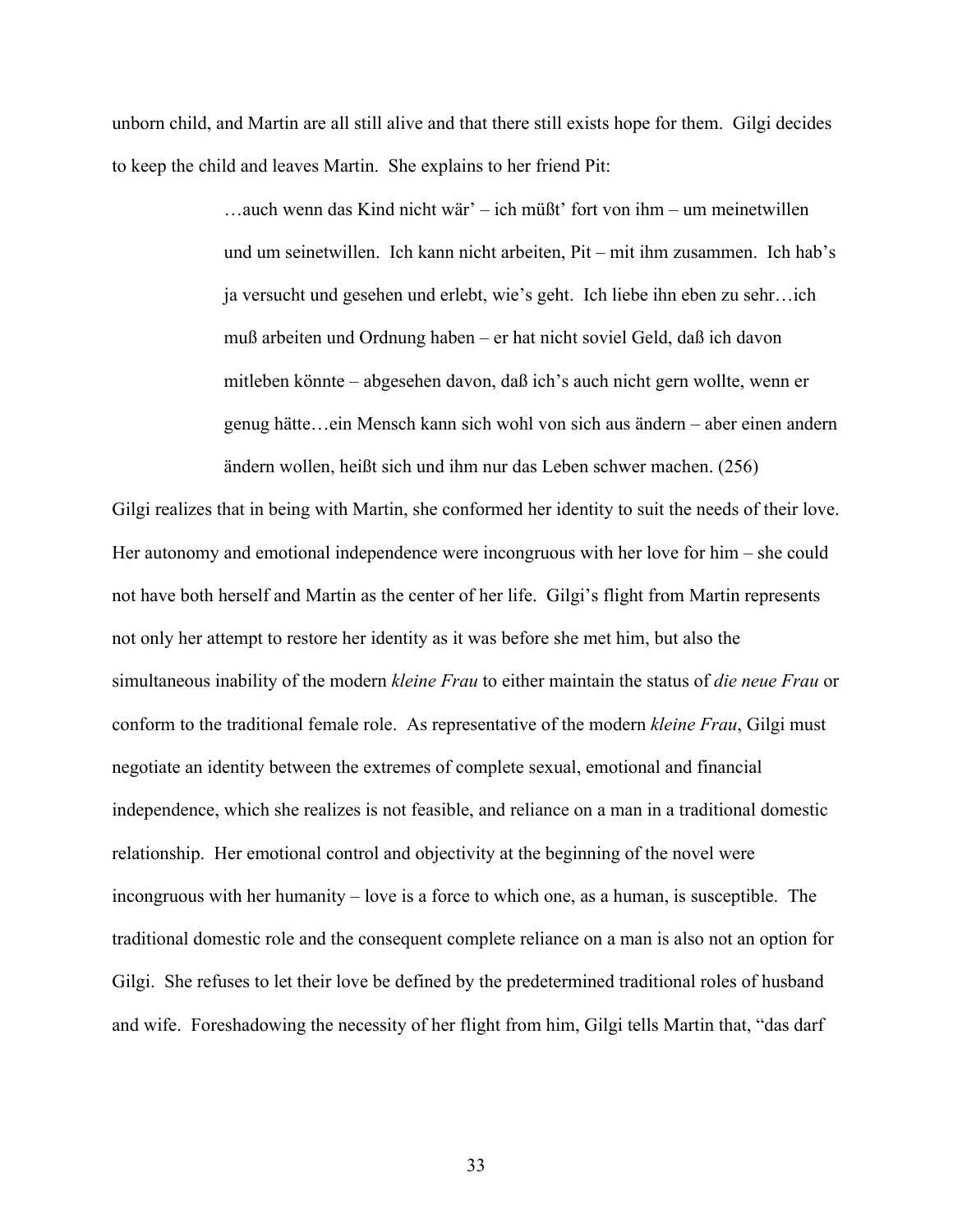unborn child, and Martin are all still alive and that there still exists hope for them. Gilgi decides to keep the child and leaves Martin. She explains to her friend Pit:

> …auch wenn das Kind nicht wär' – ich müßt' fort von ihm – um meinetwillen und um seinetwillen. Ich kann nicht arbeiten, Pit – mit ihm zusammen. Ich hab's ja versucht und gesehen und erlebt, wie's geht. Ich liebe ihn eben zu sehr…ich muß arbeiten und Ordnung haben – er hat nicht soviel Geld, daß ich davon mitleben könnte – abgesehen davon, daß ich's auch nicht gern wollte, wenn er genug hätte…ein Mensch kann sich wohl von sich aus ändern – aber einen andern ändern wollen, heißt sich und ihm nur das Leben schwer machen. (256)

Gilgi realizes that in being with Martin, she conformed her identity to suit the needs of their love. Her autonomy and emotional independence were incongruous with her love for him – she could not have both herself and Martin as the center of her life. Gilgi's flight from Martin represents not only her attempt to restore her identity as it was before she met him, but also the simultaneous inability of the modern *kleine Frau* to either maintain the status of *die neue Frau* or conform to the traditional female role. As representative of the modern *kleine Frau*, Gilgi must negotiate an identity between the extremes of complete sexual, emotional and financial independence, which she realizes is not feasible, and reliance on a man in a traditional domestic relationship. Her emotional control and objectivity at the beginning of the novel were incongruous with her humanity – love is a force to which one, as a human, is susceptible. The traditional domestic role and the consequent complete reliance on a man is also not an option for Gilgi. She refuses to let their love be defined by the predetermined traditional roles of husband and wife. Foreshadowing the necessity of her flight from him, Gilgi tells Martin that, "das darf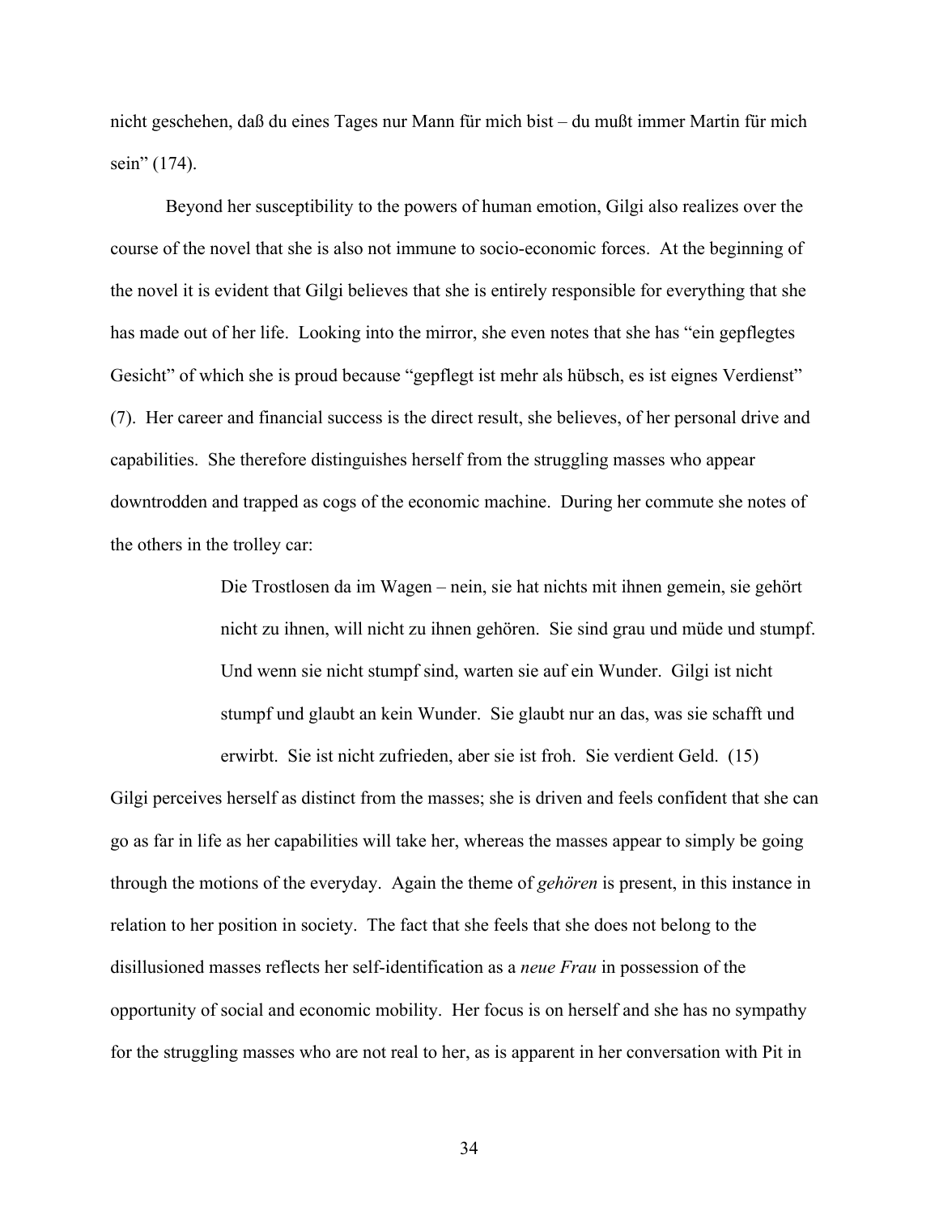nicht geschehen, daß du eines Tages nur Mann für mich bist – du mußt immer Martin für mich sein" (174).

Beyond her susceptibility to the powers of human emotion, Gilgi also realizes over the course of the novel that she is also not immune to socio-economic forces. At the beginning of the novel it is evident that Gilgi believes that she is entirely responsible for everything that she has made out of her life. Looking into the mirror, she even notes that she has "ein gepflegtes Gesicht" of which she is proud because "gepflegt ist mehr als hübsch, es ist eignes Verdienst" (7). Her career and financial success is the direct result, she believes, of her personal drive and capabilities. She therefore distinguishes herself from the struggling masses who appear downtrodden and trapped as cogs of the economic machine. During her commute she notes of the others in the trolley car:

> Die Trostlosen da im Wagen – nein, sie hat nichts mit ihnen gemein, sie gehört nicht zu ihnen, will nicht zu ihnen gehören. Sie sind grau und müde und stumpf. Und wenn sie nicht stumpf sind, warten sie auf ein Wunder. Gilgi ist nicht stumpf und glaubt an kein Wunder. Sie glaubt nur an das, was sie schafft und erwirbt. Sie ist nicht zufrieden, aber sie ist froh. Sie verdient Geld. (15)

Gilgi perceives herself as distinct from the masses; she is driven and feels confident that she can go as far in life as her capabilities will take her, whereas the masses appear to simply be going through the motions of the everyday. Again the theme of *gehören* is present, in this instance in relation to her position in society. The fact that she feels that she does not belong to the disillusioned masses reflects her self-identification as a *neue Frau* in possession of the opportunity of social and economic mobility. Her focus is on herself and she has no sympathy for the struggling masses who are not real to her, as is apparent in her conversation with Pit in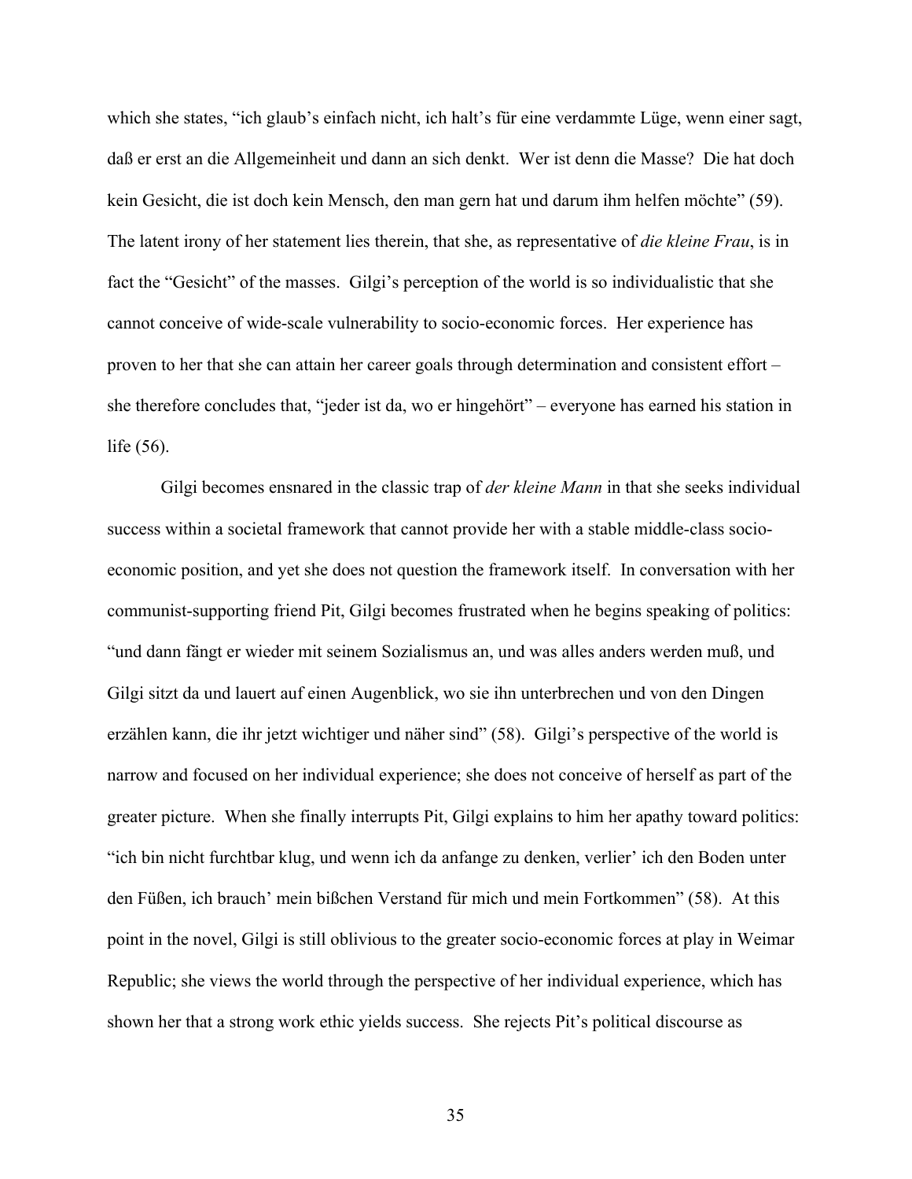which she states, "ich glaub's einfach nicht, ich halt's für eine verdammte Lüge, wenn einer sagt, daß er erst an die Allgemeinheit und dann an sich denkt. Wer ist denn die Masse? Die hat doch kein Gesicht, die ist doch kein Mensch, den man gern hat und darum ihm helfen möchte" (59). The latent irony of her statement lies therein, that she, as representative of *die kleine Frau*, is in fact the "Gesicht" of the masses. Gilgi's perception of the world is so individualistic that she cannot conceive of wide-scale vulnerability to socio-economic forces. Her experience has proven to her that she can attain her career goals through determination and consistent effort – she therefore concludes that, "jeder ist da, wo er hingehört" – everyone has earned his station in life (56).

Gilgi becomes ensnared in the classic trap of *der kleine Mann* in that she seeks individual success within a societal framework that cannot provide her with a stable middle-class socio-economic position, and yet she does not question the framework itself. In conversation with her communist-supporting friend Pit, Gilgi becomes frustrated when he begins speaking of politics: "und dann fängt er wieder mit seinem Sozialismus an, und was alles anders werden muß, und Gilgi sitzt da und lauert auf einen Augenblick, wo sie ihn unterbrechen und von den Dingen erzählen kann, die ihr jetzt wichtiger und näher sind" (58). Gilgi's perspective of the world is narrow and focused on her individual experience; she does not conceive of herself as part of the greater picture. When she finally interrupts Pit, Gilgi explains to him her apathy toward politics: "ich bin nicht furchtbar klug, und wenn ich da anfange zu denken, verlier' ich den Boden unter den Füßen, ich brauch' mein bißchen Verstand für mich und mein Fortkommen" (58). At this point in the novel, Gilgi is still oblivious to the greater socio-economic forces at play in Weimar Republic; she views the world through the perspective of her individual experience, which has shown her that a strong work ethic yields success. She rejects Pit's political discourse as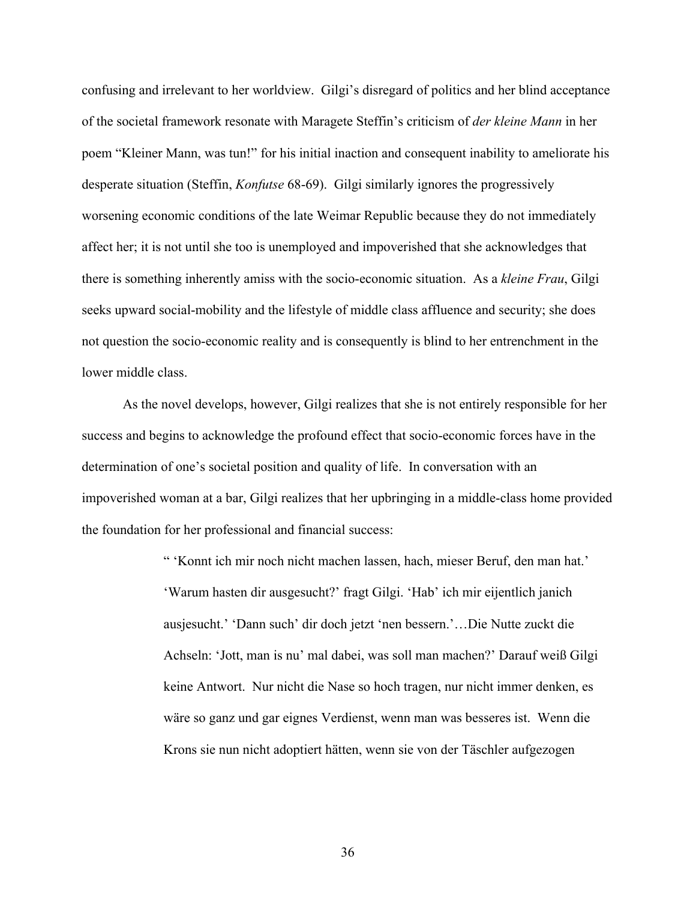confusing and irrelevant to her worldview. Gilgi's disregard of politics and her blind acceptance of the societal framework resonate with Maragete Steffin's criticism of *der kleine Mann* in her poem "Kleiner Mann, was tun!" for his initial inaction and consequent inability to ameliorate his desperate situation (Steffin, *Konfutse* 68-69). Gilgi similarly ignores the progressively worsening economic conditions of the late Weimar Republic because they do not immediately affect her; it is not until she too is unemployed and impoverished that she acknowledges that there is something inherently amiss with the socio-economic situation. As a *kleine Frau*, Gilgi seeks upward social-mobility and the lifestyle of middle class affluence and security; she does not question the socio-economic reality and is consequently is blind to her entrenchment in the lower middle class.

As the novel develops, however, Gilgi realizes that she is not entirely responsible for her success and begins to acknowledge the profound effect that socio-economic forces have in the determination of one's societal position and quality of life. In conversation with an impoverished woman at a bar, Gilgi realizes that her upbringing in a middle-class home provided the foundation for her professional and financial success:

> " 'Konnt ich mir noch nicht machen lassen, hach, mieser Beruf, den man hat.' 'Warum hasten dir ausgesucht?' fragt Gilgi. 'Hab' ich mir eijentlich janich ausjesucht.' 'Dann such' dir doch jetzt 'nen bessern.'…Die Nutte zuckt die Achseln: 'Jott, man is nu' mal dabei, was soll man machen?' Darauf weiß Gilgi keine Antwort. Nur nicht die Nase so hoch tragen, nur nicht immer denken, es wäre so ganz und gar eignes Verdienst, wenn man was besseres ist. Wenn die Krons sie nun nicht adoptiert hätten, wenn sie von der Täschler aufgezogen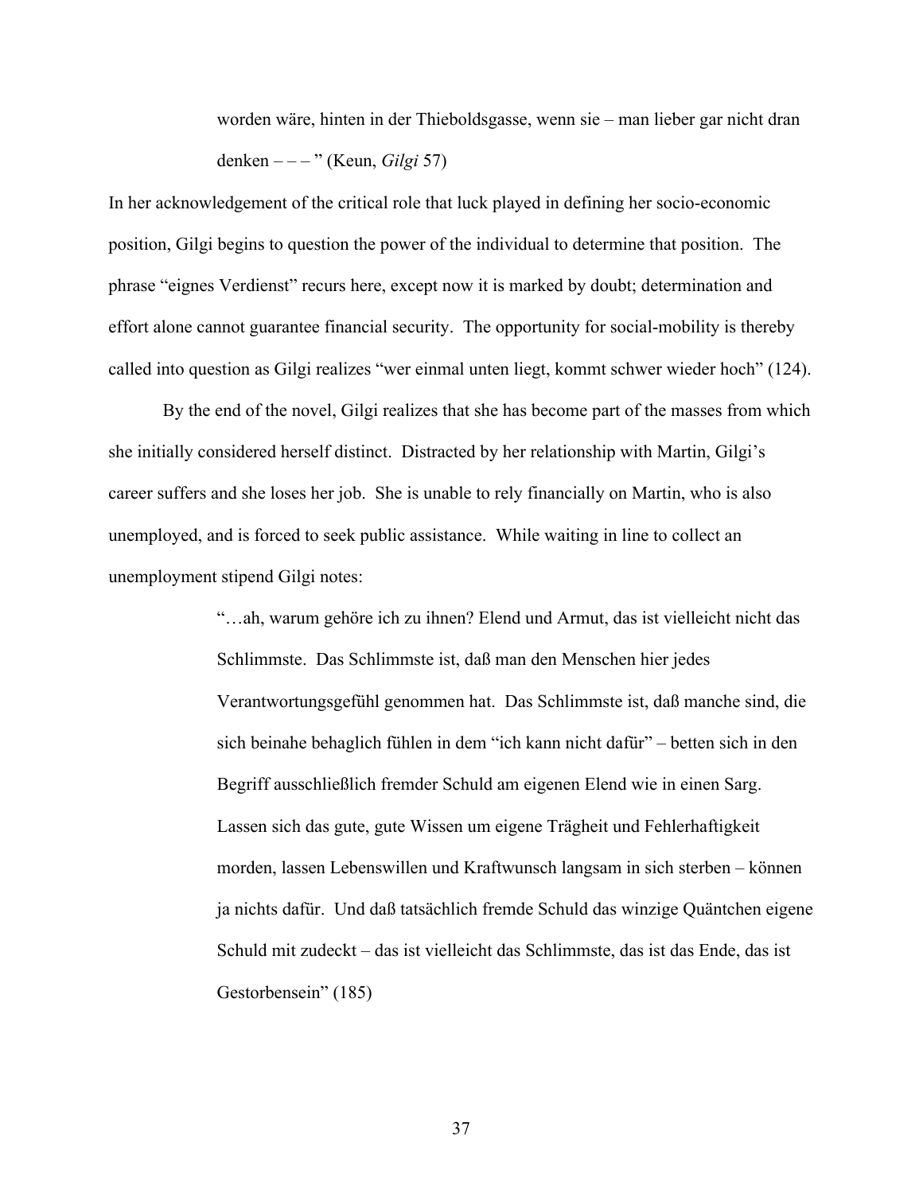> worden wäre, hinten in der Thieboldsgasse, wenn sie – man lieber gar nicht dran denken – – – " (Keun, *Gilgi* 57)

In her acknowledgement of the critical role that luck played in defining her socio-economic position, Gilgi begins to question the power of the individual to determine that position. The phrase "eignes Verdienst" recurs here, except now it is marked by doubt; determination and effort alone cannot guarantee financial security. The opportunity for social-mobility is thereby called into question as Gilgi realizes "wer einmal unten liegt, kommt schwer wieder hoch" (124).

By the end of the novel, Gilgi realizes that she has become part of the masses from which she initially considered herself distinct. Distracted by her relationship with Martin, Gilgi's career suffers and she loses her job. She is unable to rely financially on Martin, who is also unemployed, and is forced to seek public assistance. While waiting in line to collect an unemployment stipend Gilgi notes:

> "…ah, warum gehöre ich zu ihnen? Elend und Armut, das ist vielleicht nicht das Schlimmste. Das Schlimmste ist, daß man den Menschen hier jedes Verantwortungsgefühl genommen hat. Das Schlimmste ist, daß manche sind, die sich beinahe behaglich fühlen in dem "ich kann nicht dafür" – betten sich in den Begriff ausschließlich fremder Schuld am eigenen Elend wie in einen Sarg. Lassen sich das gute, gute Wissen um eigene Trägheit und Fehlerhaftigkeit morden, lassen Lebenswillen und Kraftwunsch langsam in sich sterben – können ja nichts dafür. Und daß tatsächlich fremde Schuld das winzige Quäntchen eigene Schuld mit zudeckt – das ist vielleicht das Schlimmste, das ist das Ende, das ist Gestorbensein" (185)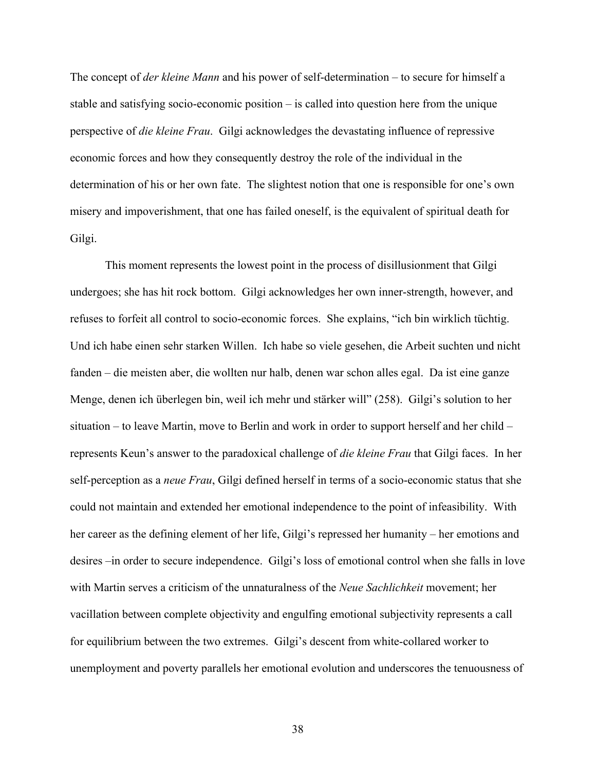The concept of *der kleine Mann* and his power of self-determination – to secure for himself a stable and satisfying socio-economic position – is called into question here from the unique perspective of *die kleine Frau*. Gilgi acknowledges the devastating influence of repressive economic forces and how they consequently destroy the role of the individual in the determination of his or her own fate. The slightest notion that one is responsible for one's own misery and impoverishment, that one has failed oneself, is the equivalent of spiritual death for Gilgi.

This moment represents the lowest point in the process of disillusionment that Gilgi undergoes; she has hit rock bottom. Gilgi acknowledges her own inner-strength, however, and refuses to forfeit all control to socio-economic forces. She explains, "ich bin wirklich tüchtig. Und ich habe einen sehr starken Willen. Ich habe so viele gesehen, die Arbeit suchten und nicht fanden – die meisten aber, die wollten nur halb, denen war schon alles egal. Da ist eine ganze Menge, denen ich überlegen bin, weil ich mehr und stärker will" (258). Gilgi's solution to her situation – to leave Martin, move to Berlin and work in order to support herself and her child – represents Keun's answer to the paradoxical challenge of *die kleine Frau* that Gilgi faces. In her self-perception as a *neue Frau*, Gilgi defined herself in terms of a socio-economic status that she could not maintain and extended her emotional independence to the point of infeasibility. With her career as the defining element of her life, Gilgi's repressed her humanity – her emotions and desires –in order to secure independence. Gilgi's loss of emotional control when she falls in love with Martin serves a criticism of the unnaturalness of the *Neue Sachlichkeit* movement; her vacillation between complete objectivity and engulfing emotional subjectivity represents a call for equilibrium between the two extremes. Gilgi's descent from white-collared worker to unemployment and poverty parallels her emotional evolution and underscores the tenuousness of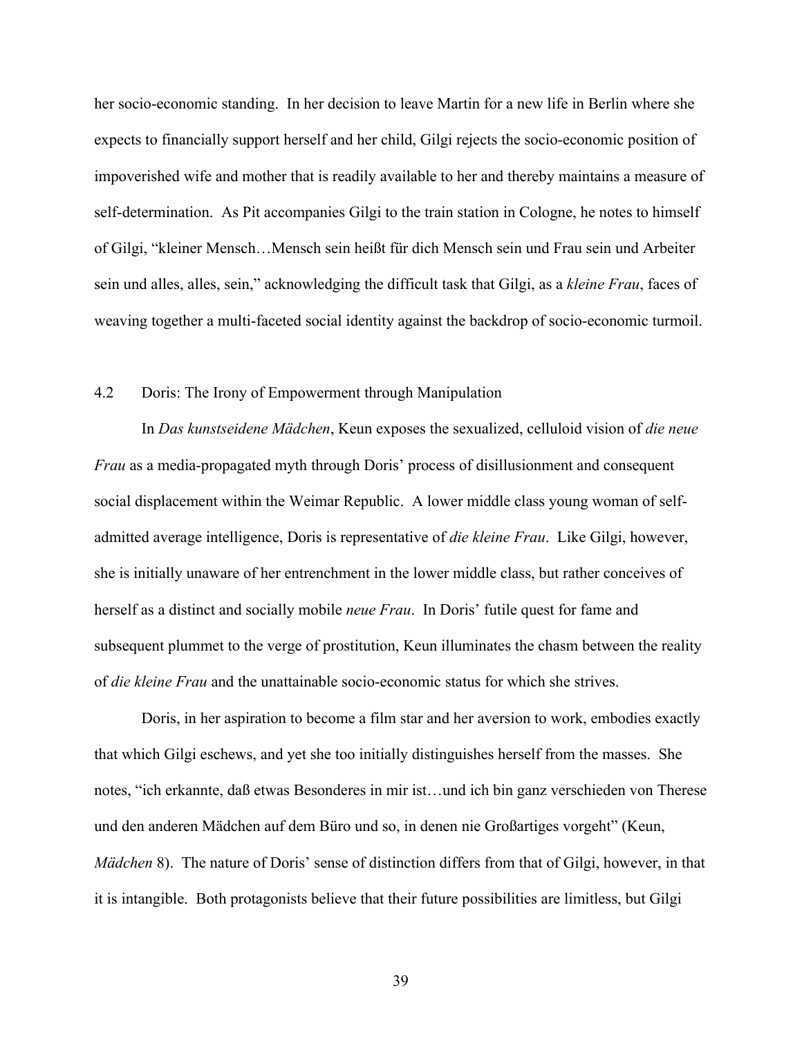her socio-economic standing. In her decision to leave Martin for a new life in Berlin where she expects to financially support herself and her child, Gilgi rejects the socio-economic position of impoverished wife and mother that is readily available to her and thereby maintains a measure of self-determination. As Pit accompanies Gilgi to the train station in Cologne, he notes to himself of Gilgi, "kleiner Mensch…Mensch sein heißt für dich Mensch sein und Frau sein und Arbeiter sein und alles, alles, sein," acknowledging the difficult task that Gilgi, as a *kleine Frau*, faces of weaving together a multi-faceted social identity against the backdrop of socio-economic turmoil.

## 4.2 Doris: The Irony of Empowerment through Manipulation

In *Das kunstseidene Mädchen*, Keun exposes the sexualized, celluloid vision of *die neue Frau* as a media-propagated myth through Doris' process of disillusionment and consequent social displacement within the Weimar Republic. A lower middle class young woman of self-admitted average intelligence, Doris is representative of *die kleine Frau*. Like Gilgi, however, she is initially unaware of her entrenchment in the lower middle class, but rather conceives of herself as a distinct and socially mobile *neue Frau*. In Doris' futile quest for fame and subsequent plummet to the verge of prostitution, Keun illuminates the chasm between the reality of *die kleine Frau* and the unattainable socio-economic status for which she strives.

Doris, in her aspiration to become a film star and her aversion to work, embodies exactly that which Gilgi eschews, and yet she too initially distinguishes herself from the masses. She notes, "ich erkannte, daß etwas Besonderes in mir ist…und ich bin ganz verschieden von Therese und den anderen Mädchen auf dem Büro und so, in denen nie Großartiges vorgeht" (Keun, *Mädchen* 8). The nature of Doris' sense of distinction differs from that of Gilgi, however, in that it is intangible. Both protagonists believe that their future possibilities are limitless, but Gilgi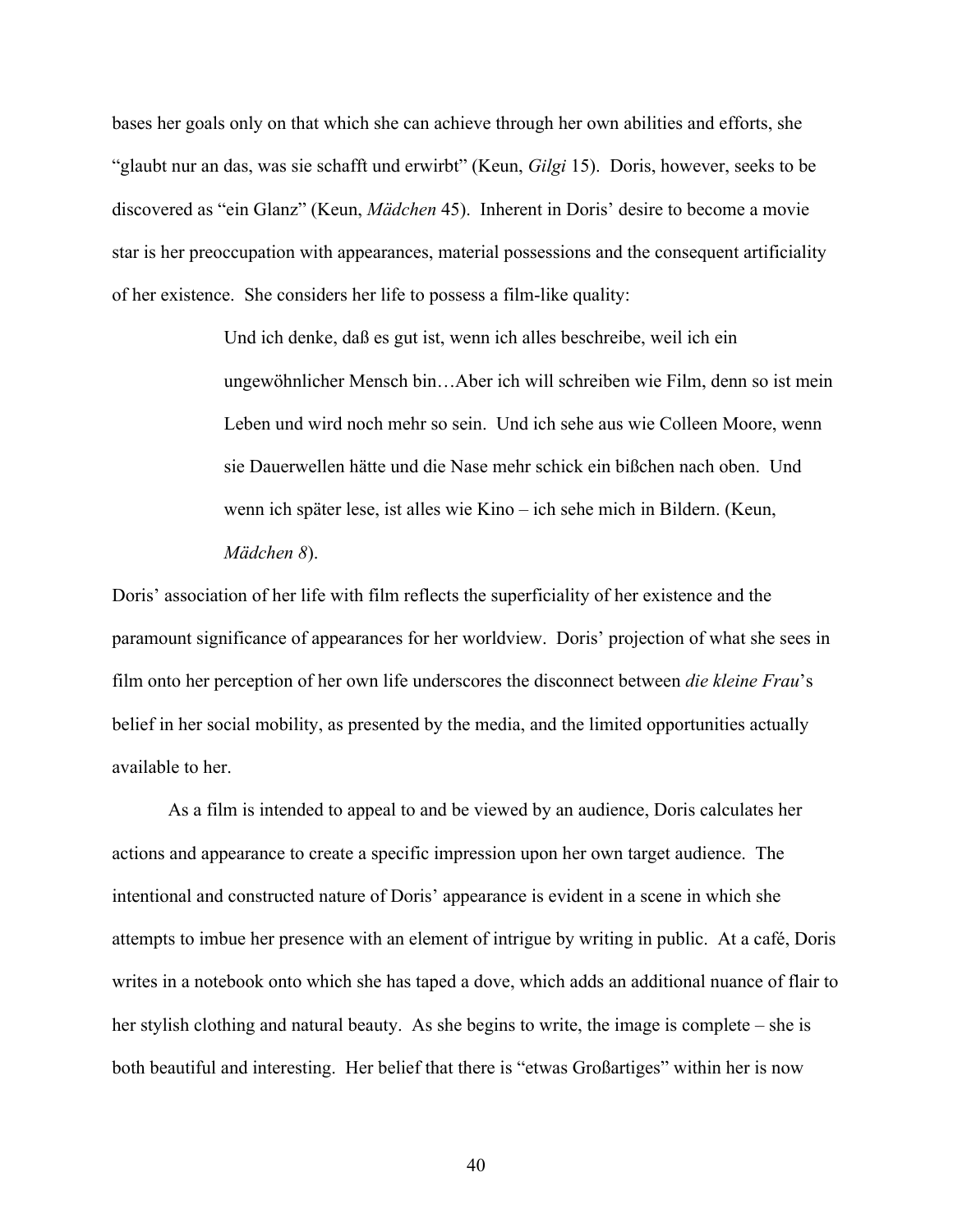bases her goals only on that which she can achieve through her own abilities and efforts, she "glaubt nur an das, was sie schafft und erwirbt" (Keun, *Gilgi* 15). Doris, however, seeks to be discovered as "ein Glanz" (Keun, *Mädchen* 45). Inherent in Doris' desire to become a movie star is her preoccupation with appearances, material possessions and the consequent artificiality of her existence. She considers her life to possess a film-like quality:

> Und ich denke, daß es gut ist, wenn ich alles beschreibe, weil ich ein ungewöhnlicher Mensch bin…Aber ich will schreiben wie Film, denn so ist mein Leben und wird noch mehr so sein. Und ich sehe aus wie Colleen Moore, wenn sie Dauerwellen hätte und die Nase mehr schick ein bißchen nach oben. Und wenn ich später lese, ist alles wie Kino – ich sehe mich in Bildern. (Keun, *Mädchen 8*).

Doris' association of her life with film reflects the superficiality of her existence and the paramount significance of appearances for her worldview. Doris' projection of what she sees in film onto her perception of her own life underscores the disconnect between *die kleine Frau*'s belief in her social mobility, as presented by the media, and the limited opportunities actually available to her.

As a film is intended to appeal to and be viewed by an audience, Doris calculates her actions and appearance to create a specific impression upon her own target audience. The intentional and constructed nature of Doris' appearance is evident in a scene in which she attempts to imbue her presence with an element of intrigue by writing in public. At a café, Doris writes in a notebook onto which she has taped a dove, which adds an additional nuance of flair to her stylish clothing and natural beauty. As she begins to write, the image is complete – she is both beautiful and interesting. Her belief that there is "etwas Großartiges" within her is now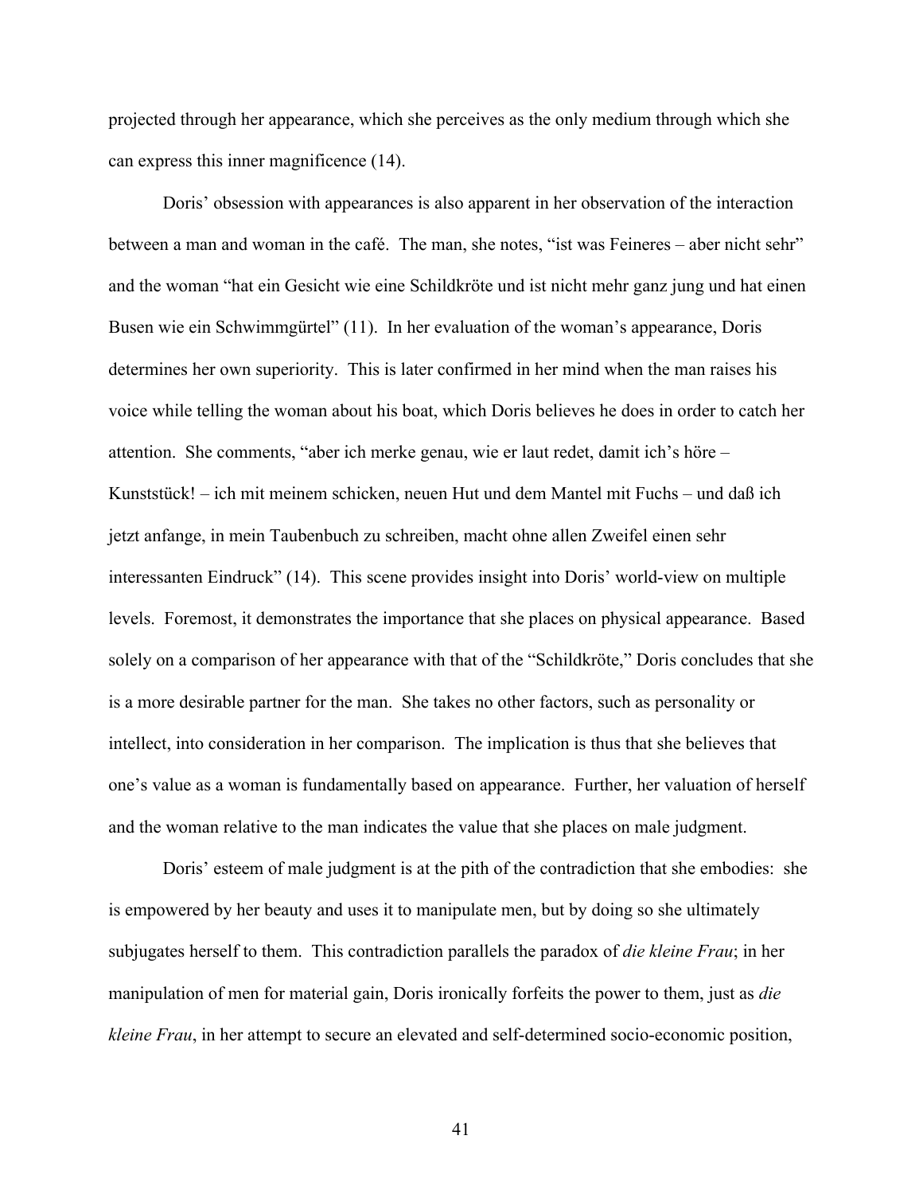projected through her appearance, which she perceives as the only medium through which she can express this inner magnificence (14).

Doris' obsession with appearances is also apparent in her observation of the interaction between a man and woman in the café. The man, she notes, "ist was Feineres – aber nicht sehr" and the woman "hat ein Gesicht wie eine Schildkröte und ist nicht mehr ganz jung und hat einen Busen wie ein Schwimmgürtel" (11). In her evaluation of the woman's appearance, Doris determines her own superiority. This is later confirmed in her mind when the man raises his voice while telling the woman about his boat, which Doris believes he does in order to catch her attention. She comments, "aber ich merke genau, wie er laut redet, damit ich's höre – Kunststück! – ich mit meinem schicken, neuen Hut und dem Mantel mit Fuchs – und daß ich jetzt anfange, in mein Taubenbuch zu schreiben, macht ohne allen Zweifel einen sehr interessanten Eindruck" (14). This scene provides insight into Doris' world-view on multiple levels. Foremost, it demonstrates the importance that she places on physical appearance. Based solely on a comparison of her appearance with that of the "Schildkröte," Doris concludes that she is a more desirable partner for the man. She takes no other factors, such as personality or intellect, into consideration in her comparison. The implication is thus that she believes that one's value as a woman is fundamentally based on appearance. Further, her valuation of herself and the woman relative to the man indicates the value that she places on male judgment.

Doris' esteem of male judgment is at the pith of the contradiction that she embodies: she is empowered by her beauty and uses it to manipulate men, but by doing so she ultimately subjugates herself to them. This contradiction parallels the paradox of *die kleine Frau*; in her manipulation of men for material gain, Doris ironically forfeits the power to them, just as *die kleine Frau*, in her attempt to secure an elevated and self-determined socio-economic position,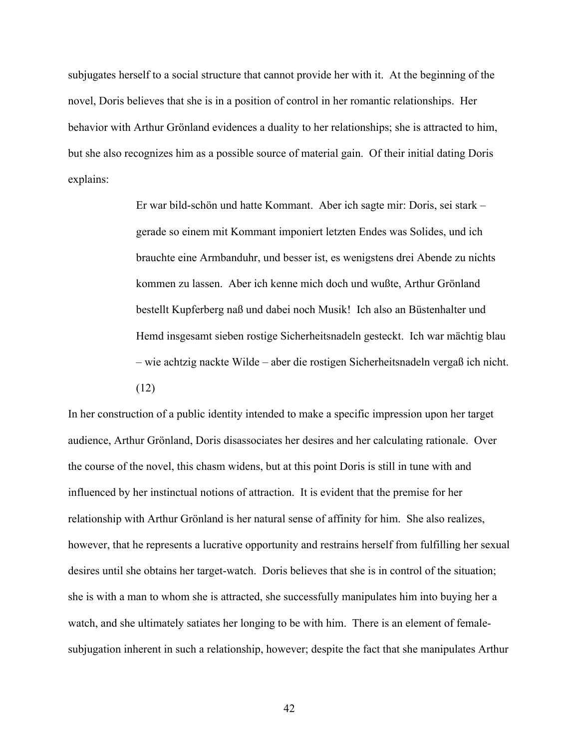subjugates herself to a social structure that cannot provide her with it. At the beginning of the novel, Doris believes that she is in a position of control in her romantic relationships. Her behavior with Arthur Grönland evidences a duality to her relationships; she is attracted to him, but she also recognizes him as a possible source of material gain. Of their initial dating Doris explains:

> Er war bild-schön und hatte Kommant. Aber ich sagte mir: Doris, sei stark – gerade so einem mit Kommant imponiert letzten Endes was Solides, und ich brauchte eine Armbanduhr, und besser ist, es wenigstens drei Abende zu nichts kommen zu lassen. Aber ich kenne mich doch und wußte, Arthur Grönland bestellt Kupferberg naß und dabei noch Musik! Ich also an Büstenhalter und Hemd insgesamt sieben rostige Sicherheitsnadeln gesteckt. Ich war mächtig blau – wie achtzig nackte Wilde – aber die rostigen Sicherheitsnadeln vergaß ich nicht. (12)

In her construction of a public identity intended to make a specific impression upon her target audience, Arthur Grönland, Doris disassociates her desires and her calculating rationale. Over the course of the novel, this chasm widens, but at this point Doris is still in tune with and influenced by her instinctual notions of attraction. It is evident that the premise for her relationship with Arthur Grönland is her natural sense of affinity for him. She also realizes, however, that he represents a lucrative opportunity and restrains herself from fulfilling her sexual desires until she obtains her target-watch. Doris believes that she is in control of the situation; she is with a man to whom she is attracted, she successfully manipulates him into buying her a watch, and she ultimately satiates her longing to be with him. There is an element of female-subjugation inherent in such a relationship, however; despite the fact that she manipulates Arthur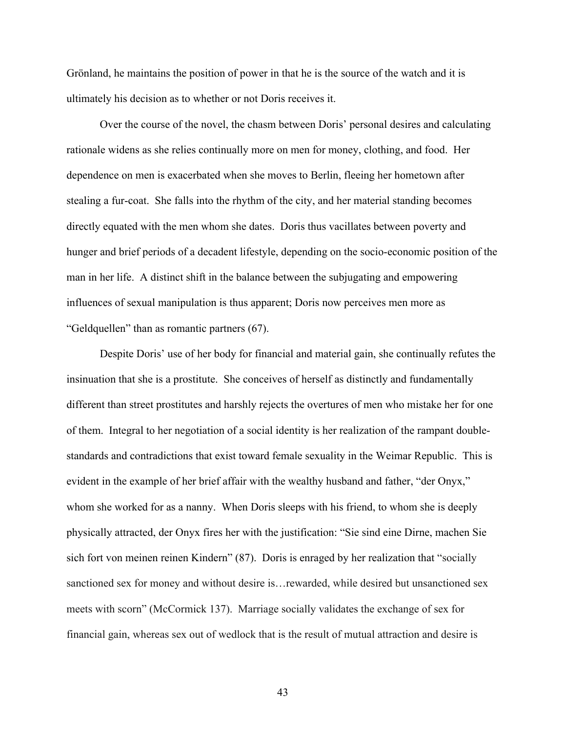Grönland, he maintains the position of power in that he is the source of the watch and it is ultimately his decision as to whether or not Doris receives it.

Over the course of the novel, the chasm between Doris' personal desires and calculating rationale widens as she relies continually more on men for money, clothing, and food. Her dependence on men is exacerbated when she moves to Berlin, fleeing her hometown after stealing a fur-coat. She falls into the rhythm of the city, and her material standing becomes directly equated with the men whom she dates. Doris thus vacillates between poverty and hunger and brief periods of a decadent lifestyle, depending on the socio-economic position of the man in her life. A distinct shift in the balance between the subjugating and empowering influences of sexual manipulation is thus apparent; Doris now perceives men more as "Geldquellen" than as romantic partners (67).

Despite Doris' use of her body for financial and material gain, she continually refutes the insinuation that she is a prostitute. She conceives of herself as distinctly and fundamentally different than street prostitutes and harshly rejects the overtures of men who mistake her for one of them. Integral to her negotiation of a social identity is her realization of the rampant double-standards and contradictions that exist toward female sexuality in the Weimar Republic. This is evident in the example of her brief affair with the wealthy husband and father, "der Onyx," whom she worked for as a nanny. When Doris sleeps with his friend, to whom she is deeply physically attracted, der Onyx fires her with the justification: "Sie sind eine Dirne, machen Sie sich fort von meinen reinen Kindern" (87). Doris is enraged by her realization that "socially sanctioned sex for money and without desire is…rewarded, while desired but unsanctioned sex meets with scorn" (McCormick 137). Marriage socially validates the exchange of sex for financial gain, whereas sex out of wedlock that is the result of mutual attraction and desire is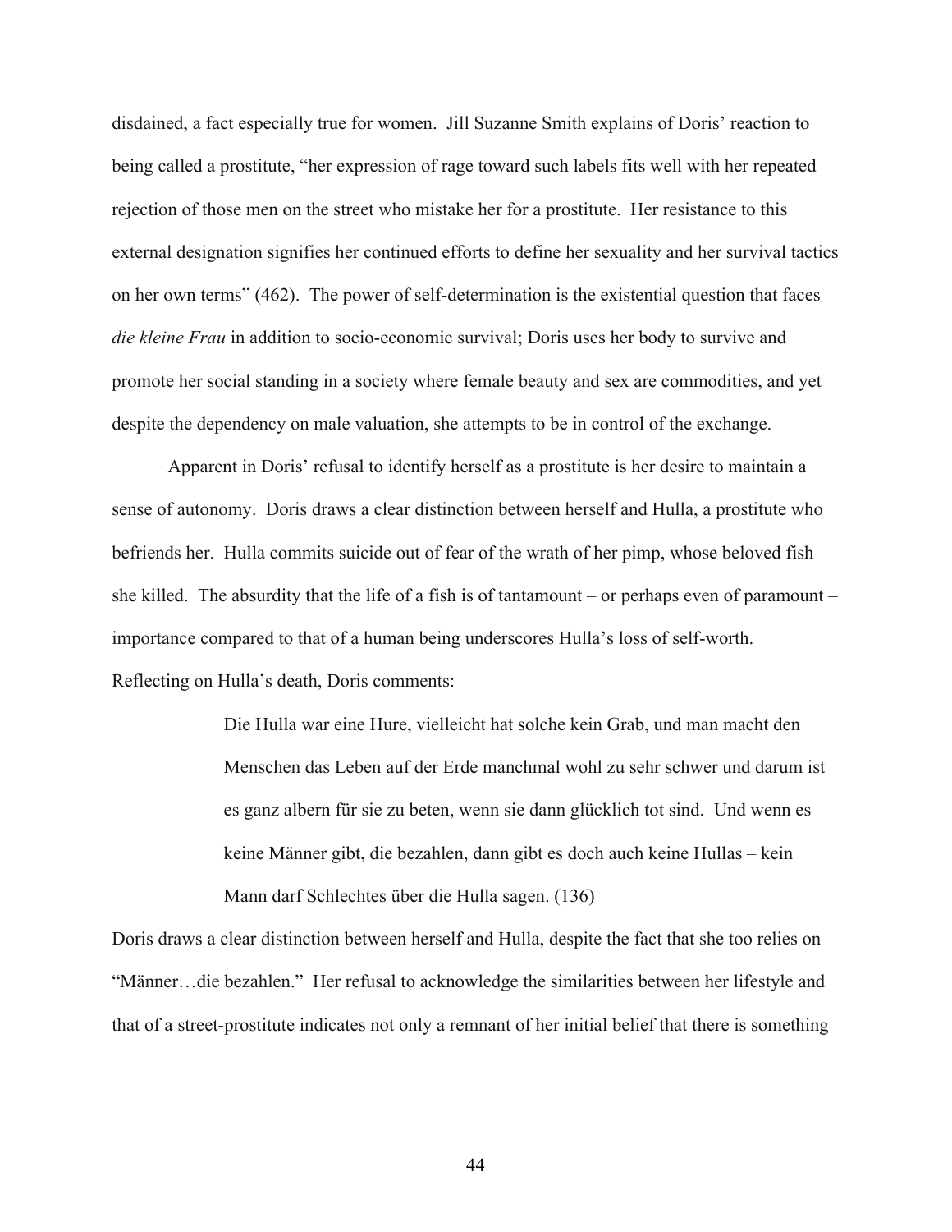disdained, a fact especially true for women. Jill Suzanne Smith explains of Doris' reaction to being called a prostitute, "her expression of rage toward such labels fits well with her repeated rejection of those men on the street who mistake her for a prostitute. Her resistance to this external designation signifies her continued efforts to define her sexuality and her survival tactics on her own terms" (462). The power of self-determination is the existential question that faces *die kleine Frau* in addition to socio-economic survival; Doris uses her body to survive and promote her social standing in a society where female beauty and sex are commodities, and yet despite the dependency on male valuation, she attempts to be in control of the exchange.

Apparent in Doris' refusal to identify herself as a prostitute is her desire to maintain a sense of autonomy. Doris draws a clear distinction between herself and Hulla, a prostitute who befriends her. Hulla commits suicide out of fear of the wrath of her pimp, whose beloved fish she killed. The absurdity that the life of a fish is of tantamount – or perhaps even of paramount – importance compared to that of a human being underscores Hulla's loss of self-worth. Reflecting on Hulla's death, Doris comments:

> Die Hulla war eine Hure, vielleicht hat solche kein Grab, und man macht den Menschen das Leben auf der Erde manchmal wohl zu sehr schwer und darum ist es ganz albern für sie zu beten, wenn sie dann glücklich tot sind. Und wenn es keine Männer gibt, die bezahlen, dann gibt es doch auch keine Hullas – kein Mann darf Schlechtes über die Hulla sagen. (136)

Doris draws a clear distinction between herself and Hulla, despite the fact that she too relies on "Männer…die bezahlen." Her refusal to acknowledge the similarities between her lifestyle and that of a street-prostitute indicates not only a remnant of her initial belief that there is something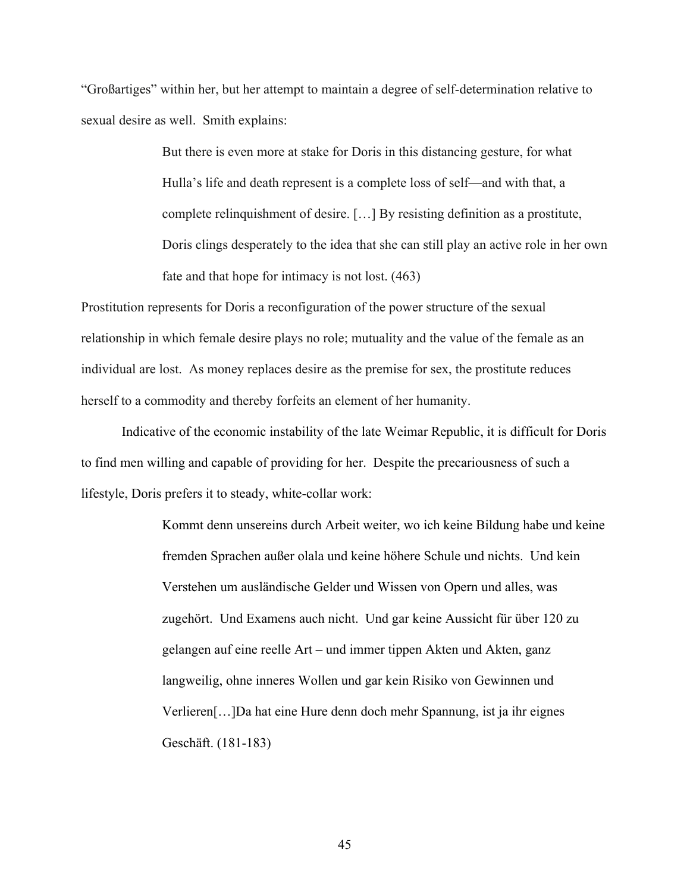"Großartiges" within her, but her attempt to maintain a degree of self-determination relative to sexual desire as well. Smith explains:

> But there is even more at stake for Doris in this distancing gesture, for what Hulla's life and death represent is a complete loss of self—and with that, a complete relinquishment of desire. […] By resisting definition as a prostitute, Doris clings desperately to the idea that she can still play an active role in her own fate and that hope for intimacy is not lost. (463)

Prostitution represents for Doris a reconfiguration of the power structure of the sexual relationship in which female desire plays no role; mutuality and the value of the female as an individual are lost. As money replaces desire as the premise for sex, the prostitute reduces herself to a commodity and thereby forfeits an element of her humanity.

Indicative of the economic instability of the late Weimar Republic, it is difficult for Doris to find men willing and capable of providing for her. Despite the precariousness of such a lifestyle, Doris prefers it to steady, white-collar work:

> Kommt denn unsereins durch Arbeit weiter, wo ich keine Bildung habe und keine fremden Sprachen außer olala und keine höhere Schule und nichts. Und kein Verstehen um ausländische Gelder und Wissen von Opern und alles, was zugehört. Und Examens auch nicht. Und gar keine Aussicht für über 120 zu gelangen auf eine reelle Art – und immer tippen Akten und Akten, ganz langweilig, ohne inneres Wollen und gar kein Risiko von Gewinnen und Verlieren[…]Da hat eine Hure denn doch mehr Spannung, ist ja ihr eignes Geschäft. (181-183)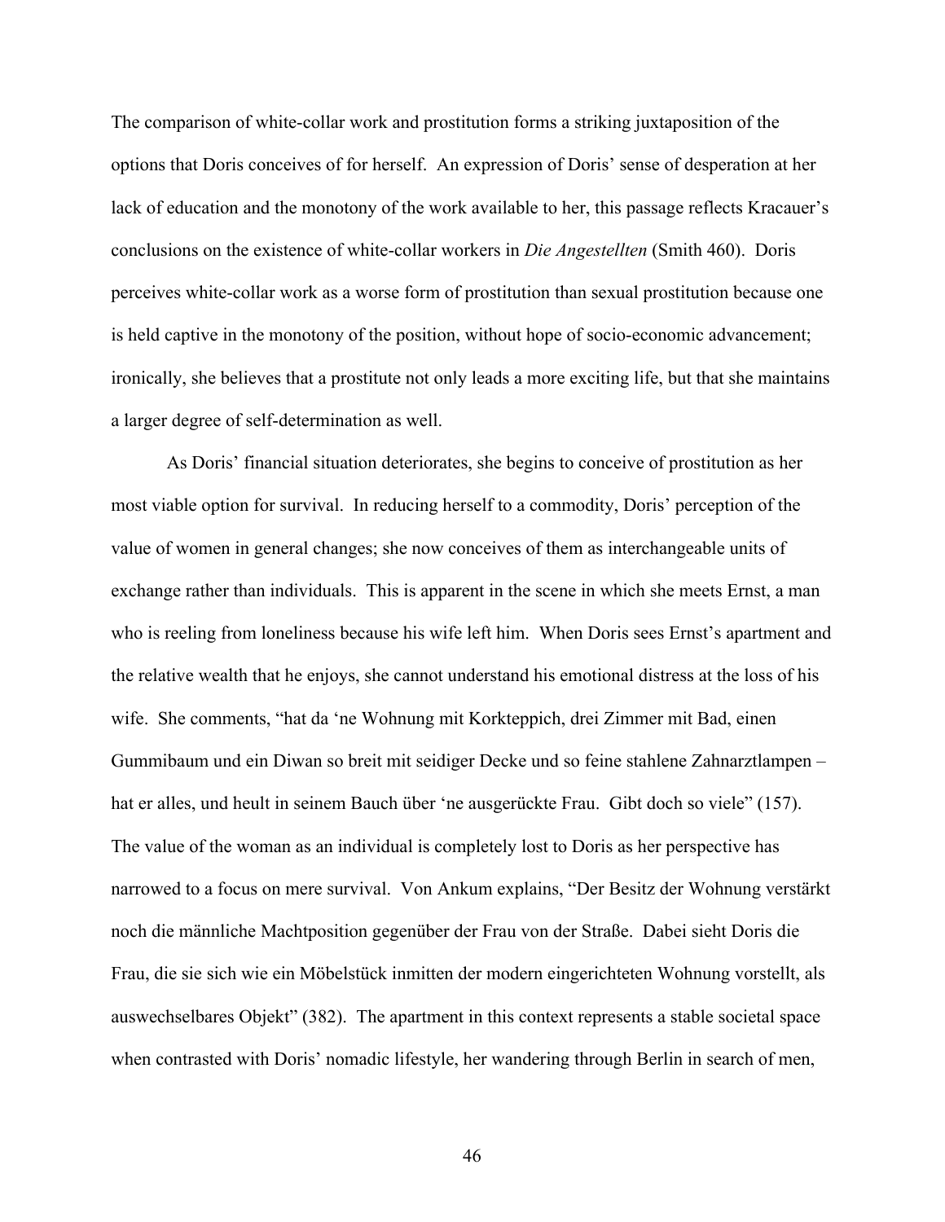The comparison of white-collar work and prostitution forms a striking juxtaposition of the options that Doris conceives of for herself. An expression of Doris' sense of desperation at her lack of education and the monotony of the work available to her, this passage reflects Kracauer's conclusions on the existence of white-collar workers in *Die Angestellten* (Smith 460). Doris perceives white-collar work as a worse form of prostitution than sexual prostitution because one is held captive in the monotony of the position, without hope of socio-economic advancement; ironically, she believes that a prostitute not only leads a more exciting life, but that she maintains a larger degree of self-determination as well.

As Doris' financial situation deteriorates, she begins to conceive of prostitution as her most viable option for survival. In reducing herself to a commodity, Doris' perception of the value of women in general changes; she now conceives of them as interchangeable units of exchange rather than individuals. This is apparent in the scene in which she meets Ernst, a man who is reeling from loneliness because his wife left him. When Doris sees Ernst's apartment and the relative wealth that he enjoys, she cannot understand his emotional distress at the loss of his wife. She comments, "hat da 'ne Wohnung mit Korkteppich, drei Zimmer mit Bad, einen Gummibaum und ein Diwan so breit mit seidiger Decke und so feine stahlene Zahnarztlampen – hat er alles, und heult in seinem Bauch über 'ne ausgerückte Frau. Gibt doch so viele" (157). The value of the woman as an individual is completely lost to Doris as her perspective has narrowed to a focus on mere survival. Von Ankum explains, "Der Besitz der Wohnung verstärkt noch die männliche Machtposition gegenüber der Frau von der Straße. Dabei sieht Doris die Frau, die sie sich wie ein Möbelstück inmitten der modern eingerichteten Wohnung vorstellt, als auswechselbares Objekt" (382). The apartment in this context represents a stable societal space when contrasted with Doris' nomadic lifestyle, her wandering through Berlin in search of men,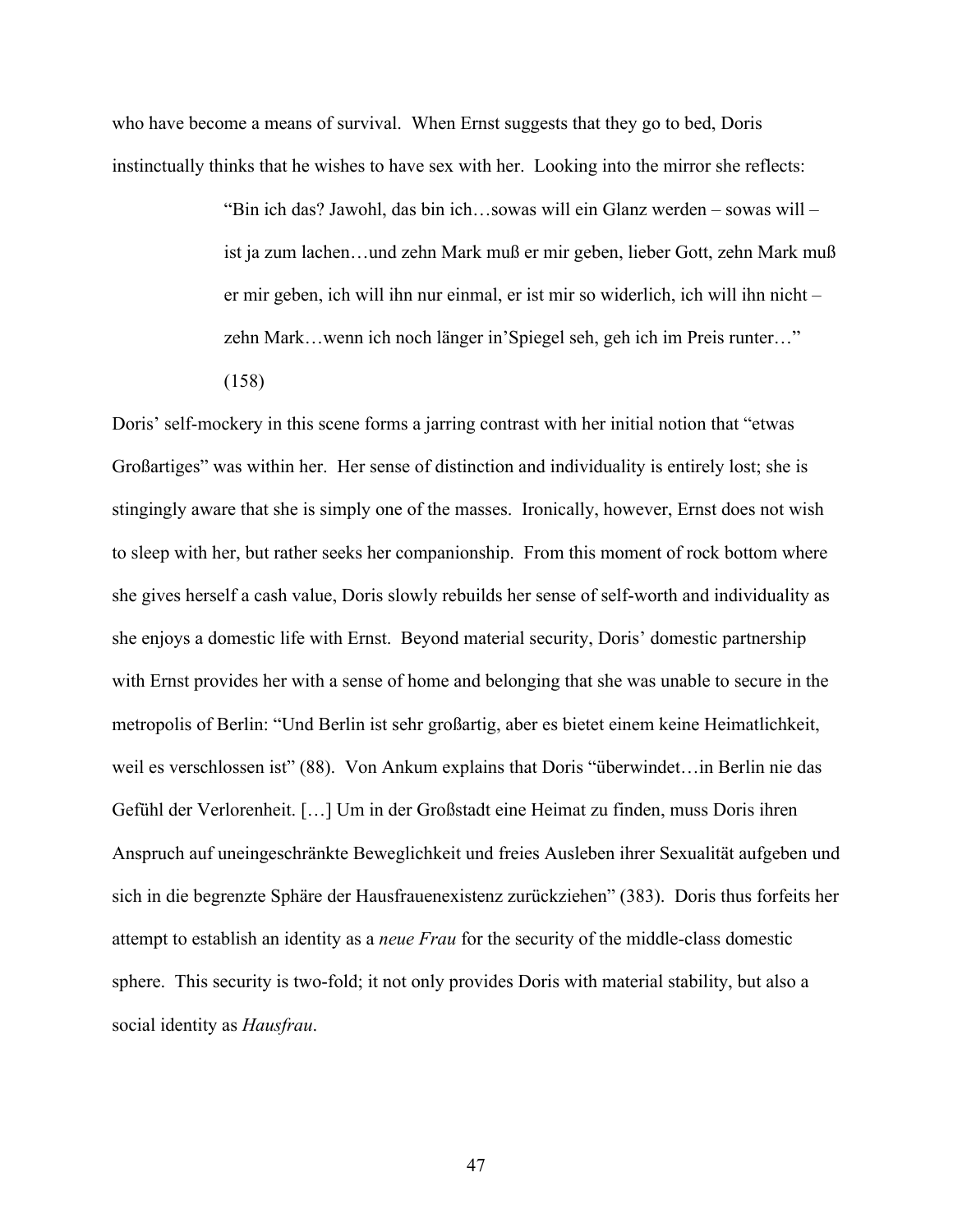who have become a means of survival. When Ernst suggests that they go to bed, Doris instinctually thinks that he wishes to have sex with her. Looking into the mirror she reflects:

> "Bin ich das? Jawohl, das bin ich…sowas will ein Glanz werden – sowas will – ist ja zum lachen…und zehn Mark muß er mir geben, lieber Gott, zehn Mark muß er mir geben, ich will ihn nur einmal, er ist mir so widerlich, ich will ihn nicht – zehn Mark…wenn ich noch länger in'Spiegel seh, geh ich im Preis runter…" (158)

Doris' self-mockery in this scene forms a jarring contrast with her initial notion that "etwas Großartiges" was within her. Her sense of distinction and individuality is entirely lost; she is stingingly aware that she is simply one of the masses. Ironically, however, Ernst does not wish to sleep with her, but rather seeks her companionship. From this moment of rock bottom where she gives herself a cash value, Doris slowly rebuilds her sense of self-worth and individuality as she enjoys a domestic life with Ernst. Beyond material security, Doris' domestic partnership with Ernst provides her with a sense of home and belonging that she was unable to secure in the metropolis of Berlin: "Und Berlin ist sehr großartig, aber es bietet einem keine Heimatlichkeit, weil es verschlossen ist" (88). Von Ankum explains that Doris "überwindet…in Berlin nie das Gefühl der Verlorenheit. […] Um in der Großstadt eine Heimat zu finden, muss Doris ihren Anspruch auf uneingeschränkte Beweglichkeit und freies Ausleben ihrer Sexualität aufgeben und sich in die begrenzte Sphäre der Hausfrauenexistenz zurückziehen" (383). Doris thus forfeits her attempt to establish an identity as a *neue Frau* for the security of the middle-class domestic sphere. This security is two-fold; it not only provides Doris with material stability, but also a social identity as *Hausfrau*.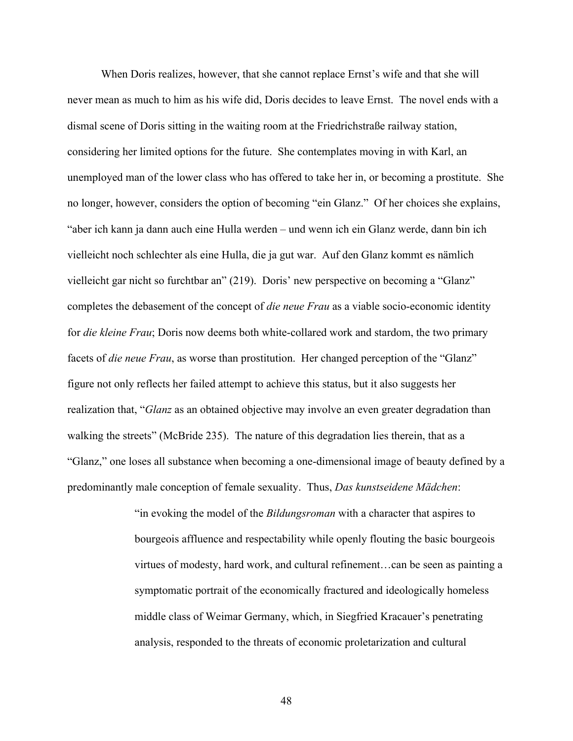When Doris realizes, however, that she cannot replace Ernst's wife and that she will never mean as much to him as his wife did, Doris decides to leave Ernst. The novel ends with a dismal scene of Doris sitting in the waiting room at the Friedrichstraße railway station, considering her limited options for the future. She contemplates moving in with Karl, an unemployed man of the lower class who has offered to take her in, or becoming a prostitute. She no longer, however, considers the option of becoming "ein Glanz." Of her choices she explains, "aber ich kann ja dann auch eine Hulla werden – und wenn ich ein Glanz werde, dann bin ich vielleicht noch schlechter als eine Hulla, die ja gut war. Auf den Glanz kommt es nämlich vielleicht gar nicht so furchtbar an" (219). Doris' new perspective on becoming a "Glanz" completes the debasement of the concept of *die neue Frau* as a viable socio-economic identity for *die kleine Frau*; Doris now deems both white-collared work and stardom, the two primary facets of *die neue Frau*, as worse than prostitution. Her changed perception of the "Glanz" figure not only reflects her failed attempt to achieve this status, but it also suggests her realization that, "*Glanz* as an obtained objective may involve an even greater degradation than walking the streets" (McBride 235). The nature of this degradation lies therein, that as a "Glanz," one loses all substance when becoming a one-dimensional image of beauty defined by a predominantly male conception of female sexuality. Thus, *Das kunstseidene Mädchen*:

> "in evoking the model of the *Bildungsroman* with a character that aspires to bourgeois affluence and respectability while openly flouting the basic bourgeois virtues of modesty, hard work, and cultural refinement…can be seen as painting a symptomatic portrait of the economically fractured and ideologically homeless middle class of Weimar Germany, which, in Siegfried Kracauer's penetrating analysis, responded to the threats of economic proletarization and cultural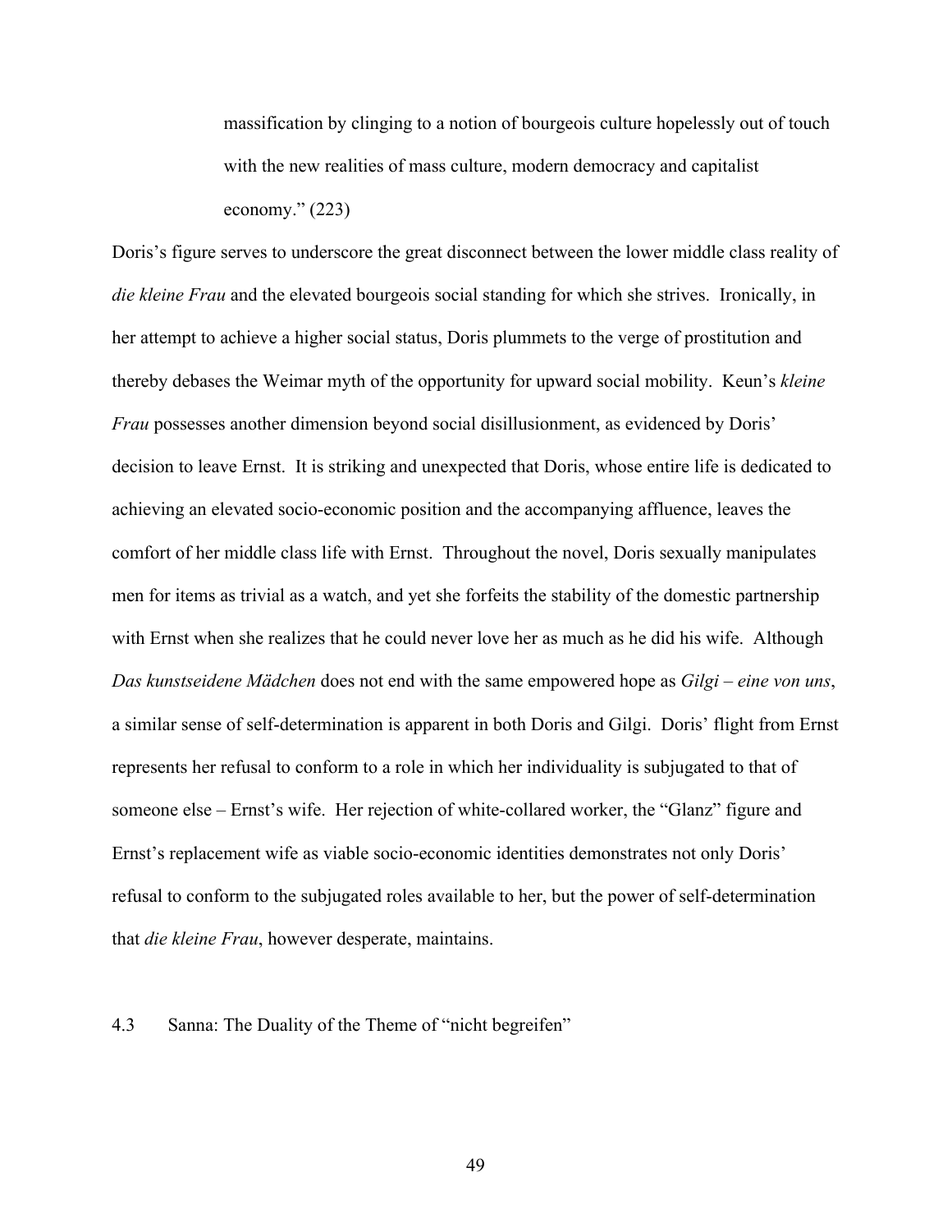> massification by clinging to a notion of bourgeois culture hopelessly out of touch with the new realities of mass culture, modern democracy and capitalist economy." (223)

Doris's figure serves to underscore the great disconnect between the lower middle class reality of *die kleine Frau* and the elevated bourgeois social standing for which she strives. Ironically, in her attempt to achieve a higher social status, Doris plummets to the verge of prostitution and thereby debases the Weimar myth of the opportunity for upward social mobility. Keun's *kleine Frau* possesses another dimension beyond social disillusionment, as evidenced by Doris' decision to leave Ernst. It is striking and unexpected that Doris, whose entire life is dedicated to achieving an elevated socio-economic position and the accompanying affluence, leaves the comfort of her middle class life with Ernst. Throughout the novel, Doris sexually manipulates men for items as trivial as a watch, and yet she forfeits the stability of the domestic partnership with Ernst when she realizes that he could never love her as much as he did his wife. Although *Das kunstseidene Mädchen* does not end with the same empowered hope as *Gilgi – eine von uns*, a similar sense of self-determination is apparent in both Doris and Gilgi. Doris' flight from Ernst represents her refusal to conform to a role in which her individuality is subjugated to that of someone else – Ernst's wife. Her rejection of white-collared worker, the "Glanz" figure and Ernst's replacement wife as viable socio-economic identities demonstrates not only Doris' refusal to conform to the subjugated roles available to her, but the power of self-determination that *die kleine Frau*, however desperate, maintains.

### 4.3 Sanna: The Duality of the Theme of "nicht begreifen"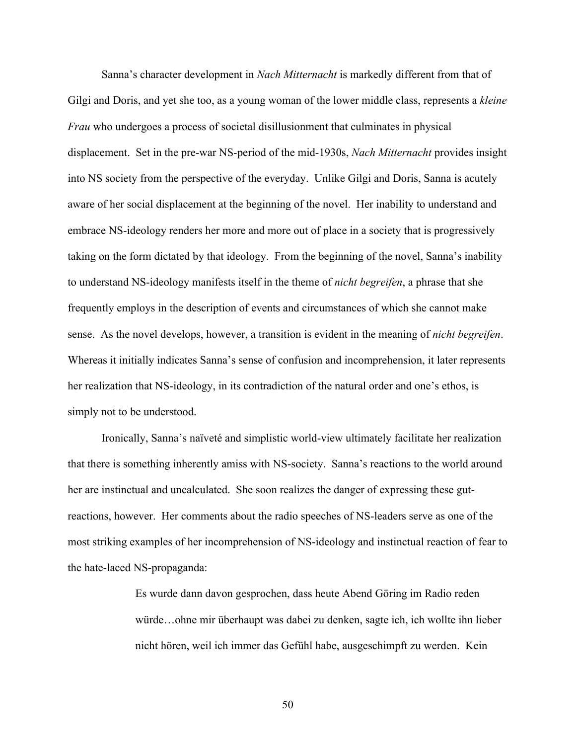Sanna's character development in *Nach Mitternacht* is markedly different from that of Gilgi and Doris, and yet she too, as a young woman of the lower middle class, represents a *kleine Frau* who undergoes a process of societal disillusionment that culminates in physical displacement. Set in the pre-war NS-period of the mid-1930s, *Nach Mitternacht* provides insight into NS society from the perspective of the everyday. Unlike Gilgi and Doris, Sanna is acutely aware of her social displacement at the beginning of the novel. Her inability to understand and embrace NS-ideology renders her more and more out of place in a society that is progressively taking on the form dictated by that ideology. From the beginning of the novel, Sanna's inability to understand NS-ideology manifests itself in the theme of *nicht begreifen*, a phrase that she frequently employs in the description of events and circumstances of which she cannot make sense. As the novel develops, however, a transition is evident in the meaning of *nicht begreifen*. Whereas it initially indicates Sanna's sense of confusion and incomprehension, it later represents her realization that NS-ideology, in its contradiction of the natural order and one's ethos, is simply not to be understood.

Ironically, Sanna's naïveté and simplistic world-view ultimately facilitate her realization that there is something inherently amiss with NS-society. Sanna's reactions to the world around her are instinctual and uncalculated. She soon realizes the danger of expressing these gut-reactions, however. Her comments about the radio speeches of NS-leaders serve as one of the most striking examples of her incomprehension of NS-ideology and instinctual reaction of fear to the hate-laced NS-propaganda:

> Es wurde dann davon gesprochen, dass heute Abend Göring im Radio reden würde…ohne mir überhaupt was dabei zu denken, sagte ich, ich wollte ihn lieber nicht hören, weil ich immer das Gefühl habe, ausgeschimpft zu werden. Kein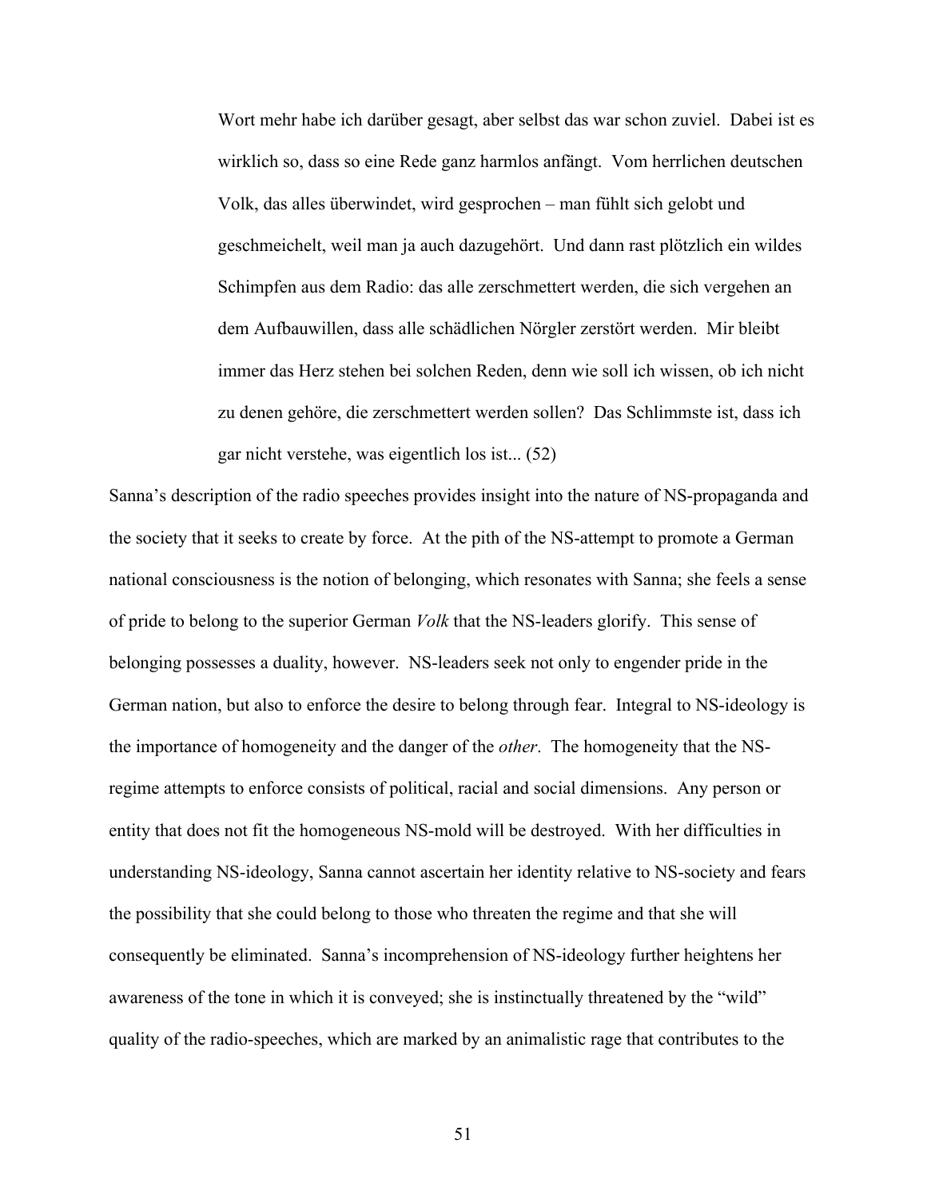> Wort mehr habe ich darüber gesagt, aber selbst das war schon zuviel. Dabei ist es wirklich so, dass so eine Rede ganz harmlos anfängt. Vom herrlichen deutschen Volk, das alles überwindet, wird gesprochen – man fühlt sich gelobt und geschmeichelt, weil man ja auch dazugehört. Und dann rast plötzlich ein wildes Schimpfen aus dem Radio: das alle zerschmettert werden, die sich vergehen an dem Aufbauwillen, dass alle schädlichen Nörgler zerstört werden. Mir bleibt immer das Herz stehen bei solchen Reden, denn wie soll ich wissen, ob ich nicht zu denen gehöre, die zerschmettert werden sollen? Das Schlimmste ist, dass ich gar nicht verstehe, was eigentlich los ist... (52)

Sanna's description of the radio speeches provides insight into the nature of NS-propaganda and the society that it seeks to create by force. At the pith of the NS-attempt to promote a German national consciousness is the notion of belonging, which resonates with Sanna; she feels a sense of pride to belong to the superior German *Volk* that the NS-leaders glorify. This sense of belonging possesses a duality, however. NS-leaders seek not only to engender pride in the German nation, but also to enforce the desire to belong through fear. Integral to NS-ideology is the importance of homogeneity and the danger of the *other*. The homogeneity that the NS-regime attempts to enforce consists of political, racial and social dimensions. Any person or entity that does not fit the homogeneous NS-mold will be destroyed. With her difficulties in understanding NS-ideology, Sanna cannot ascertain her identity relative to NS-society and fears the possibility that she could belong to those who threaten the regime and that she will consequently be eliminated. Sanna's incomprehension of NS-ideology further heightens her awareness of the tone in which it is conveyed; she is instinctually threatened by the "wild" quality of the radio-speeches, which are marked by an animalistic rage that contributes to the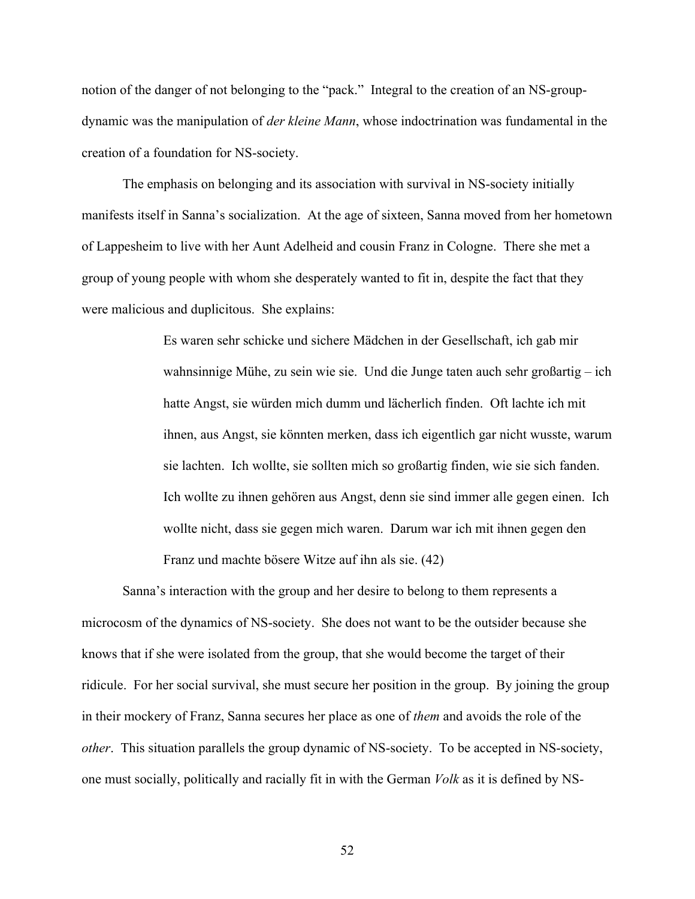notion of the danger of not belonging to the "pack." Integral to the creation of an NS-group-dynamic was the manipulation of *der kleine Mann*, whose indoctrination was fundamental in the creation of a foundation for NS-society.

The emphasis on belonging and its association with survival in NS-society initially manifests itself in Sanna's socialization. At the age of sixteen, Sanna moved from her hometown of Lappesheim to live with her Aunt Adelheid and cousin Franz in Cologne. There she met a group of young people with whom she desperately wanted to fit in, despite the fact that they were malicious and duplicitous. She explains:

> Es waren sehr schicke und sichere Mädchen in der Gesellschaft, ich gab mir wahnsinnige Mühe, zu sein wie sie. Und die Junge taten auch sehr großartig – ich hatte Angst, sie würden mich dumm und lächerlich finden. Oft lachte ich mit ihnen, aus Angst, sie könnten merken, dass ich eigentlich gar nicht wusste, warum sie lachten. Ich wollte, sie sollten mich so großartig finden, wie sie sich fanden. Ich wollte zu ihnen gehören aus Angst, denn sie sind immer alle gegen einen. Ich wollte nicht, dass sie gegen mich waren. Darum war ich mit ihnen gegen den Franz und machte bösere Witze auf ihn als sie. (42)

Sanna's interaction with the group and her desire to belong to them represents a microcosm of the dynamics of NS-society. She does not want to be the outsider because she knows that if she were isolated from the group, that she would become the target of their ridicule. For her social survival, she must secure her position in the group. By joining the group in their mockery of Franz, Sanna secures her place as one of *them* and avoids the role of the *other*. This situation parallels the group dynamic of NS-society. To be accepted in NS-society, one must socially, politically and racially fit in with the German *Volk* as it is defined by NS-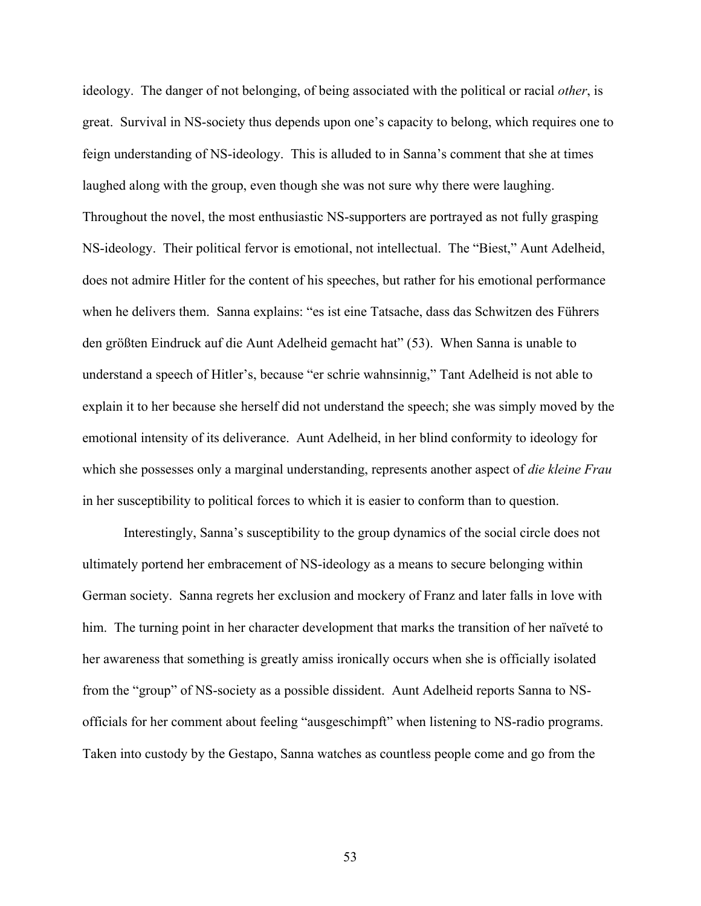ideology. The danger of not belonging, of being associated with the political or racial *other*, is great. Survival in NS-society thus depends upon one's capacity to belong, which requires one to feign understanding of NS-ideology. This is alluded to in Sanna's comment that she at times laughed along with the group, even though she was not sure why there were laughing. Throughout the novel, the most enthusiastic NS-supporters are portrayed as not fully grasping NS-ideology. Their political fervor is emotional, not intellectual. The "Biest," Aunt Adelheid, does not admire Hitler for the content of his speeches, but rather for his emotional performance when he delivers them. Sanna explains: "es ist eine Tatsache, dass das Schwitzen des Führers den größten Eindruck auf die Aunt Adelheid gemacht hat" (53). When Sanna is unable to understand a speech of Hitler's, because "er schrie wahnsinnig," Tant Adelheid is not able to explain it to her because she herself did not understand the speech; she was simply moved by the emotional intensity of its deliverance. Aunt Adelheid, in her blind conformity to ideology for which she possesses only a marginal understanding, represents another aspect of *die kleine Frau* in her susceptibility to political forces to which it is easier to conform than to question.

Interestingly, Sanna's susceptibility to the group dynamics of the social circle does not ultimately portend her embracement of NS-ideology as a means to secure belonging within German society. Sanna regrets her exclusion and mockery of Franz and later falls in love with him. The turning point in her character development that marks the transition of her naïveté to her awareness that something is greatly amiss ironically occurs when she is officially isolated from the "group" of NS-society as a possible dissident. Aunt Adelheid reports Sanna to NS-officials for her comment about feeling "ausgeschimpft" when listening to NS-radio programs. Taken into custody by the Gestapo, Sanna watches as countless people come and go from the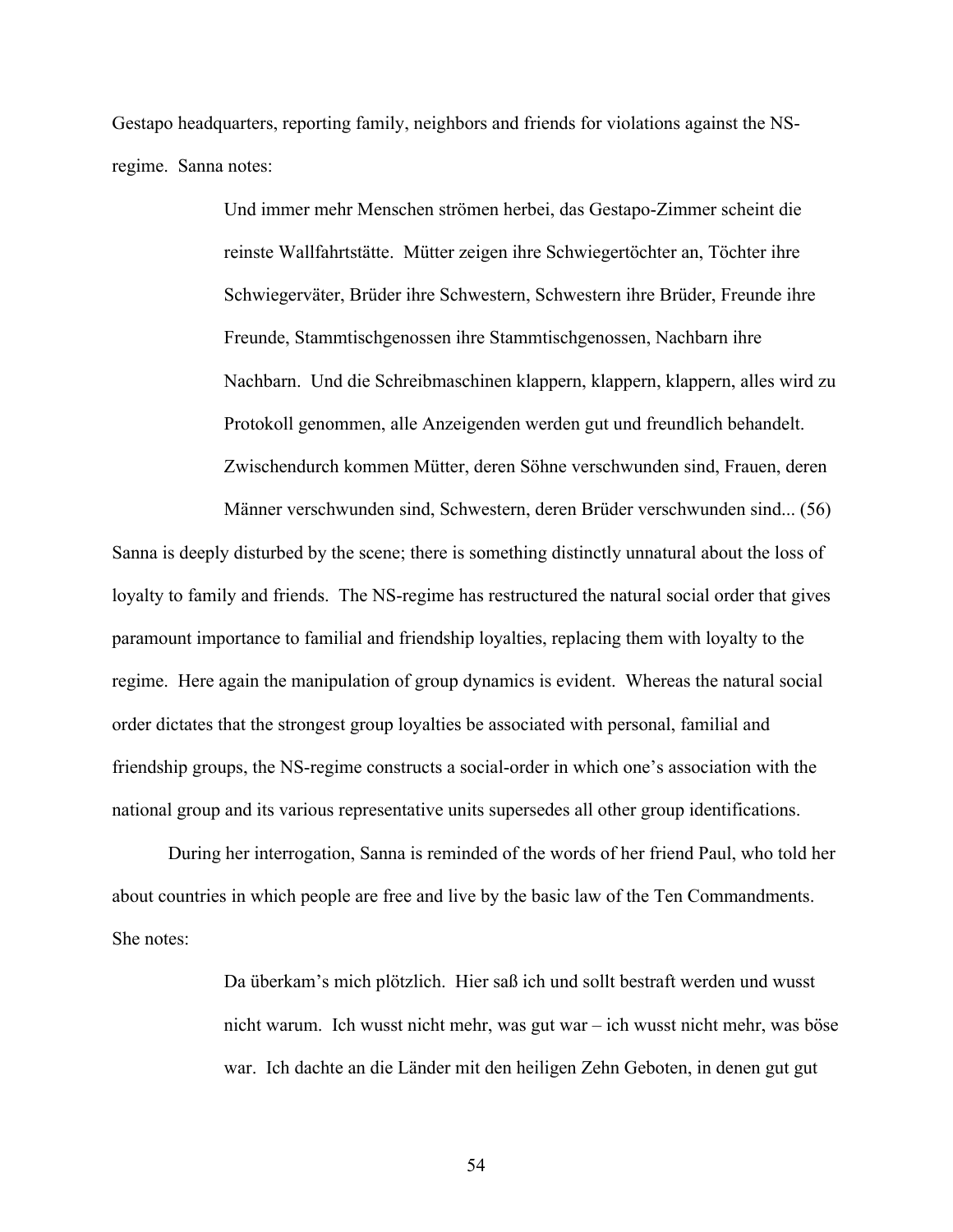Gestapo headquarters, reporting family, neighbors and friends for violations against the NS-regime. Sanna notes:

> Und immer mehr Menschen strömen herbei, das Gestapo-Zimmer scheint die reinste Wallfahrtstätte. Mütter zeigen ihre Schwiegertöchter an, Töchter ihre Schwiegerväter, Brüder ihre Schwestern, Schwestern ihre Brüder, Freunde ihre Freunde, Stammtischgenossen ihre Stammtischgenossen, Nachbarn ihre Nachbarn. Und die Schreibmaschinen klappern, klappern, klappern, alles wird zu Protokoll genommen, alle Anzeigenden werden gut und freundlich behandelt. Zwischendurch kommen Mütter, deren Söhne verschwunden sind, Frauen, deren Männer verschwunden sind, Schwestern, deren Brüder verschwunden sind... (56)

Sanna is deeply disturbed by the scene; there is something distinctly unnatural about the loss of loyalty to family and friends. The NS-regime has restructured the natural social order that gives paramount importance to familial and friendship loyalties, replacing them with loyalty to the regime. Here again the manipulation of group dynamics is evident. Whereas the natural social order dictates that the strongest group loyalties be associated with personal, familial and friendship groups, the NS-regime constructs a social-order in which one's association with the national group and its various representative units supersedes all other group identifications.

During her interrogation, Sanna is reminded of the words of her friend Paul, who told her about countries in which people are free and live by the basic law of the Ten Commandments. She notes:

> Da überkam's mich plötzlich. Hier saß ich und sollt bestraft werden und wusst nicht warum. Ich wusst nicht mehr, was gut war – ich wusst nicht mehr, was böse war. Ich dachte an die Länder mit den heiligen Zehn Geboten, in denen gut gut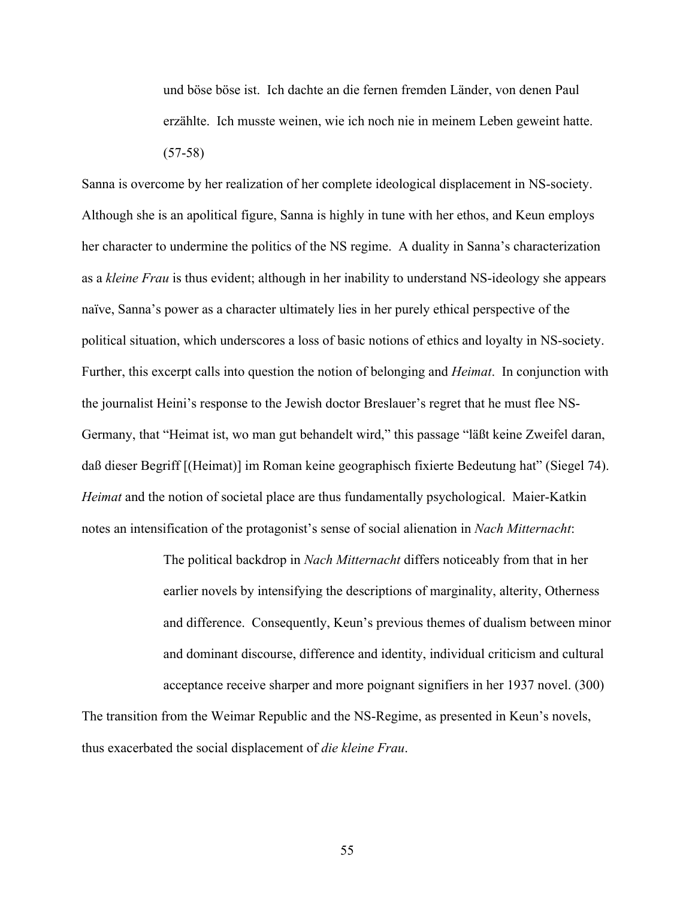> und böse böse ist. Ich dachte an die fernen fremden Länder, von denen Paul erzählte. Ich musste weinen, wie ich noch nie in meinem Leben geweint hatte. (57-58)

Sanna is overcome by her realization of her complete ideological displacement in NS-society. Although she is an apolitical figure, Sanna is highly in tune with her ethos, and Keun employs her character to undermine the politics of the NS regime. A duality in Sanna's characterization as a *kleine Frau* is thus evident; although in her inability to understand NS-ideology she appears naïve, Sanna's power as a character ultimately lies in her purely ethical perspective of the political situation, which underscores a loss of basic notions of ethics and loyalty in NS-society. Further, this excerpt calls into question the notion of belonging and *Heimat*. In conjunction with the journalist Heini's response to the Jewish doctor Breslauer's regret that he must flee NS-Germany, that "Heimat ist, wo man gut behandelt wird," this passage "läßt keine Zweifel daran, daß dieser Begriff [(Heimat)] im Roman keine geographisch fixierte Bedeutung hat" (Siegel 74). *Heimat* and the notion of societal place are thus fundamentally psychological. Maier-Katkin notes an intensification of the protagonist's sense of social alienation in *Nach Mitternacht*:

> The political backdrop in *Nach Mitternacht* differs noticeably from that in her earlier novels by intensifying the descriptions of marginality, alterity, Otherness and difference. Consequently, Keun's previous themes of dualism between minor and dominant discourse, difference and identity, individual criticism and cultural acceptance receive sharper and more poignant signifiers in her 1937 novel. (300)

The transition from the Weimar Republic and the NS-Regime, as presented in Keun's novels, thus exacerbated the social displacement of *die kleine Frau*.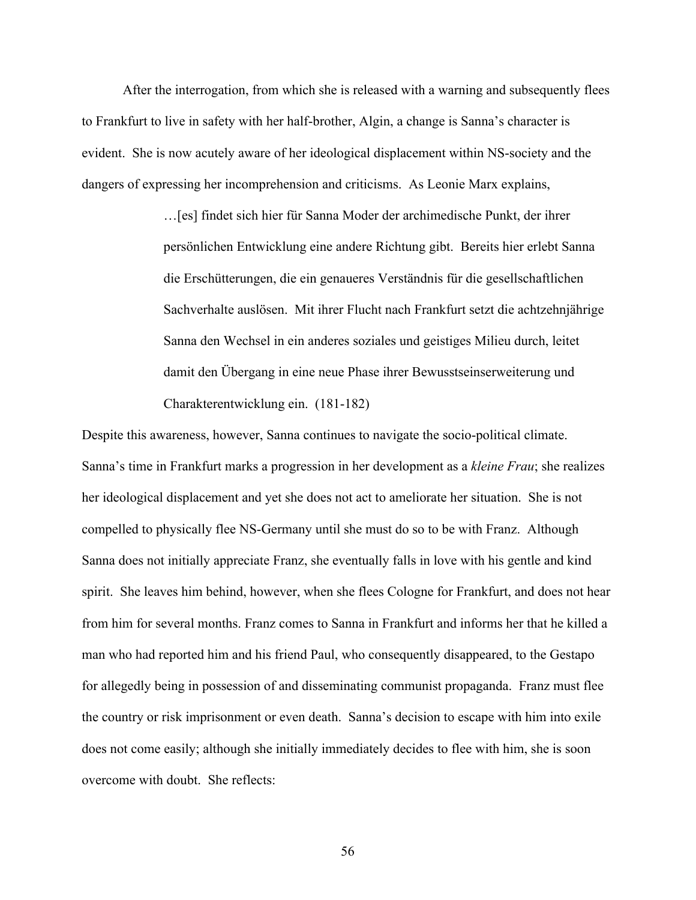After the interrogation, from which she is released with a warning and subsequently flees to Frankfurt to live in safety with her half-brother, Algin, a change is Sanna's character is evident. She is now acutely aware of her ideological displacement within NS-society and the dangers of expressing her incomprehension and criticisms. As Leonie Marx explains,

> …[es] findet sich hier für Sanna Moder der archimedische Punkt, der ihrer persönlichen Entwicklung eine andere Richtung gibt. Bereits hier erlebt Sanna die Erschütterungen, die ein genaueres Verständnis für die gesellschaftlichen Sachverhalte auslösen. Mit ihrer Flucht nach Frankfurt setzt die achtzehnjährige Sanna den Wechsel in ein anderes soziales und geistiges Milieu durch, leitet damit den Übergang in eine neue Phase ihrer Bewusstseinserweiterung und Charakterentwicklung ein. (181-182)

Despite this awareness, however, Sanna continues to navigate the socio-political climate. Sanna's time in Frankfurt marks a progression in her development as a *kleine Frau*; she realizes her ideological displacement and yet she does not act to ameliorate her situation. She is not compelled to physically flee NS-Germany until she must do so to be with Franz. Although Sanna does not initially appreciate Franz, she eventually falls in love with his gentle and kind spirit. She leaves him behind, however, when she flees Cologne for Frankfurt, and does not hear from him for several months. Franz comes to Sanna in Frankfurt and informs her that he killed a man who had reported him and his friend Paul, who consequently disappeared, to the Gestapo for allegedly being in possession of and disseminating communist propaganda. Franz must flee the country or risk imprisonment or even death. Sanna's decision to escape with him into exile does not come easily; although she initially immediately decides to flee with him, she is soon overcome with doubt. She reflects: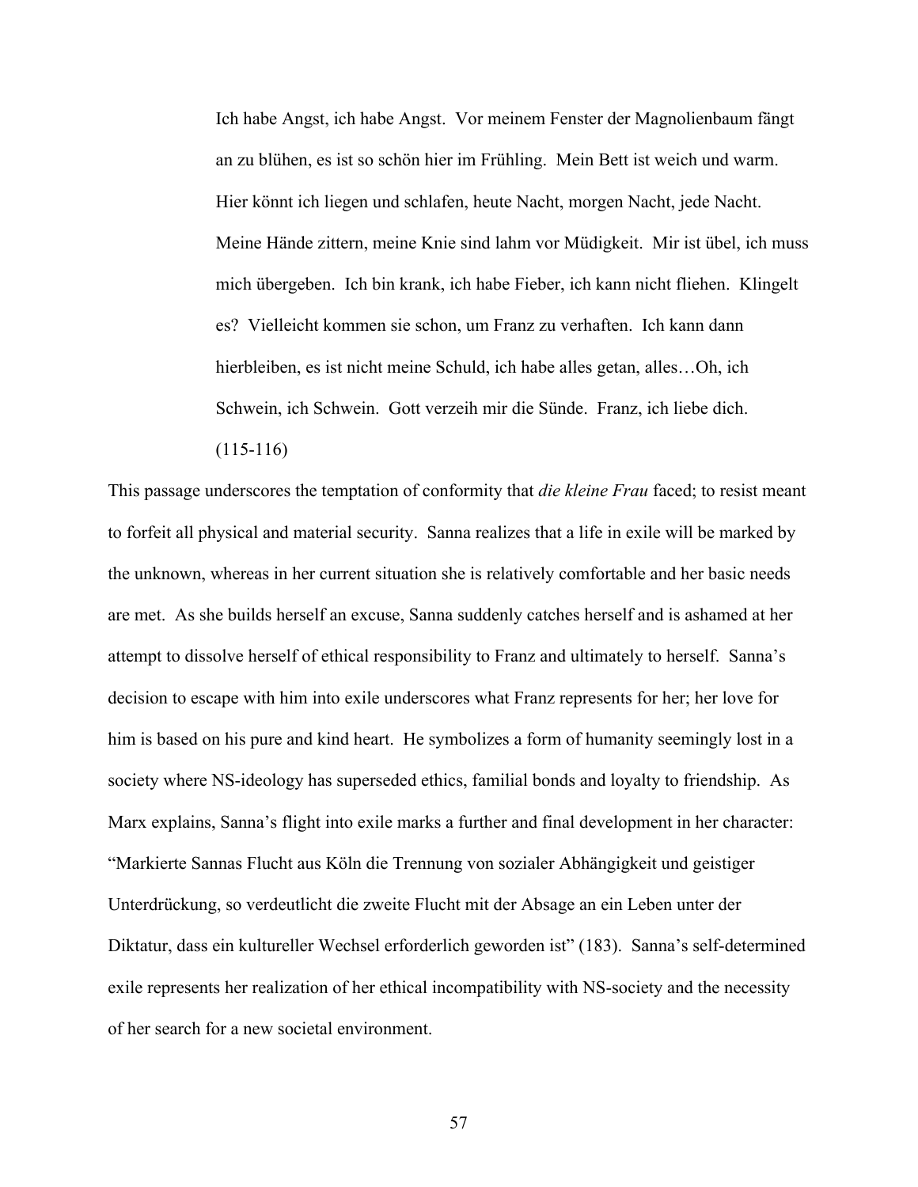> Ich habe Angst, ich habe Angst. Vor meinem Fenster der Magnolienbaum fängt an zu blühen, es ist so schön hier im Frühling. Mein Bett ist weich und warm. Hier könnt ich liegen und schlafen, heute Nacht, morgen Nacht, jede Nacht. Meine Hände zittern, meine Knie sind lahm vor Müdigkeit. Mir ist übel, ich muss mich übergeben. Ich bin krank, ich habe Fieber, ich kann nicht fliehen. Klingelt es? Vielleicht kommen sie schon, um Franz zu verhaften. Ich kann dann hierbleiben, es ist nicht meine Schuld, ich habe alles getan, alles…Oh, ich Schwein, ich Schwein. Gott verzeih mir die Sünde. Franz, ich liebe dich. (115-116)

This passage underscores the temptation of conformity that *die kleine Frau* faced; to resist meant to forfeit all physical and material security. Sanna realizes that a life in exile will be marked by the unknown, whereas in her current situation she is relatively comfortable and her basic needs are met. As she builds herself an excuse, Sanna suddenly catches herself and is ashamed at her attempt to dissolve herself of ethical responsibility to Franz and ultimately to herself. Sanna's decision to escape with him into exile underscores what Franz represents for her; her love for him is based on his pure and kind heart. He symbolizes a form of humanity seemingly lost in a society where NS-ideology has superseded ethics, familial bonds and loyalty to friendship. As Marx explains, Sanna's flight into exile marks a further and final development in her character: "Markierte Sannas Flucht aus Köln die Trennung von sozialer Abhängigkeit und geistiger Unterdrückung, so verdeutlicht die zweite Flucht mit der Absage an ein Leben unter der Diktatur, dass ein kultureller Wechsel erforderlich geworden ist" (183). Sanna's self-determined exile represents her realization of her ethical incompatibility with NS-society and the necessity of her search for a new societal environment.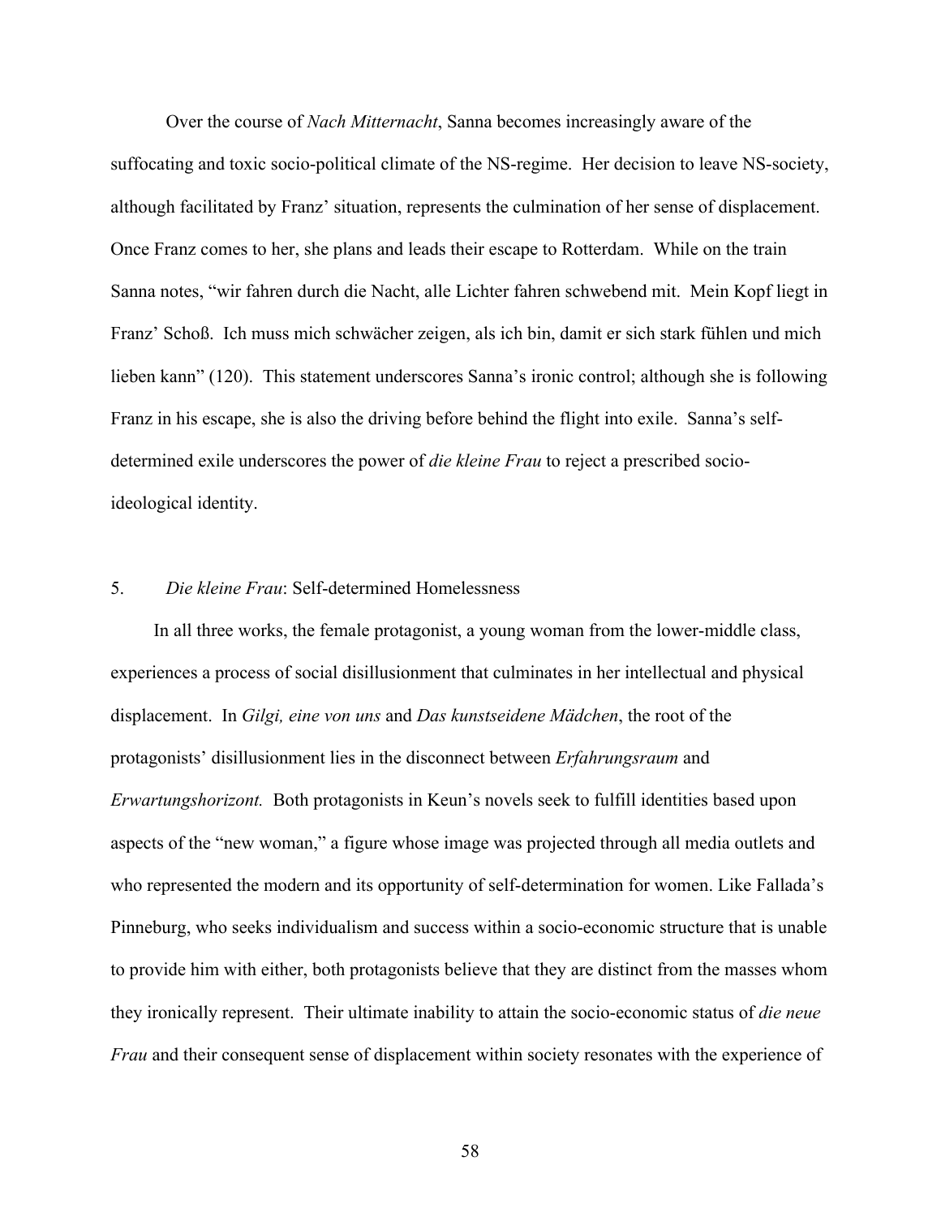Over the course of *Nach Mitternacht*, Sanna becomes increasingly aware of the suffocating and toxic socio-political climate of the NS-regime. Her decision to leave NS-society, although facilitated by Franz' situation, represents the culmination of her sense of displacement. Once Franz comes to her, she plans and leads their escape to Rotterdam. While on the train Sanna notes, "wir fahren durch die Nacht, alle Lichter fahren schwebend mit. Mein Kopf liegt in Franz' Schoß. Ich muss mich schwächer zeigen, als ich bin, damit er sich stark fühlen und mich lieben kann" (120). This statement underscores Sanna's ironic control; although she is following Franz in his escape, she is also the driving before behind the flight into exile. Sanna's self-determined exile underscores the power of *die kleine Frau* to reject a prescribed socio-ideological identity.

## 5. *Die kleine Frau*: Self-determined Homelessness

In all three works, the female protagonist, a young woman from the lower-middle class, experiences a process of social disillusionment that culminates in her intellectual and physical displacement. In *Gilgi, eine von uns* and *Das kunstseidene Mädchen*, the root of the protagonists' disillusionment lies in the disconnect between *Erfahrungsraum* and *Erwartungshorizont.* Both protagonists in Keun's novels seek to fulfill identities based upon aspects of the "new woman," a figure whose image was projected through all media outlets and who represented the modern and its opportunity of self-determination for women. Like Fallada's Pinneburg, who seeks individualism and success within a socio-economic structure that is unable to provide him with either, both protagonists believe that they are distinct from the masses whom they ironically represent. Their ultimate inability to attain the socio-economic status of *die neue Frau* and their consequent sense of displacement within society resonates with the experience of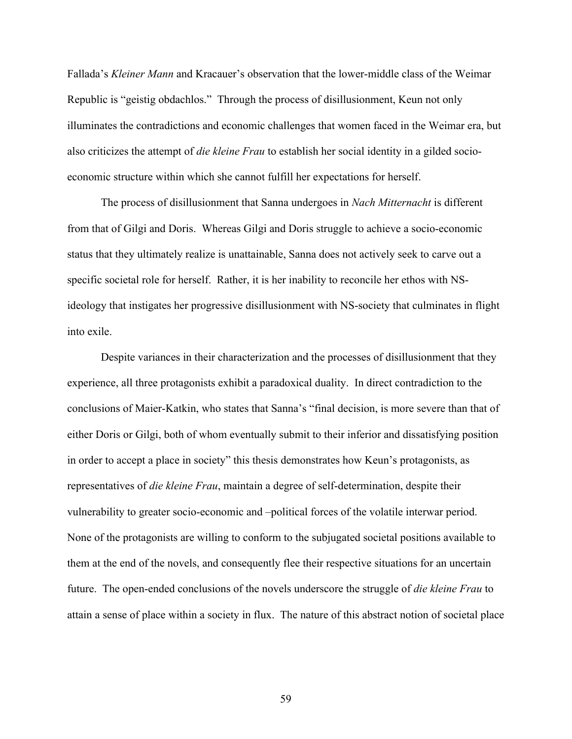Fallada's *Kleiner Mann* and Kracauer's observation that the lower-middle class of the Weimar Republic is "geistig obdachlos." Through the process of disillusionment, Keun not only illuminates the contradictions and economic challenges that women faced in the Weimar era, but also criticizes the attempt of *die kleine Frau* to establish her social identity in a gilded socio-economic structure within which she cannot fulfill her expectations for herself.

The process of disillusionment that Sanna undergoes in *Nach Mitternacht* is different from that of Gilgi and Doris. Whereas Gilgi and Doris struggle to achieve a socio-economic status that they ultimately realize is unattainable, Sanna does not actively seek to carve out a specific societal role for herself. Rather, it is her inability to reconcile her ethos with NS-ideology that instigates her progressive disillusionment with NS-society that culminates in flight into exile.

Despite variances in their characterization and the processes of disillusionment that they experience, all three protagonists exhibit a paradoxical duality. In direct contradiction to the conclusions of Maier-Katkin, who states that Sanna's "final decision, is more severe than that of either Doris or Gilgi, both of whom eventually submit to their inferior and dissatisfying position in order to accept a place in society" this thesis demonstrates how Keun's protagonists, as representatives of *die kleine Frau*, maintain a degree of self-determination, despite their vulnerability to greater socio-economic and –political forces of the volatile interwar period. None of the protagonists are willing to conform to the subjugated societal positions available to them at the end of the novels, and consequently flee their respective situations for an uncertain future. The open-ended conclusions of the novels underscore the struggle of *die kleine Frau* to attain a sense of place within a society in flux. The nature of this abstract notion of societal place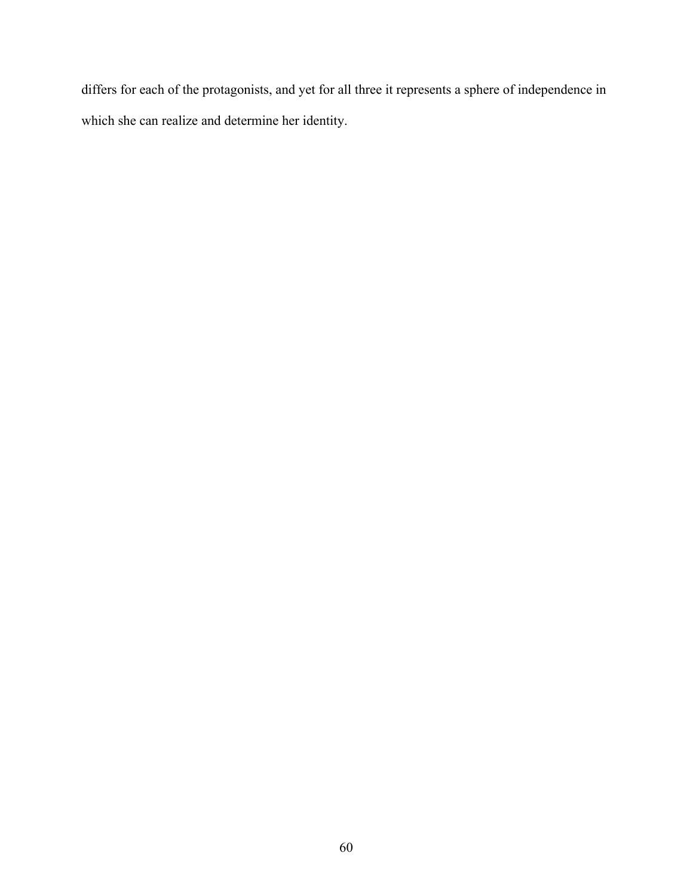differs for each of the protagonists, and yet for all three it represents a sphere of independence in which she can realize and determine her identity.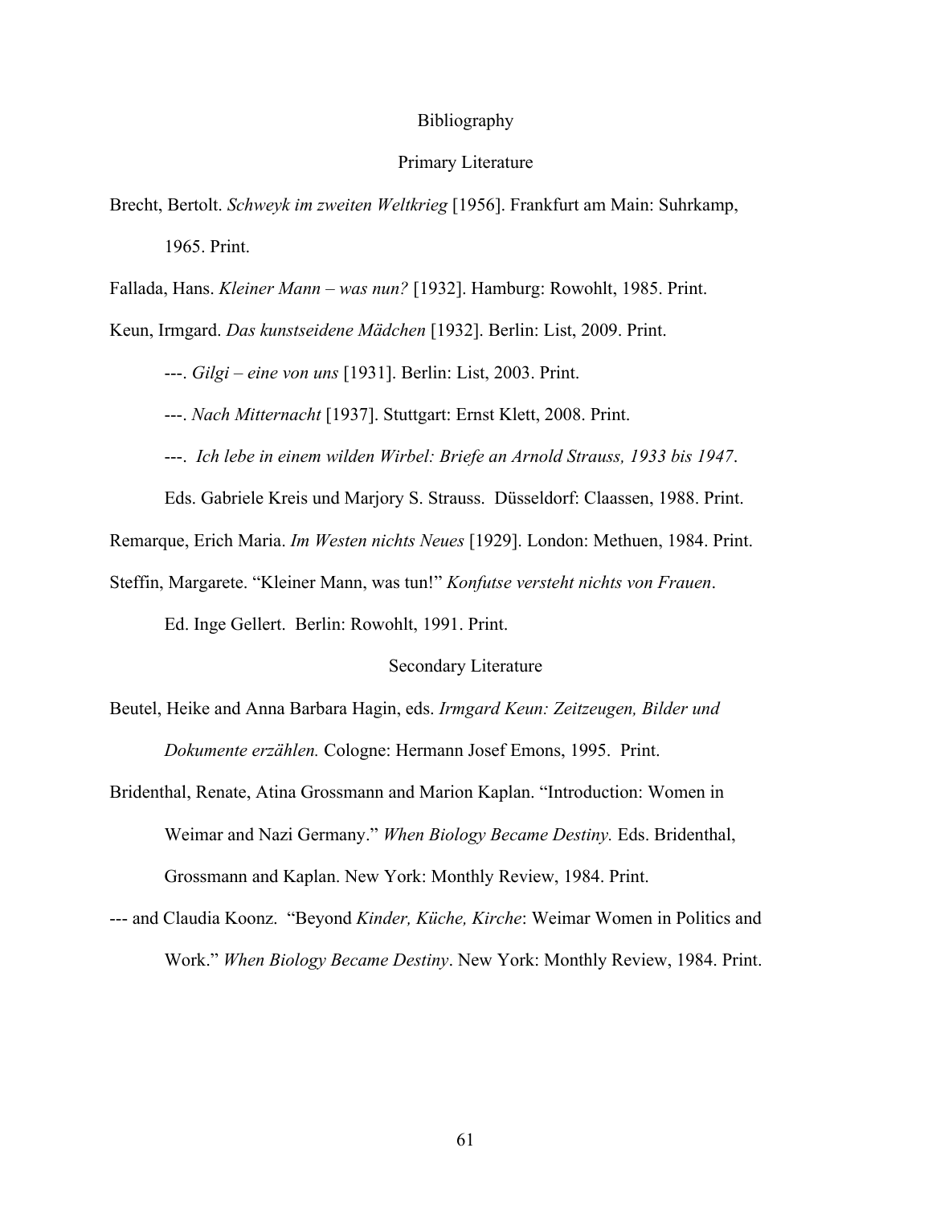# Bibliography

## Primary Literature

Brecht, Bertolt. *Schweyk im zweiten Weltkrieg* [1956]. Frankfurt am Main: Suhrkamp, 1965. Print.

Fallada, Hans. *Kleiner Mann – was nun?* [1932]. Hamburg: Rowohlt, 1985. Print.

Keun, Irmgard. *Das kunstseidene Mädchen* [1932]. Berlin: List, 2009. Print.

---. *Gilgi – eine von uns* [1931]. Berlin: List, 2003. Print.

---. *Nach Mitternacht* [1937]. Stuttgart: Ernst Klett, 2008. Print.

---. *Ich lebe in einem wilden Wirbel: Briefe an Arnold Strauss, 1933 bis 1947*. Eds. Gabriele Kreis und Marjory S. Strauss. Düsseldorf: Claassen, 1988. Print.

Remarque, Erich Maria. *Im Westen nichts Neues* [1929]. London: Methuen, 1984. Print.

Steffin, Margarete. "Kleiner Mann, was tun!" *Konfutse versteht nichts von Frauen*. Ed. Inge Gellert. Berlin: Rowohlt, 1991. Print.

## Secondary Literature

Beutel, Heike and Anna Barbara Hagin, eds. *Irmgard Keun: Zeitzeugen, Bilder und Dokumente erzählen.* Cologne: Hermann Josef Emons, 1995. Print.

Bridenthal, Renate, Atina Grossmann and Marion Kaplan. "Introduction: Women in Weimar and Nazi Germany." *When Biology Became Destiny.* Eds. Bridenthal, Grossmann and Kaplan. New York: Monthly Review, 1984. Print.

--- and Claudia Koonz. "Beyond *Kinder, Küche, Kirche*: Weimar Women in Politics and Work." *When Biology Became Destiny*. New York: Monthly Review, 1984. Print.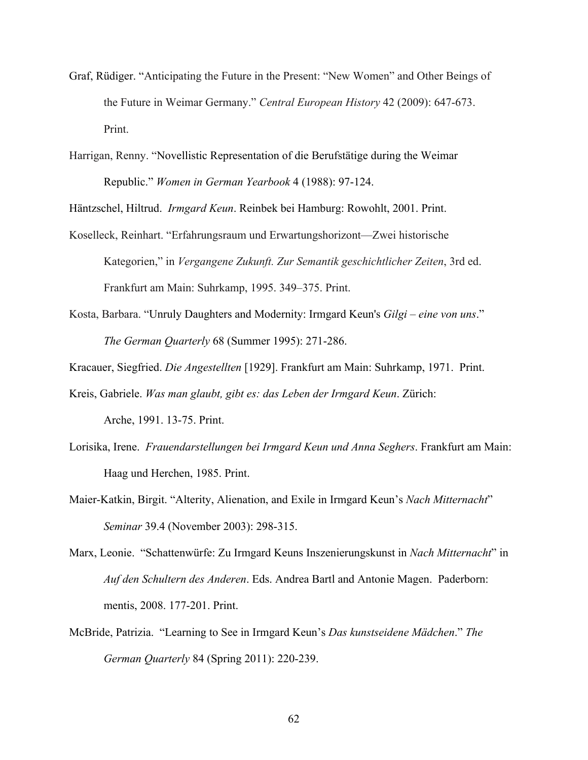Graf, Rüdiger. “Anticipating the Future in the Present: “New Women” and Other Beings of the Future in Weimar Germany.” *Central European History* 42 (2009): 647-673. Print.

Harrigan, Renny. “Novellistic Representation of die Berufstätige during the Weimar Republic.” *Women in German Yearbook* 4 (1988): 97-124.

Häntzschel, Hiltrud. *Irmgard Keun*. Reinbek bei Hamburg: Rowohlt, 2001. Print.

Koselleck, Reinhart. “Erfahrungsraum und Erwartungshorizont—Zwei historische Kategorien,” in *Vergangene Zukunft. Zur Semantik geschichtlicher Zeiten*, 3rd ed. Frankfurt am Main: Suhrkamp, 1995. 349–375. Print.

Kosta, Barbara. “Unruly Daughters and Modernity: Irmgard Keun's *Gilgi – eine von uns*.” *The German Quarterly* 68 (Summer 1995): 271-286.

Kracauer, Siegfried. *Die Angestellten* [1929]. Frankfurt am Main: Suhrkamp, 1971. Print.

Kreis, Gabriele. *Was man glaubt, gibt es: das Leben der Irmgard Keun*. Zürich: Arche, 1991. 13-75. Print.

Lorisika, Irene. *Frauendarstellungen bei Irmgard Keun und Anna Seghers*. Frankfurt am Main: Haag und Herchen, 1985. Print.

Maier-Katkin, Birgit. “Alterity, Alienation, and Exile in Irmgard Keun’s *Nach Mitternacht*” *Seminar* 39.4 (November 2003): 298-315.

Marx, Leonie. “Schattenwürfe: Zu Irmgard Keuns Inszenierungskunst in *Nach Mitternacht*” in *Auf den Schultern des Anderen*. Eds. Andrea Bartl and Antonie Magen. Paderborn: mentis, 2008. 177-201. Print.

McBride, Patrizia. “Learning to See in Irmgard Keun’s *Das kunstseidene Mädchen*.” *The German Quarterly* 84 (Spring 2011): 220-239.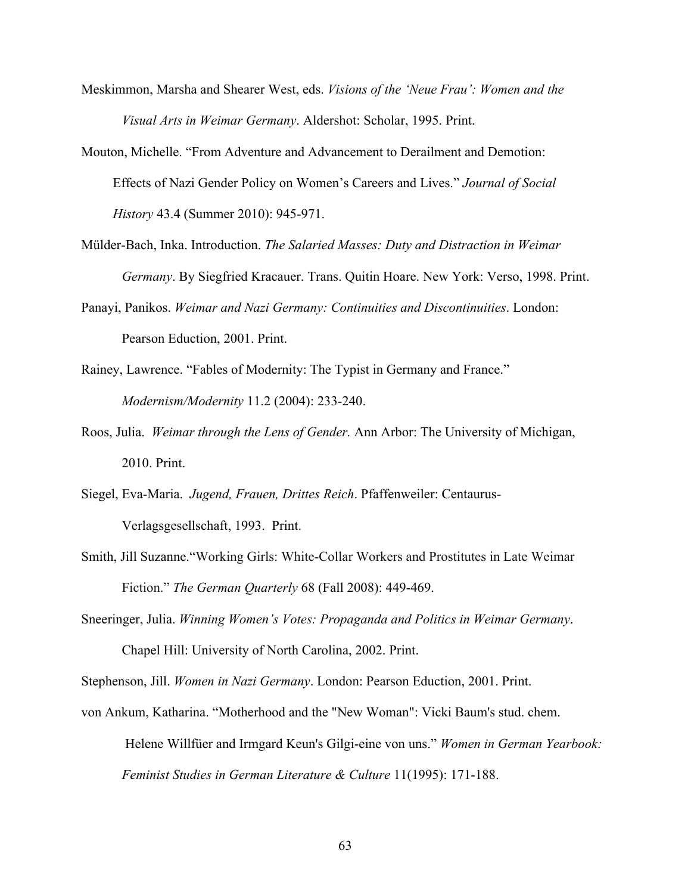Meskimmon, Marsha and Shearer West, eds. *Visions of the 'Neue Frau': Women and the Visual Arts in Weimar Germany*. Aldershot: Scholar, 1995. Print.

Mouton, Michelle. "From Adventure and Advancement to Derailment and Demotion: Effects of Nazi Gender Policy on Women's Careers and Lives." *Journal of Social History* 43.4 (Summer 2010): 945-971.

Mülder-Bach, Inka. Introduction. *The Salaried Masses: Duty and Distraction in Weimar Germany*. By Siegfried Kracauer. Trans. Quitin Hoare. New York: Verso, 1998. Print.

Panayi, Panikos. *Weimar and Nazi Germany: Continuities and Discontinuities*. London: Pearson Eduction, 2001. Print.

Rainey, Lawrence. "Fables of Modernity: The Typist in Germany and France." *Modernism/Modernity* 11.2 (2004): 233-240.

Roos, Julia. *Weimar through the Lens of Gender.* Ann Arbor: The University of Michigan, 2010. Print.

Siegel, Eva-Maria. *Jugend, Frauen, Drittes Reich*. Pfaffenweiler: Centaurus-Verlagsgesellschaft, 1993. Print.

Smith, Jill Suzanne."Working Girls: White-Collar Workers and Prostitutes in Late Weimar Fiction." *The German Quarterly* 68 (Fall 2008): 449-469.

Sneeringer, Julia. *Winning Women's Votes: Propaganda and Politics in Weimar Germany*. Chapel Hill: University of North Carolina, 2002. Print.

Stephenson, Jill. *Women in Nazi Germany*. London: Pearson Eduction, 2001. Print.

von Ankum, Katharina. "Motherhood and the "New Woman": Vicki Baum's stud. chem. Helene Willfüer and Irmgard Keun's Gilgi-eine von uns." *Women in German Yearbook: Feminist Studies in German Literature & Culture* 11(1995): 171-188.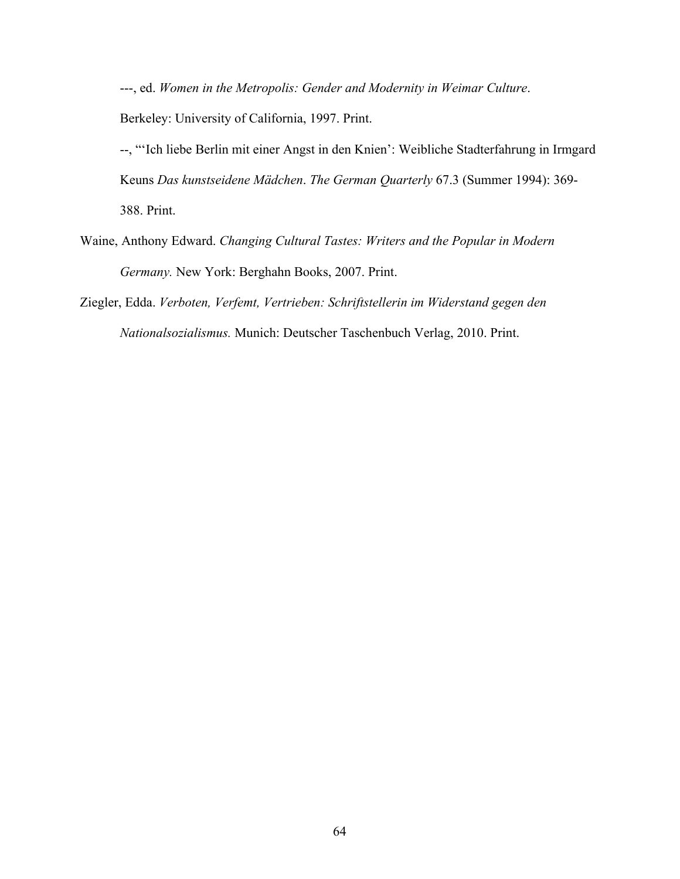---, ed. *Women in the Metropolis: Gender and Modernity in Weimar Culture*. Berkeley: University of California, 1997. Print.

--, "'Ich liebe Berlin mit einer Angst in den Knien': Weibliche Stadterfahrung in Irmgard Keuns *Das kunstseidene Mädchen*. *The German Quarterly* 67.3 (Summer 1994): 369-388. Print.

Waine, Anthony Edward. *Changing Cultural Tastes: Writers and the Popular in Modern Germany.* New York: Berghahn Books, 2007. Print.

Ziegler, Edda. *Verboten, Verfemt, Vertrieben: Schriftstellerin im Widerstand gegen den Nationalsozialismus.* Munich: Deutscher Taschenbuch Verlag, 2010. Print.